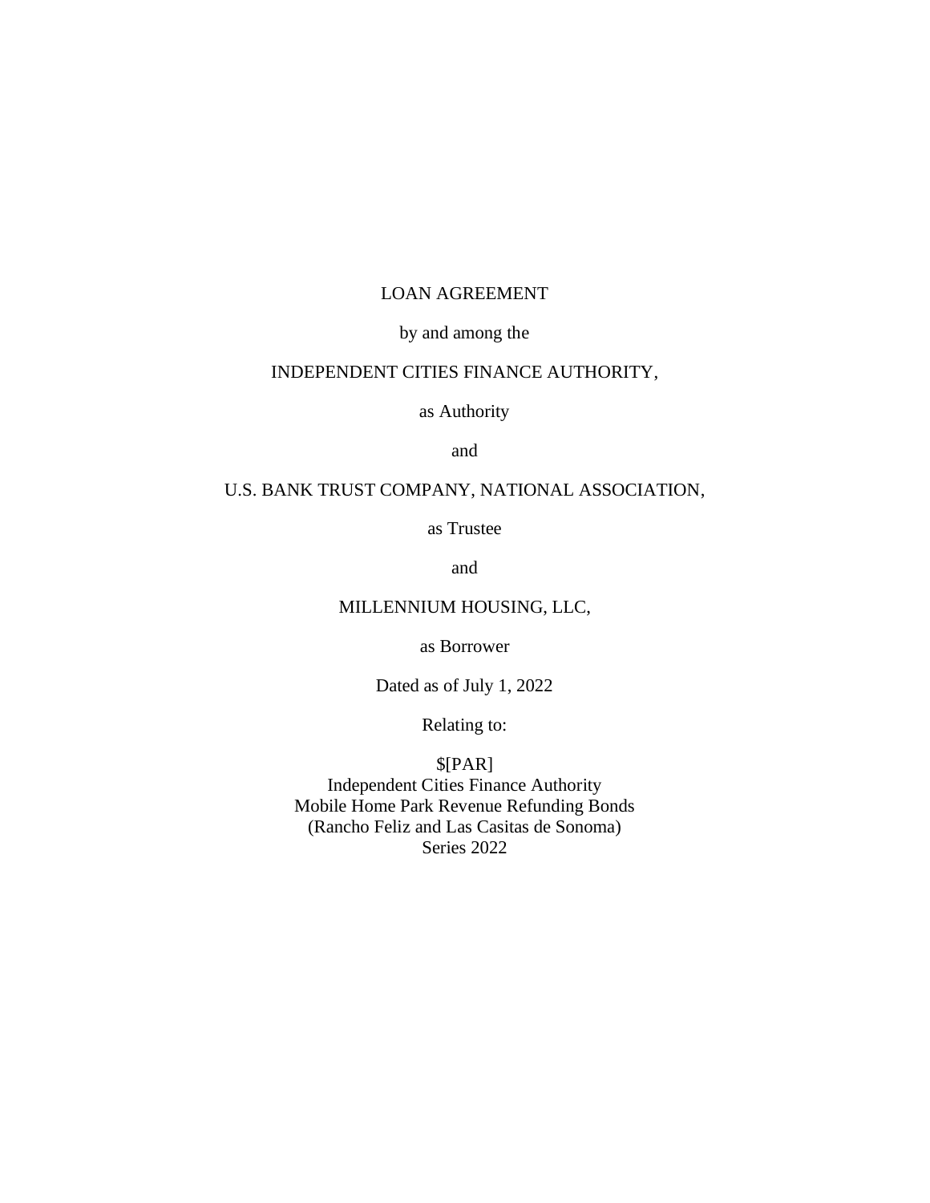# LOAN AGREEMENT

by and among the

INDEPENDENT CITIES FINANCE AUTHORITY,

as Authority

and

U.S. BANK TRUST COMPANY, NATIONAL ASSOCIATION,

as Trustee

and

MILLENNIUM HOUSING, LLC,

as Borrower

Dated as of July 1, 2022

Relating to:

$[PAR]
Independent Cities Finance Authority
Mobile Home Park Revenue Refunding Bonds
(Rancho Feliz and Las Casitas de Sonoma)
Series 2022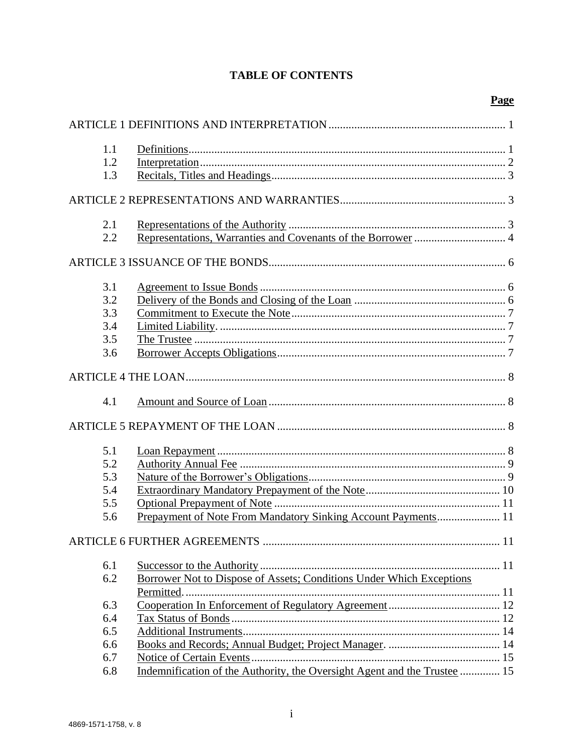# TABLE OF CONTENTS

| | | Page |
|---|---|---|
| ARTICLE 1 DEFINITIONS AND INTERPRETATION | | 1 |
| 1.1 | Definitions | 1 |
| 1.2 | Interpretation | 2 |
| 1.3 | Recitals, Titles and Headings | 3 |
| ARTICLE 2 REPRESENTATIONS AND WARRANTIES | | 3 |
| 2.1 | Representations of the Authority | 3 |
| 2.2 | Representations, Warranties and Covenants of the Borrower | 4 |
| ARTICLE 3 ISSUANCE OF THE BONDS | | 6 |
| 3.1 | Agreement to Issue Bonds | 6 |
| 3.2 | Delivery of the Bonds and Closing of the Loan | 6 |
| 3.3 | Commitment to Execute the Note | 7 |
| 3.4 | Limited Liability. | 7 |
| 3.5 | The Trustee | 7 |
| 3.6 | Borrower Accepts Obligations | 7 |
| ARTICLE 4 THE LOAN | | 8 |
| 4.1 | Amount and Source of Loan | 8 |
| ARTICLE 5 REPAYMENT OF THE LOAN | | 8 |
| 5.1 | Loan Repayment | 8 |
| 5.2 | Authority Annual Fee | 9 |
| 5.3 | Nature of the Borrower's Obligations | 9 |
| 5.4 | Extraordinary Mandatory Prepayment of the Note | 10 |
| 5.5 | Optional Prepayment of Note | 11 |
| 5.6 | Prepayment of Note From Mandatory Sinking Account Payments | 11 |
| ARTICLE 6 FURTHER AGREEMENTS | | 11 |
| 6.1 | Successor to the Authority | 11 |
| 6.2 | Borrower Not to Dispose of Assets; Conditions Under Which Exceptions Permitted. | 11 |
| 6.3 | Cooperation In Enforcement of Regulatory Agreement | 12 |
| 6.4 | Tax Status of Bonds | 12 |
| 6.5 | Additional Instruments | 14 |
| 6.6 | Books and Records; Annual Budget; Project Manager. | 14 |
| 6.7 | Notice of Certain Events | 15 |
| 6.8 | Indemnification of the Authority, the Oversight Agent and the Trustee | 15 |

4869-1571-1758, v. 8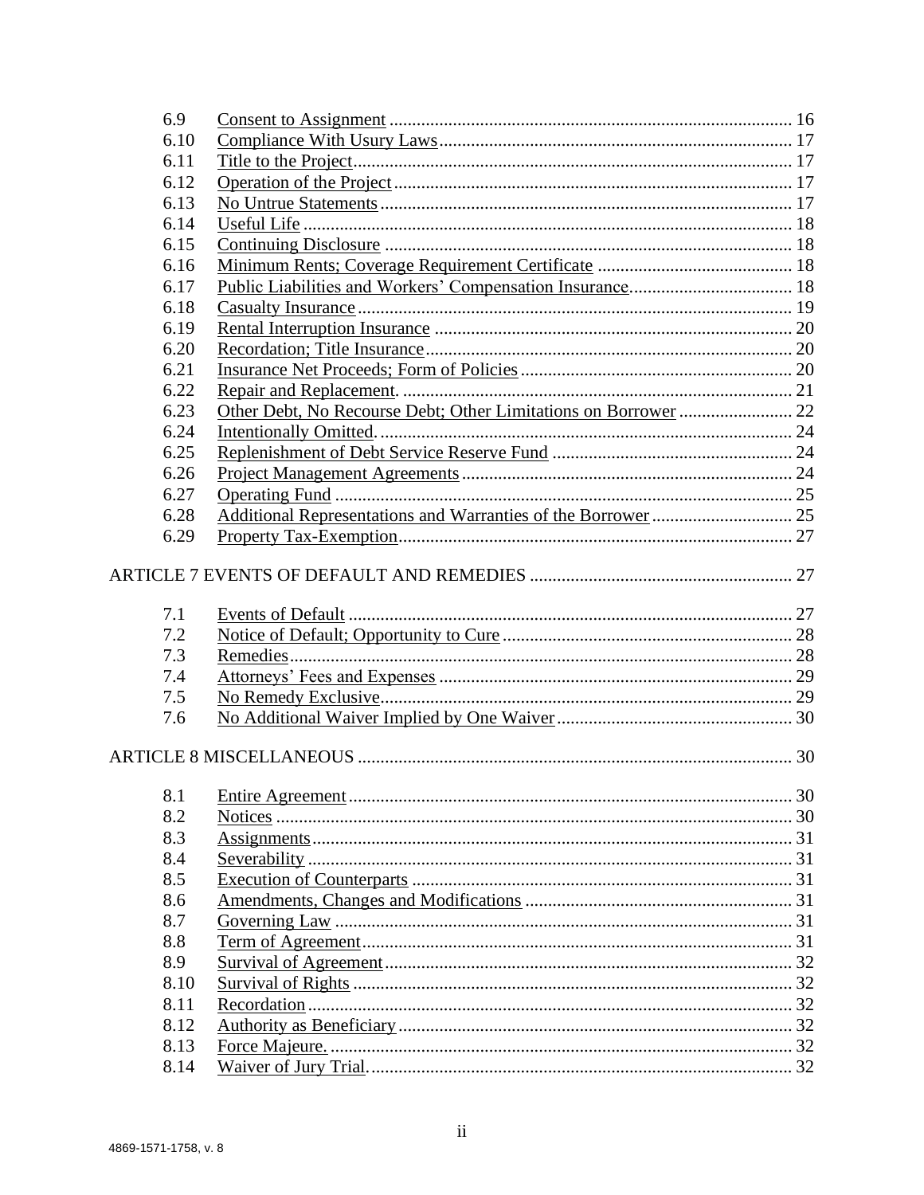| | | |
|---|---|---|
| 6.9 | Consent to Assignment | 16 |
| 6.10 | Compliance With Usury Laws | 17 |
| 6.11 | Title to the Project | 17 |
| 6.12 | Operation of the Project | 17 |
| 6.13 | No Untrue Statements | 17 |
| 6.14 | Useful Life | 18 |
| 6.15 | Continuing Disclosure | 18 |
| 6.16 | Minimum Rents; Coverage Requirement Certificate | 18 |
| 6.17 | Public Liabilities and Workers' Compensation Insurance | 18 |
| 6.18 | Casualty Insurance | 19 |
| 6.19 | Rental Interruption Insurance | 20 |
| 6.20 | Recordation; Title Insurance | 20 |
| 6.21 | Insurance Net Proceeds; Form of Policies | 20 |
| 6.22 | Repair and Replacement. | 21 |
| 6.23 | Other Debt, No Recourse Debt; Other Limitations on Borrower | 22 |
| 6.24 | Intentionally Omitted. | 24 |
| 6.25 | Replenishment of Debt Service Reserve Fund | 24 |
| 6.26 | Project Management Agreements | 24 |
| 6.27 | Operating Fund | 25 |
| 6.28 | Additional Representations and Warranties of the Borrower | 25 |
| 6.29 | Property Tax-Exemption | 27 |

ARTICLE 7 EVENTS OF DEFAULT AND REMEDIES ........ 27

| | | |
|---|---|---|
| 7.1 | Events of Default | 27 |
| 7.2 | Notice of Default; Opportunity to Cure | 28 |
| 7.3 | Remedies | 28 |
| 7.4 | Attorneys' Fees and Expenses | 29 |
| 7.5 | No Remedy Exclusive | 29 |
| 7.6 | No Additional Waiver Implied by One Waiver | 30 |

ARTICLE 8 MISCELLANEOUS ........ 30

| | | |
|---|---|---|
| 8.1 | Entire Agreement | 30 |
| 8.2 | Notices | 30 |
| 8.3 | Assignments | 31 |
| 8.4 | Severability | 31 |
| 8.5 | Execution of Counterparts | 31 |
| 8.6 | Amendments, Changes and Modifications | 31 |
| 8.7 | Governing Law | 31 |
| 8.8 | Term of Agreement | 31 |
| 8.9 | Survival of Agreement | 32 |
| 8.10 | Survival of Rights | 32 |
| 8.11 | Recordation | 32 |
| 8.12 | Authority as Beneficiary | 32 |
| 8.13 | Force Majeure. | 32 |
| 8.14 | Waiver of Jury Trial. | 32 |

4869-1571-1758, v. 8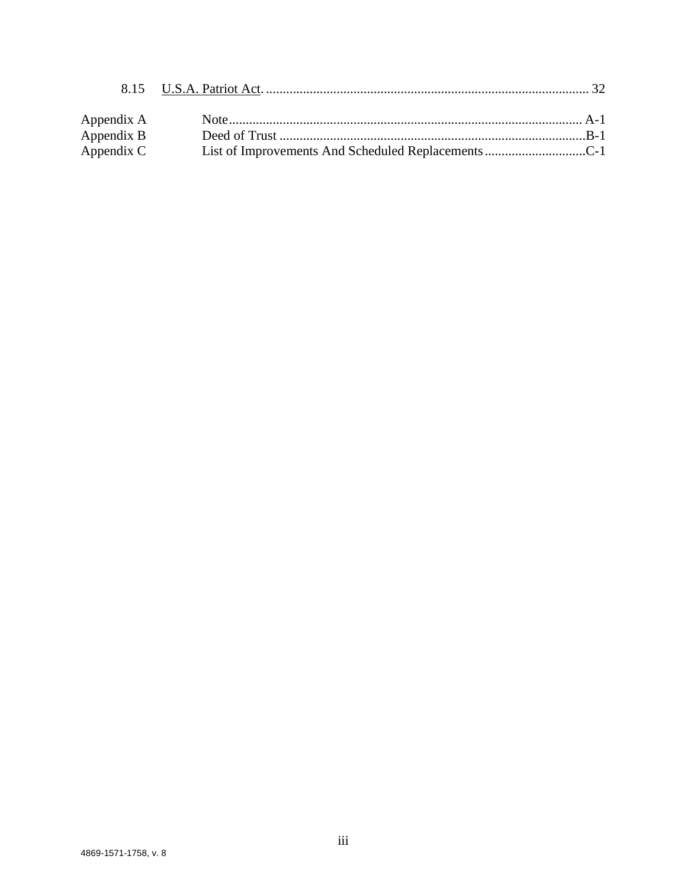8.15 U.S.A. Patriot Act. ............................................................................................... 32

Appendix A Note........................................................................................................ A-1
Appendix B Deed of Trust ..........................................................................................B-1
Appendix C List of Improvements And Scheduled Replacements.............................C-1

4869-1571-1758, v. 8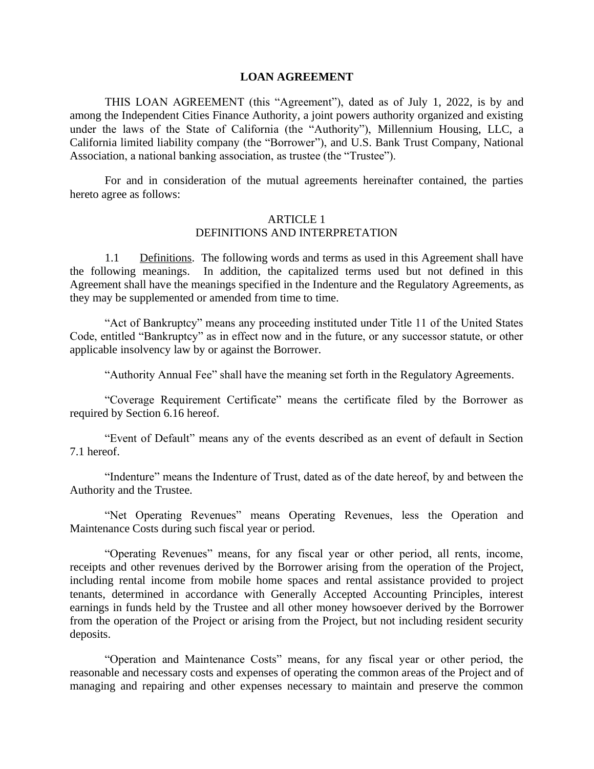# LOAN AGREEMENT

THIS LOAN AGREEMENT (this "Agreement"), dated as of July 1, 2022, is by and among the Independent Cities Finance Authority, a joint powers authority organized and existing under the laws of the State of California (the "Authority"), Millennium Housing, LLC, a California limited liability company (the "Borrower"), and U.S. Bank Trust Company, National Association, a national banking association, as trustee (the "Trustee").

For and in consideration of the mutual agreements hereinafter contained, the parties hereto agree as follows:

## ARTICLE 1
## DEFINITIONS AND INTERPRETATION

1.1 Definitions. The following words and terms as used in this Agreement shall have the following meanings. In addition, the capitalized terms used but not defined in this Agreement shall have the meanings specified in the Indenture and the Regulatory Agreements, as they may be supplemented or amended from time to time.

"Act of Bankruptcy" means any proceeding instituted under Title 11 of the United States Code, entitled "Bankruptcy" as in effect now and in the future, or any successor statute, or other applicable insolvency law by or against the Borrower.

"Authority Annual Fee" shall have the meaning set forth in the Regulatory Agreements.

"Coverage Requirement Certificate" means the certificate filed by the Borrower as required by Section 6.16 hereof.

"Event of Default" means any of the events described as an event of default in Section 7.1 hereof.

"Indenture" means the Indenture of Trust, dated as of the date hereof, by and between the Authority and the Trustee.

"Net Operating Revenues" means Operating Revenues, less the Operation and Maintenance Costs during such fiscal year or period.

"Operating Revenues" means, for any fiscal year or other period, all rents, income, receipts and other revenues derived by the Borrower arising from the operation of the Project, including rental income from mobile home spaces and rental assistance provided to project tenants, determined in accordance with Generally Accepted Accounting Principles, interest earnings in funds held by the Trustee and all other money howsoever derived by the Borrower from the operation of the Project or arising from the Project, but not including resident security deposits.

"Operation and Maintenance Costs" means, for any fiscal year or other period, the reasonable and necessary costs and expenses of operating the common areas of the Project and of managing and repairing and other expenses necessary to maintain and preserve the common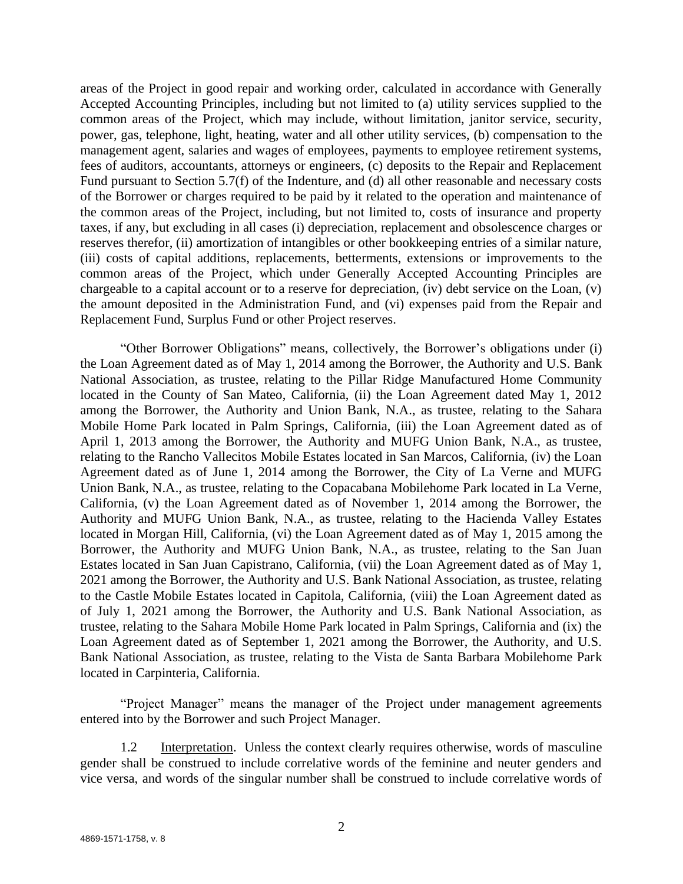areas of the Project in good repair and working order, calculated in accordance with Generally Accepted Accounting Principles, including but not limited to (a) utility services supplied to the common areas of the Project, which may include, without limitation, janitor service, security, power, gas, telephone, light, heating, water and all other utility services, (b) compensation to the management agent, salaries and wages of employees, payments to employee retirement systems, fees of auditors, accountants, attorneys or engineers, (c) deposits to the Repair and Replacement Fund pursuant to Section 5.7(f) of the Indenture, and (d) all other reasonable and necessary costs of the Borrower or charges required to be paid by it related to the operation and maintenance of the common areas of the Project, including, but not limited to, costs of insurance and property taxes, if any, but excluding in all cases (i) depreciation, replacement and obsolescence charges or reserves therefor, (ii) amortization of intangibles or other bookkeeping entries of a similar nature, (iii) costs of capital additions, replacements, betterments, extensions or improvements to the common areas of the Project, which under Generally Accepted Accounting Principles are chargeable to a capital account or to a reserve for depreciation, (iv) debt service on the Loan, (v) the amount deposited in the Administration Fund, and (vi) expenses paid from the Repair and Replacement Fund, Surplus Fund or other Project reserves.

"Other Borrower Obligations" means, collectively, the Borrower's obligations under (i) the Loan Agreement dated as of May 1, 2014 among the Borrower, the Authority and U.S. Bank National Association, as trustee, relating to the Pillar Ridge Manufactured Home Community located in the County of San Mateo, California, (ii) the Loan Agreement dated May 1, 2012 among the Borrower, the Authority and Union Bank, N.A., as trustee, relating to the Sahara Mobile Home Park located in Palm Springs, California, (iii) the Loan Agreement dated as of April 1, 2013 among the Borrower, the Authority and MUFG Union Bank, N.A., as trustee, relating to the Rancho Vallecitos Mobile Estates located in San Marcos, California, (iv) the Loan Agreement dated as of June 1, 2014 among the Borrower, the City of La Verne and MUFG Union Bank, N.A., as trustee, relating to the Copacabana Mobilehome Park located in La Verne, California, (v) the Loan Agreement dated as of November 1, 2014 among the Borrower, the Authority and MUFG Union Bank, N.A., as trustee, relating to the Hacienda Valley Estates located in Morgan Hill, California, (vi) the Loan Agreement dated as of May 1, 2015 among the Borrower, the Authority and MUFG Union Bank, N.A., as trustee, relating to the San Juan Estates located in San Juan Capistrano, California, (vii) the Loan Agreement dated as of May 1, 2021 among the Borrower, the Authority and U.S. Bank National Association, as trustee, relating to the Castle Mobile Estates located in Capitola, California, (viii) the Loan Agreement dated as of July 1, 2021 among the Borrower, the Authority and U.S. Bank National Association, as trustee, relating to the Sahara Mobile Home Park located in Palm Springs, California and (ix) the Loan Agreement dated as of September 1, 2021 among the Borrower, the Authority, and U.S. Bank National Association, as trustee, relating to the Vista de Santa Barbara Mobilehome Park located in Carpinteria, California.

"Project Manager" means the manager of the Project under management agreements entered into by the Borrower and such Project Manager.

1.2 Interpretation. Unless the context clearly requires otherwise, words of masculine gender shall be construed to include correlative words of the feminine and neuter genders and vice versa, and words of the singular number shall be construed to include correlative words of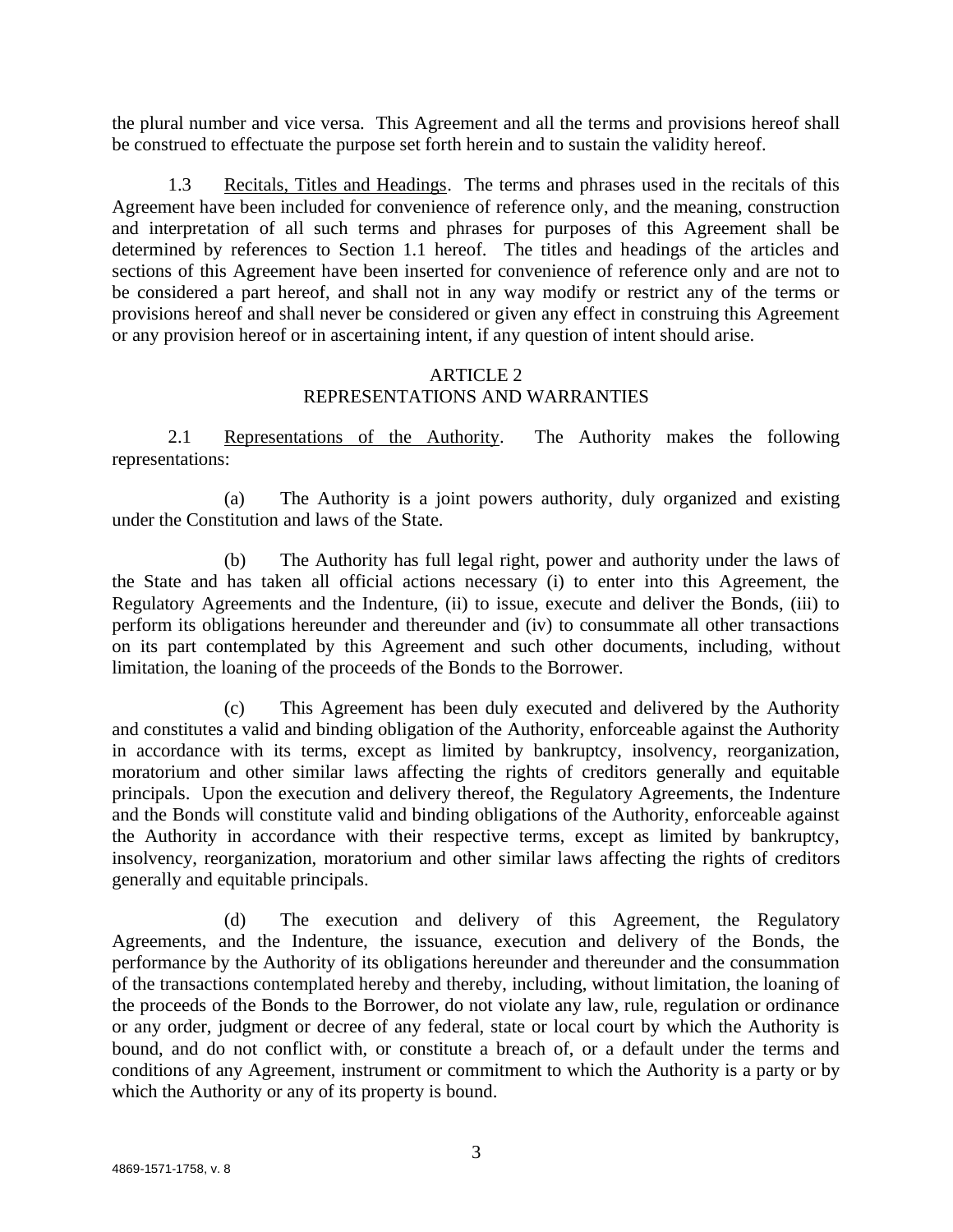the plural number and vice versa. This Agreement and all the terms and provisions hereof shall be construed to effectuate the purpose set forth herein and to sustain the validity hereof.

1.3 Recitals, Titles and Headings. The terms and phrases used in the recitals of this Agreement have been included for convenience of reference only, and the meaning, construction and interpretation of all such terms and phrases for purposes of this Agreement shall be determined by references to Section 1.1 hereof. The titles and headings of the articles and sections of this Agreement have been inserted for convenience of reference only and are not to be considered a part hereof, and shall not in any way modify or restrict any of the terms or provisions hereof and shall never be considered or given any effect in construing this Agreement or any provision hereof or in ascertaining intent, if any question of intent should arise.

## ARTICLE 2
## REPRESENTATIONS AND WARRANTIES

2.1 Representations of the Authority. The Authority makes the following representations:

(a) The Authority is a joint powers authority, duly organized and existing under the Constitution and laws of the State.

(b) The Authority has full legal right, power and authority under the laws of the State and has taken all official actions necessary (i) to enter into this Agreement, the Regulatory Agreements and the Indenture, (ii) to issue, execute and deliver the Bonds, (iii) to perform its obligations hereunder and thereunder and (iv) to consummate all other transactions on its part contemplated by this Agreement and such other documents, including, without limitation, the loaning of the proceeds of the Bonds to the Borrower.

(c) This Agreement has been duly executed and delivered by the Authority and constitutes a valid and binding obligation of the Authority, enforceable against the Authority in accordance with its terms, except as limited by bankruptcy, insolvency, reorganization, moratorium and other similar laws affecting the rights of creditors generally and equitable principals. Upon the execution and delivery thereof, the Regulatory Agreements, the Indenture and the Bonds will constitute valid and binding obligations of the Authority, enforceable against the Authority in accordance with their respective terms, except as limited by bankruptcy, insolvency, reorganization, moratorium and other similar laws affecting the rights of creditors generally and equitable principals.

(d) The execution and delivery of this Agreement, the Regulatory Agreements, and the Indenture, the issuance, execution and delivery of the Bonds, the performance by the Authority of its obligations hereunder and thereunder and the consummation of the transactions contemplated hereby and thereby, including, without limitation, the loaning of the proceeds of the Bonds to the Borrower, do not violate any law, rule, regulation or ordinance or any order, judgment or decree of any federal, state or local court by which the Authority is bound, and do not conflict with, or constitute a breach of, or a default under the terms and conditions of any Agreement, instrument or commitment to which the Authority is a party or by which the Authority or any of its property is bound.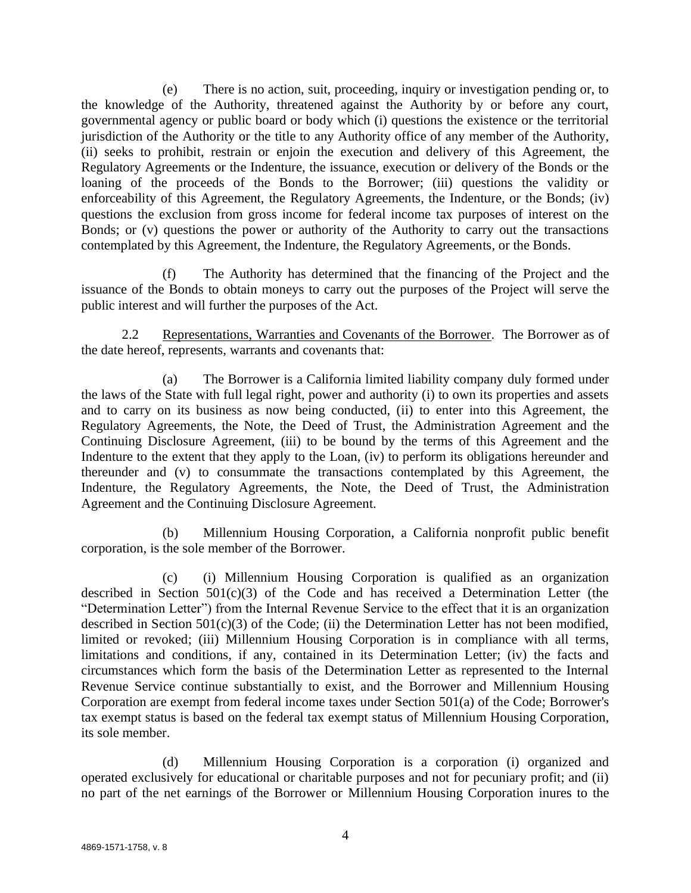(e) There is no action, suit, proceeding, inquiry or investigation pending or, to the knowledge of the Authority, threatened against the Authority by or before any court, governmental agency or public board or body which (i) questions the existence or the territorial jurisdiction of the Authority or the title to any Authority office of any member of the Authority, (ii) seeks to prohibit, restrain or enjoin the execution and delivery of this Agreement, the Regulatory Agreements or the Indenture, the issuance, execution or delivery of the Bonds or the loaning of the proceeds of the Bonds to the Borrower; (iii) questions the validity or enforceability of this Agreement, the Regulatory Agreements, the Indenture, or the Bonds; (iv) questions the exclusion from gross income for federal income tax purposes of interest on the Bonds; or (v) questions the power or authority of the Authority to carry out the transactions contemplated by this Agreement, the Indenture, the Regulatory Agreements, or the Bonds.

(f) The Authority has determined that the financing of the Project and the issuance of the Bonds to obtain moneys to carry out the purposes of the Project will serve the public interest and will further the purposes of the Act.

2.2 Representations, Warranties and Covenants of the Borrower. The Borrower as of the date hereof, represents, warrants and covenants that:

(a) The Borrower is a California limited liability company duly formed under the laws of the State with full legal right, power and authority (i) to own its properties and assets and to carry on its business as now being conducted, (ii) to enter into this Agreement, the Regulatory Agreements, the Note, the Deed of Trust, the Administration Agreement and the Continuing Disclosure Agreement, (iii) to be bound by the terms of this Agreement and the Indenture to the extent that they apply to the Loan, (iv) to perform its obligations hereunder and thereunder and (v) to consummate the transactions contemplated by this Agreement, the Indenture, the Regulatory Agreements, the Note, the Deed of Trust, the Administration Agreement and the Continuing Disclosure Agreement.

(b) Millennium Housing Corporation, a California nonprofit public benefit corporation, is the sole member of the Borrower.

(c) (i) Millennium Housing Corporation is qualified as an organization described in Section 501(c)(3) of the Code and has received a Determination Letter (the "Determination Letter") from the Internal Revenue Service to the effect that it is an organization described in Section 501(c)(3) of the Code; (ii) the Determination Letter has not been modified, limited or revoked; (iii) Millennium Housing Corporation is in compliance with all terms, limitations and conditions, if any, contained in its Determination Letter; (iv) the facts and circumstances which form the basis of the Determination Letter as represented to the Internal Revenue Service continue substantially to exist, and the Borrower and Millennium Housing Corporation are exempt from federal income taxes under Section 501(a) of the Code; Borrower's tax exempt status is based on the federal tax exempt status of Millennium Housing Corporation, its sole member.

(d) Millennium Housing Corporation is a corporation (i) organized and operated exclusively for educational or charitable purposes and not for pecuniary profit; and (ii) no part of the net earnings of the Borrower or Millennium Housing Corporation inures to the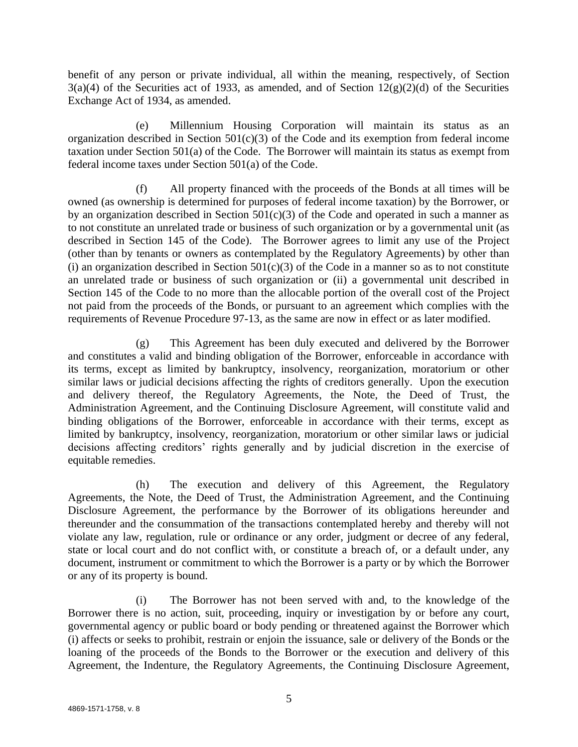benefit of any person or private individual, all within the meaning, respectively, of Section 3(a)(4) of the Securities act of 1933, as amended, and of Section 12(g)(2)(d) of the Securities Exchange Act of 1934, as amended.

(e) Millennium Housing Corporation will maintain its status as an organization described in Section 501(c)(3) of the Code and its exemption from federal income taxation under Section 501(a) of the Code. The Borrower will maintain its status as exempt from federal income taxes under Section 501(a) of the Code.

(f) All property financed with the proceeds of the Bonds at all times will be owned (as ownership is determined for purposes of federal income taxation) by the Borrower, or by an organization described in Section 501(c)(3) of the Code and operated in such a manner as to not constitute an unrelated trade or business of such organization or by a governmental unit (as described in Section 145 of the Code). The Borrower agrees to limit any use of the Project (other than by tenants or owners as contemplated by the Regulatory Agreements) by other than (i) an organization described in Section 501(c)(3) of the Code in a manner so as to not constitute an unrelated trade or business of such organization or (ii) a governmental unit described in Section 145 of the Code to no more than the allocable portion of the overall cost of the Project not paid from the proceeds of the Bonds, or pursuant to an agreement which complies with the requirements of Revenue Procedure 97-13, as the same are now in effect or as later modified.

(g) This Agreement has been duly executed and delivered by the Borrower and constitutes a valid and binding obligation of the Borrower, enforceable in accordance with its terms, except as limited by bankruptcy, insolvency, reorganization, moratorium or other similar laws or judicial decisions affecting the rights of creditors generally. Upon the execution and delivery thereof, the Regulatory Agreements, the Note, the Deed of Trust, the Administration Agreement, and the Continuing Disclosure Agreement, will constitute valid and binding obligations of the Borrower, enforceable in accordance with their terms, except as limited by bankruptcy, insolvency, reorganization, moratorium or other similar laws or judicial decisions affecting creditors' rights generally and by judicial discretion in the exercise of equitable remedies.

(h) The execution and delivery of this Agreement, the Regulatory Agreements, the Note, the Deed of Trust, the Administration Agreement, and the Continuing Disclosure Agreement, the performance by the Borrower of its obligations hereunder and thereunder and the consummation of the transactions contemplated hereby and thereby will not violate any law, regulation, rule or ordinance or any order, judgment or decree of any federal, state or local court and do not conflict with, or constitute a breach of, or a default under, any document, instrument or commitment to which the Borrower is a party or by which the Borrower or any of its property is bound.

(i) The Borrower has not been served with and, to the knowledge of the Borrower there is no action, suit, proceeding, inquiry or investigation by or before any court, governmental agency or public board or body pending or threatened against the Borrower which (i) affects or seeks to prohibit, restrain or enjoin the issuance, sale or delivery of the Bonds or the loaning of the proceeds of the Bonds to the Borrower or the execution and delivery of this Agreement, the Indenture, the Regulatory Agreements, the Continuing Disclosure Agreement,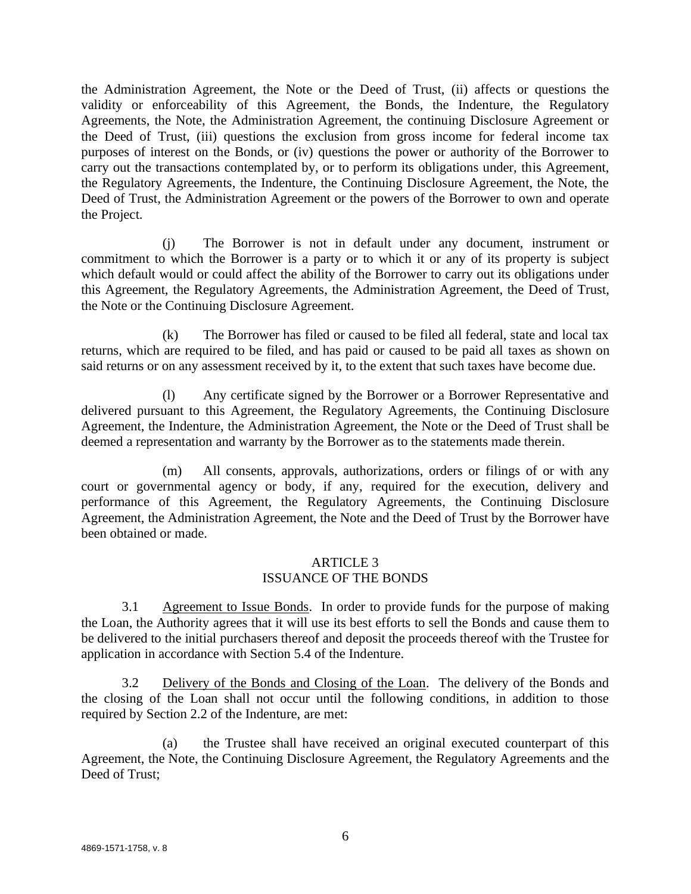the Administration Agreement, the Note or the Deed of Trust, (ii) affects or questions the validity or enforceability of this Agreement, the Bonds, the Indenture, the Regulatory Agreements, the Note, the Administration Agreement, the continuing Disclosure Agreement or the Deed of Trust, (iii) questions the exclusion from gross income for federal income tax purposes of interest on the Bonds, or (iv) questions the power or authority of the Borrower to carry out the transactions contemplated by, or to perform its obligations under, this Agreement, the Regulatory Agreements, the Indenture, the Continuing Disclosure Agreement, the Note, the Deed of Trust, the Administration Agreement or the powers of the Borrower to own and operate the Project.

(j) The Borrower is not in default under any document, instrument or commitment to which the Borrower is a party or to which it or any of its property is subject which default would or could affect the ability of the Borrower to carry out its obligations under this Agreement, the Regulatory Agreements, the Administration Agreement, the Deed of Trust, the Note or the Continuing Disclosure Agreement.

(k) The Borrower has filed or caused to be filed all federal, state and local tax returns, which are required to be filed, and has paid or caused to be paid all taxes as shown on said returns or on any assessment received by it, to the extent that such taxes have become due.

(l) Any certificate signed by the Borrower or a Borrower Representative and delivered pursuant to this Agreement, the Regulatory Agreements, the Continuing Disclosure Agreement, the Indenture, the Administration Agreement, the Note or the Deed of Trust shall be deemed a representation and warranty by the Borrower as to the statements made therein.

(m) All consents, approvals, authorizations, orders or filings of or with any court or governmental agency or body, if any, required for the execution, delivery and performance of this Agreement, the Regulatory Agreements, the Continuing Disclosure Agreement, the Administration Agreement, the Note and the Deed of Trust by the Borrower have been obtained or made.

## ARTICLE 3
## ISSUANCE OF THE BONDS

3.1 Agreement to Issue Bonds. In order to provide funds for the purpose of making the Loan, the Authority agrees that it will use its best efforts to sell the Bonds and cause them to be delivered to the initial purchasers thereof and deposit the proceeds thereof with the Trustee for application in accordance with Section 5.4 of the Indenture.

3.2 Delivery of the Bonds and Closing of the Loan. The delivery of the Bonds and the closing of the Loan shall not occur until the following conditions, in addition to those required by Section 2.2 of the Indenture, are met:

(a) the Trustee shall have received an original executed counterpart of this Agreement, the Note, the Continuing Disclosure Agreement, the Regulatory Agreements and the Deed of Trust;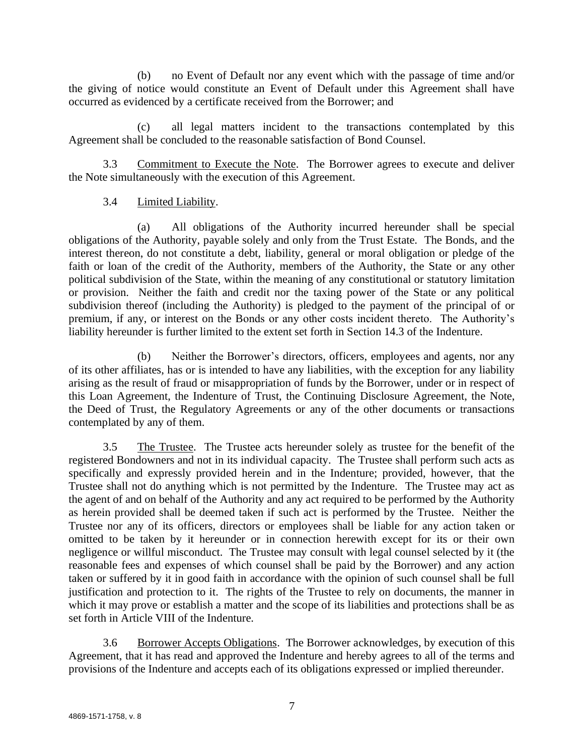(b) no Event of Default nor any event which with the passage of time and/or the giving of notice would constitute an Event of Default under this Agreement shall have occurred as evidenced by a certificate received from the Borrower; and

(c) all legal matters incident to the transactions contemplated by this Agreement shall be concluded to the reasonable satisfaction of Bond Counsel.

3.3 Commitment to Execute the Note. The Borrower agrees to execute and deliver the Note simultaneously with the execution of this Agreement.

3.4 Limited Liability.

(a) All obligations of the Authority incurred hereunder shall be special obligations of the Authority, payable solely and only from the Trust Estate. The Bonds, and the interest thereon, do not constitute a debt, liability, general or moral obligation or pledge of the faith or loan of the credit of the Authority, members of the Authority, the State or any other political subdivision of the State, within the meaning of any constitutional or statutory limitation or provision. Neither the faith and credit nor the taxing power of the State or any political subdivision thereof (including the Authority) is pledged to the payment of the principal of or premium, if any, or interest on the Bonds or any other costs incident thereto. The Authority's liability hereunder is further limited to the extent set forth in Section 14.3 of the Indenture.

(b) Neither the Borrower's directors, officers, employees and agents, nor any of its other affiliates, has or is intended to have any liabilities, with the exception for any liability arising as the result of fraud or misappropriation of funds by the Borrower, under or in respect of this Loan Agreement, the Indenture of Trust, the Continuing Disclosure Agreement, the Note, the Deed of Trust, the Regulatory Agreements or any of the other documents or transactions contemplated by any of them.

3.5 The Trustee. The Trustee acts hereunder solely as trustee for the benefit of the registered Bondowners and not in its individual capacity. The Trustee shall perform such acts as specifically and expressly provided herein and in the Indenture; provided, however, that the Trustee shall not do anything which is not permitted by the Indenture. The Trustee may act as the agent of and on behalf of the Authority and any act required to be performed by the Authority as herein provided shall be deemed taken if such act is performed by the Trustee. Neither the Trustee nor any of its officers, directors or employees shall be liable for any action taken or omitted to be taken by it hereunder or in connection herewith except for its or their own negligence or willful misconduct. The Trustee may consult with legal counsel selected by it (the reasonable fees and expenses of which counsel shall be paid by the Borrower) and any action taken or suffered by it in good faith in accordance with the opinion of such counsel shall be full justification and protection to it. The rights of the Trustee to rely on documents, the manner in which it may prove or establish a matter and the scope of its liabilities and protections shall be as set forth in Article VIII of the Indenture.

3.6 Borrower Accepts Obligations. The Borrower acknowledges, by execution of this Agreement, that it has read and approved the Indenture and hereby agrees to all of the terms and provisions of the Indenture and accepts each of its obligations expressed or implied thereunder.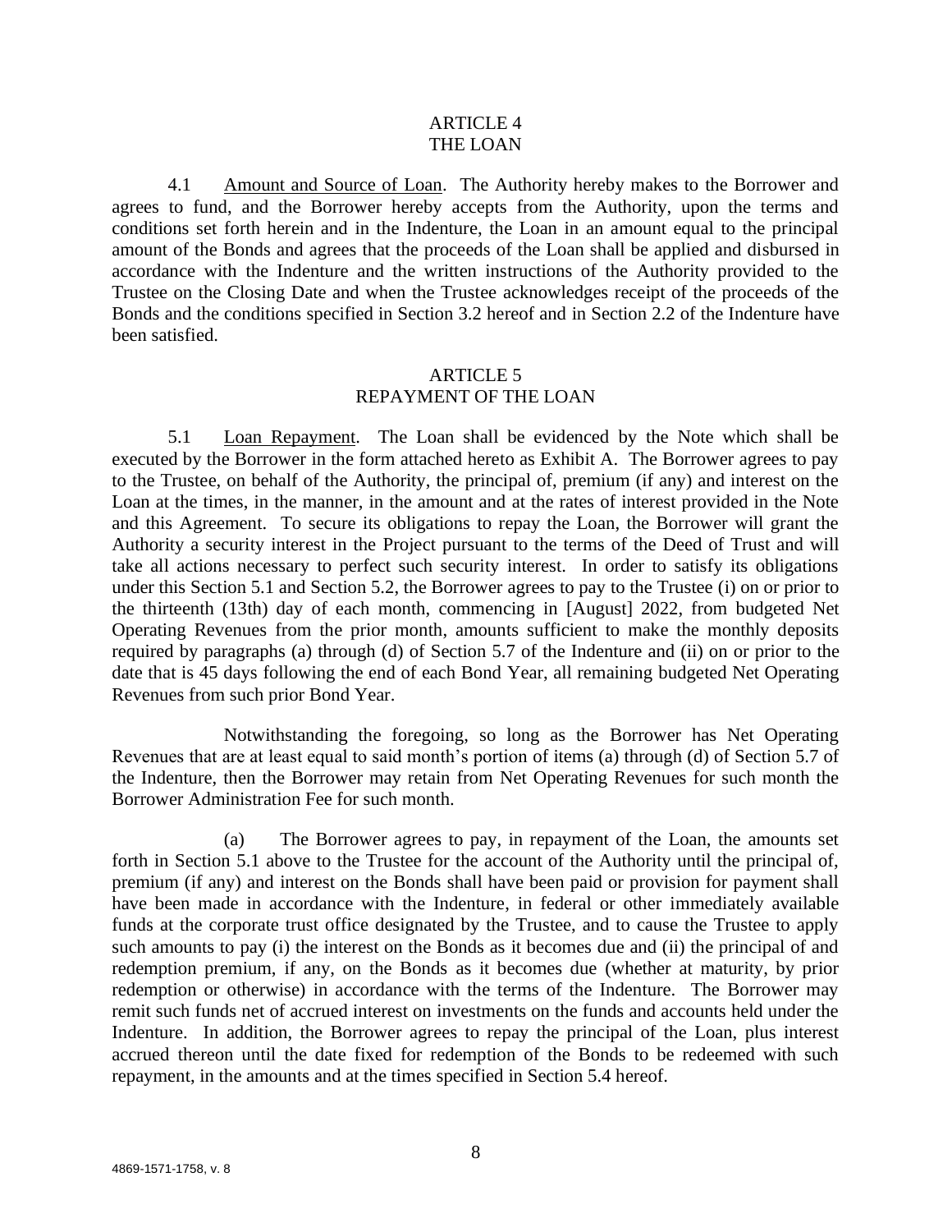## ARTICLE 4
## THE LOAN

4.1 Amount and Source of Loan. The Authority hereby makes to the Borrower and agrees to fund, and the Borrower hereby accepts from the Authority, upon the terms and conditions set forth herein and in the Indenture, the Loan in an amount equal to the principal amount of the Bonds and agrees that the proceeds of the Loan shall be applied and disbursed in accordance with the Indenture and the written instructions of the Authority provided to the Trustee on the Closing Date and when the Trustee acknowledges receipt of the proceeds of the Bonds and the conditions specified in Section 3.2 hereof and in Section 2.2 of the Indenture have been satisfied.

## ARTICLE 5
## REPAYMENT OF THE LOAN

5.1 Loan Repayment. The Loan shall be evidenced by the Note which shall be executed by the Borrower in the form attached hereto as Exhibit A. The Borrower agrees to pay to the Trustee, on behalf of the Authority, the principal of, premium (if any) and interest on the Loan at the times, in the manner, in the amount and at the rates of interest provided in the Note and this Agreement. To secure its obligations to repay the Loan, the Borrower will grant the Authority a security interest in the Project pursuant to the terms of the Deed of Trust and will take all actions necessary to perfect such security interest. In order to satisfy its obligations under this Section 5.1 and Section 5.2, the Borrower agrees to pay to the Trustee (i) on or prior to the thirteenth (13th) day of each month, commencing in [August] 2022, from budgeted Net Operating Revenues from the prior month, amounts sufficient to make the monthly deposits required by paragraphs (a) through (d) of Section 5.7 of the Indenture and (ii) on or prior to the date that is 45 days following the end of each Bond Year, all remaining budgeted Net Operating Revenues from such prior Bond Year.

Notwithstanding the foregoing, so long as the Borrower has Net Operating Revenues that are at least equal to said month's portion of items (a) through (d) of Section 5.7 of the Indenture, then the Borrower may retain from Net Operating Revenues for such month the Borrower Administration Fee for such month.

(a) The Borrower agrees to pay, in repayment of the Loan, the amounts set forth in Section 5.1 above to the Trustee for the account of the Authority until the principal of, premium (if any) and interest on the Bonds shall have been paid or provision for payment shall have been made in accordance with the Indenture, in federal or other immediately available funds at the corporate trust office designated by the Trustee, and to cause the Trustee to apply such amounts to pay (i) the interest on the Bonds as it becomes due and (ii) the principal of and redemption premium, if any, on the Bonds as it becomes due (whether at maturity, by prior redemption or otherwise) in accordance with the terms of the Indenture. The Borrower may remit such funds net of accrued interest on investments on the funds and accounts held under the Indenture. In addition, the Borrower agrees to repay the principal of the Loan, plus interest accrued thereon until the date fixed for redemption of the Bonds to be redeemed with such repayment, in the amounts and at the times specified in Section 5.4 hereof.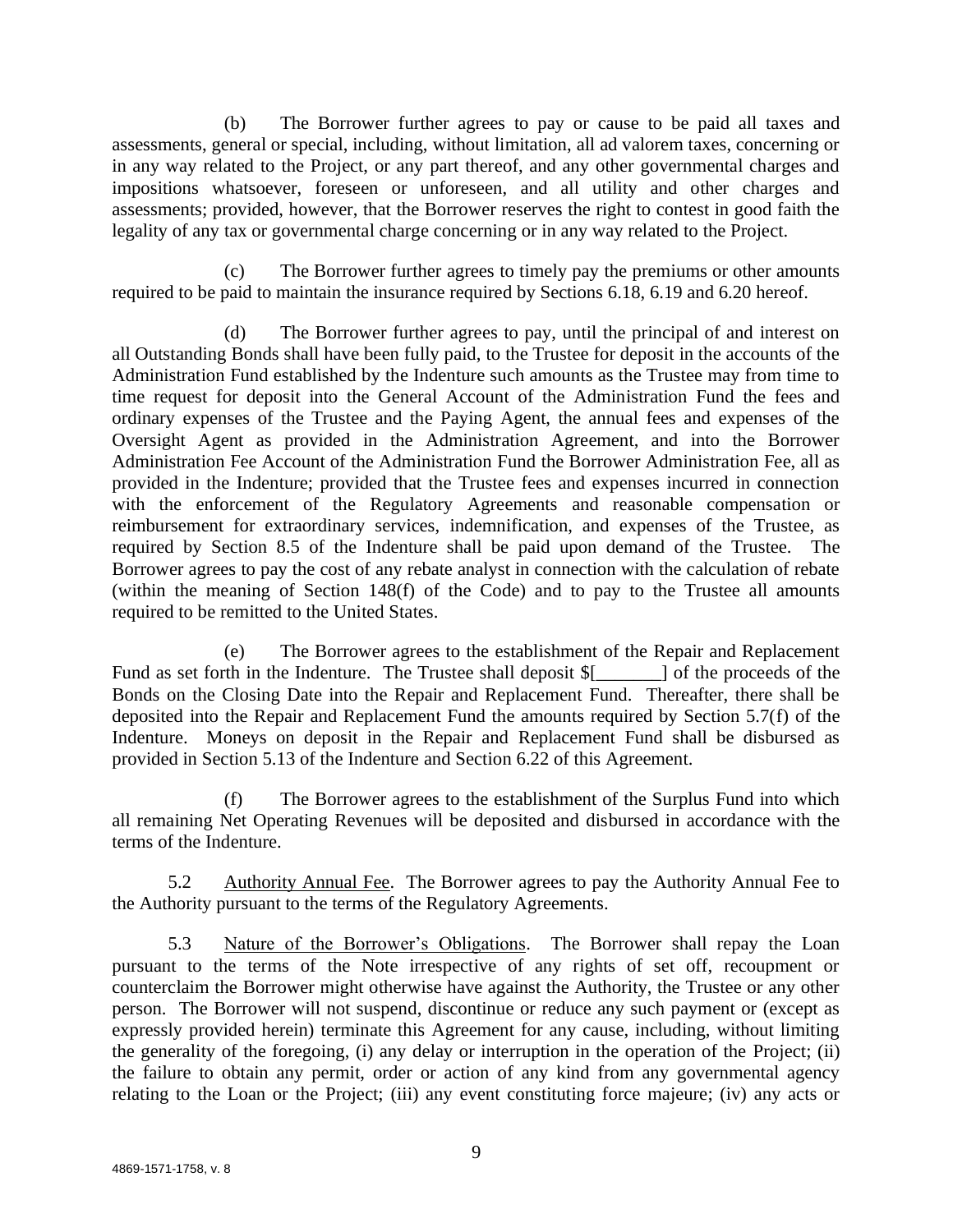(b) The Borrower further agrees to pay or cause to be paid all taxes and assessments, general or special, including, without limitation, all ad valorem taxes, concerning or in any way related to the Project, or any part thereof, and any other governmental charges and impositions whatsoever, foreseen or unforeseen, and all utility and other charges and assessments; provided, however, that the Borrower reserves the right to contest in good faith the legality of any tax or governmental charge concerning or in any way related to the Project.

(c) The Borrower further agrees to timely pay the premiums or other amounts required to be paid to maintain the insurance required by Sections 6.18, 6.19 and 6.20 hereof.

(d) The Borrower further agrees to pay, until the principal of and interest on all Outstanding Bonds shall have been fully paid, to the Trustee for deposit in the accounts of the Administration Fund established by the Indenture such amounts as the Trustee may from time to time request for deposit into the General Account of the Administration Fund the fees and ordinary expenses of the Trustee and the Paying Agent, the annual fees and expenses of the Oversight Agent as provided in the Administration Agreement, and into the Borrower Administration Fee Account of the Administration Fund the Borrower Administration Fee, all as provided in the Indenture; provided that the Trustee fees and expenses incurred in connection with the enforcement of the Regulatory Agreements and reasonable compensation or reimbursement for extraordinary services, indemnification, and expenses of the Trustee, as required by Section 8.5 of the Indenture shall be paid upon demand of the Trustee. The Borrower agrees to pay the cost of any rebate analyst in connection with the calculation of rebate (within the meaning of Section 148(f) of the Code) and to pay to the Trustee all amounts required to be remitted to the United States.

(e) The Borrower agrees to the establishment of the Repair and Replacement Fund as set forth in the Indenture. The Trustee shall deposit $[_______] of the proceeds of the Bonds on the Closing Date into the Repair and Replacement Fund. Thereafter, there shall be deposited into the Repair and Replacement Fund the amounts required by Section 5.7(f) of the Indenture. Moneys on deposit in the Repair and Replacement Fund shall be disbursed as provided in Section 5.13 of the Indenture and Section 6.22 of this Agreement.

(f) The Borrower agrees to the establishment of the Surplus Fund into which all remaining Net Operating Revenues will be deposited and disbursed in accordance with the terms of the Indenture.

5.2 Authority Annual Fee. The Borrower agrees to pay the Authority Annual Fee to the Authority pursuant to the terms of the Regulatory Agreements.

5.3 Nature of the Borrower's Obligations. The Borrower shall repay the Loan pursuant to the terms of the Note irrespective of any rights of set off, recoupment or counterclaim the Borrower might otherwise have against the Authority, the Trustee or any other person. The Borrower will not suspend, discontinue or reduce any such payment or (except as expressly provided herein) terminate this Agreement for any cause, including, without limiting the generality of the foregoing, (i) any delay or interruption in the operation of the Project; (ii) the failure to obtain any permit, order or action of any kind from any governmental agency relating to the Loan or the Project; (iii) any event constituting force majeure; (iv) any acts or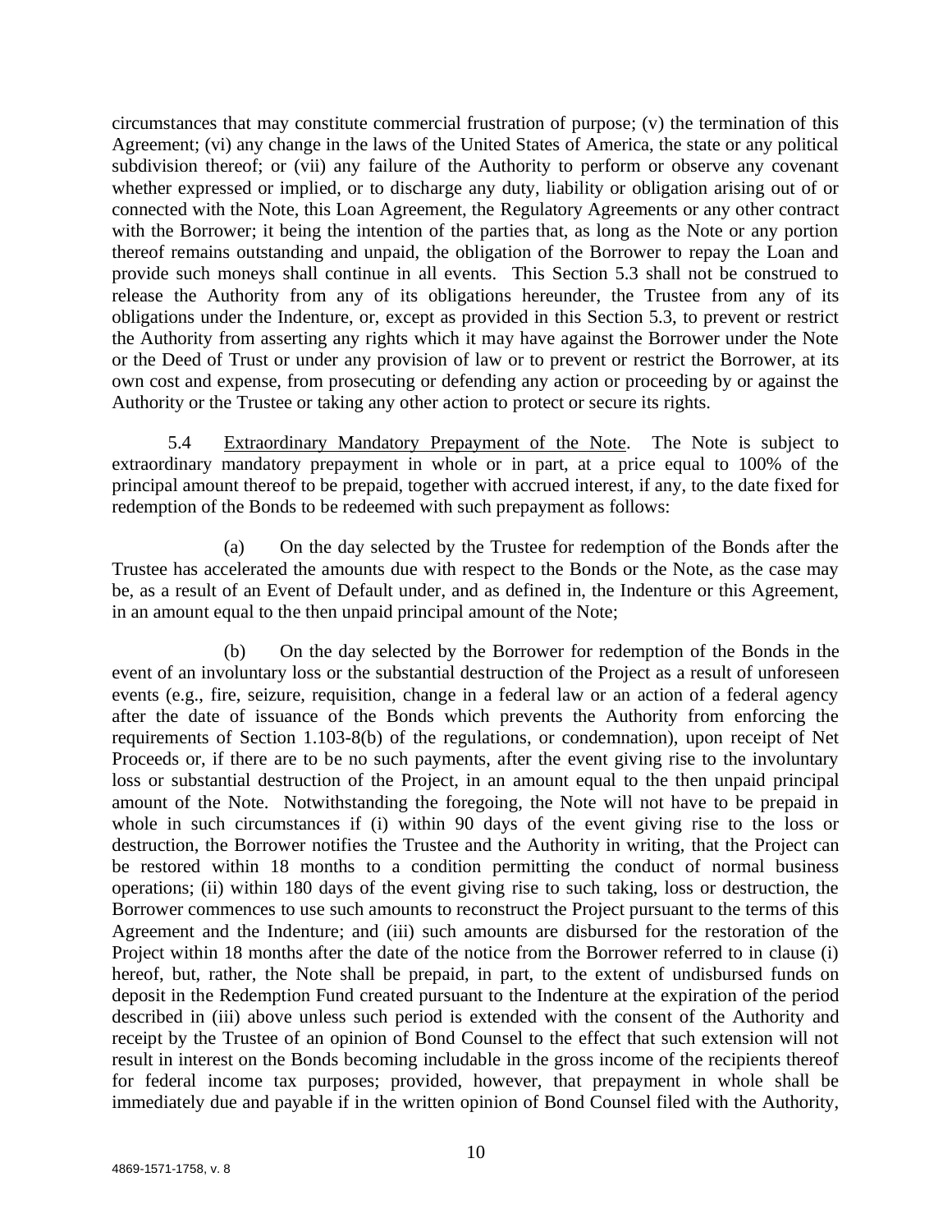circumstances that may constitute commercial frustration of purpose; (v) the termination of this Agreement; (vi) any change in the laws of the United States of America, the state or any political subdivision thereof; or (vii) any failure of the Authority to perform or observe any covenant whether expressed or implied, or to discharge any duty, liability or obligation arising out of or connected with the Note, this Loan Agreement, the Regulatory Agreements or any other contract with the Borrower; it being the intention of the parties that, as long as the Note or any portion thereof remains outstanding and unpaid, the obligation of the Borrower to repay the Loan and provide such moneys shall continue in all events. This Section 5.3 shall not be construed to release the Authority from any of its obligations hereunder, the Trustee from any of its obligations under the Indenture, or, except as provided in this Section 5.3, to prevent or restrict the Authority from asserting any rights which it may have against the Borrower under the Note or the Deed of Trust or under any provision of law or to prevent or restrict the Borrower, at its own cost and expense, from prosecuting or defending any action or proceeding by or against the Authority or the Trustee or taking any other action to protect or secure its rights.

5.4 Extraordinary Mandatory Prepayment of the Note. The Note is subject to extraordinary mandatory prepayment in whole or in part, at a price equal to 100% of the principal amount thereof to be prepaid, together with accrued interest, if any, to the date fixed for redemption of the Bonds to be redeemed with such prepayment as follows:

(a) On the day selected by the Trustee for redemption of the Bonds after the Trustee has accelerated the amounts due with respect to the Bonds or the Note, as the case may be, as a result of an Event of Default under, and as defined in, the Indenture or this Agreement, in an amount equal to the then unpaid principal amount of the Note;

(b) On the day selected by the Borrower for redemption of the Bonds in the event of an involuntary loss or the substantial destruction of the Project as a result of unforeseen events (e.g., fire, seizure, requisition, change in a federal law or an action of a federal agency after the date of issuance of the Bonds which prevents the Authority from enforcing the requirements of Section 1.103-8(b) of the regulations, or condemnation), upon receipt of Net Proceeds or, if there are to be no such payments, after the event giving rise to the involuntary loss or substantial destruction of the Project, in an amount equal to the then unpaid principal amount of the Note. Notwithstanding the foregoing, the Note will not have to be prepaid in whole in such circumstances if (i) within 90 days of the event giving rise to the loss or destruction, the Borrower notifies the Trustee and the Authority in writing, that the Project can be restored within 18 months to a condition permitting the conduct of normal business operations; (ii) within 180 days of the event giving rise to such taking, loss or destruction, the Borrower commences to use such amounts to reconstruct the Project pursuant to the terms of this Agreement and the Indenture; and (iii) such amounts are disbursed for the restoration of the Project within 18 months after the date of the notice from the Borrower referred to in clause (i) hereof, but, rather, the Note shall be prepaid, in part, to the extent of undisbursed funds on deposit in the Redemption Fund created pursuant to the Indenture at the expiration of the period described in (iii) above unless such period is extended with the consent of the Authority and receipt by the Trustee of an opinion of Bond Counsel to the effect that such extension will not result in interest on the Bonds becoming includable in the gross income of the recipients thereof for federal income tax purposes; provided, however, that prepayment in whole shall be immediately due and payable if in the written opinion of Bond Counsel filed with the Authority,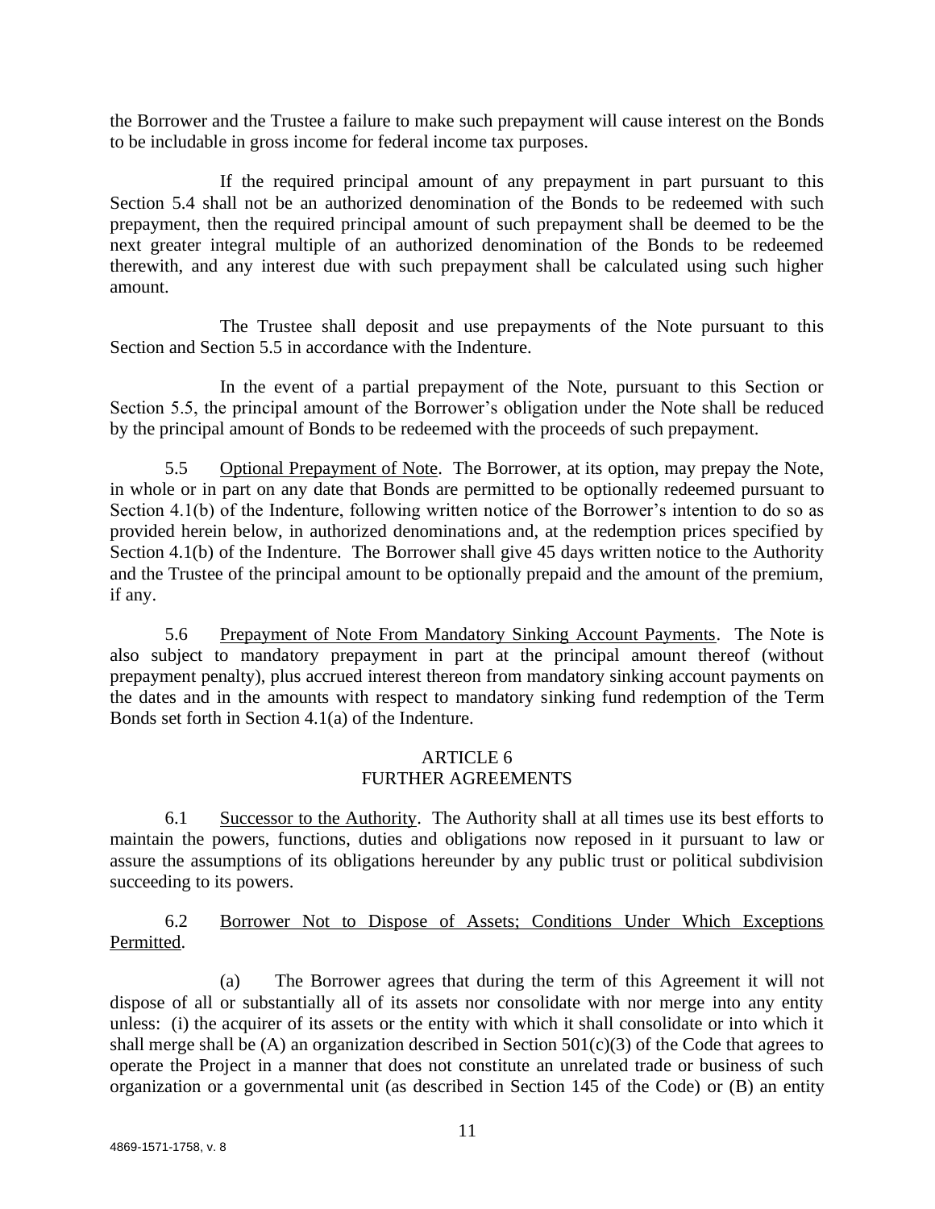the Borrower and the Trustee a failure to make such prepayment will cause interest on the Bonds to be includable in gross income for federal income tax purposes.

If the required principal amount of any prepayment in part pursuant to this Section 5.4 shall not be an authorized denomination of the Bonds to be redeemed with such prepayment, then the required principal amount of such prepayment shall be deemed to be the next greater integral multiple of an authorized denomination of the Bonds to be redeemed therewith, and any interest due with such prepayment shall be calculated using such higher amount.

The Trustee shall deposit and use prepayments of the Note pursuant to this Section and Section 5.5 in accordance with the Indenture.

In the event of a partial prepayment of the Note, pursuant to this Section or Section 5.5, the principal amount of the Borrower's obligation under the Note shall be reduced by the principal amount of Bonds to be redeemed with the proceeds of such prepayment.

5.5 Optional Prepayment of Note. The Borrower, at its option, may prepay the Note, in whole or in part on any date that Bonds are permitted to be optionally redeemed pursuant to Section 4.1(b) of the Indenture, following written notice of the Borrower's intention to do so as provided herein below, in authorized denominations and, at the redemption prices specified by Section 4.1(b) of the Indenture. The Borrower shall give 45 days written notice to the Authority and the Trustee of the principal amount to be optionally prepaid and the amount of the premium, if any.

5.6 Prepayment of Note From Mandatory Sinking Account Payments. The Note is also subject to mandatory prepayment in part at the principal amount thereof (without prepayment penalty), plus accrued interest thereon from mandatory sinking account payments on the dates and in the amounts with respect to mandatory sinking fund redemption of the Term Bonds set forth in Section 4.1(a) of the Indenture.

## ARTICLE 6
## FURTHER AGREEMENTS

6.1 Successor to the Authority. The Authority shall at all times use its best efforts to maintain the powers, functions, duties and obligations now reposed in it pursuant to law or assure the assumptions of its obligations hereunder by any public trust or political subdivision succeeding to its powers.

6.2 Borrower Not to Dispose of Assets; Conditions Under Which Exceptions Permitted.

(a) The Borrower agrees that during the term of this Agreement it will not dispose of all or substantially all of its assets nor consolidate with nor merge into any entity unless: (i) the acquirer of its assets or the entity with which it shall consolidate or into which it shall merge shall be (A) an organization described in Section 501(c)(3) of the Code that agrees to operate the Project in a manner that does not constitute an unrelated trade or business of such organization or a governmental unit (as described in Section 145 of the Code) or (B) an entity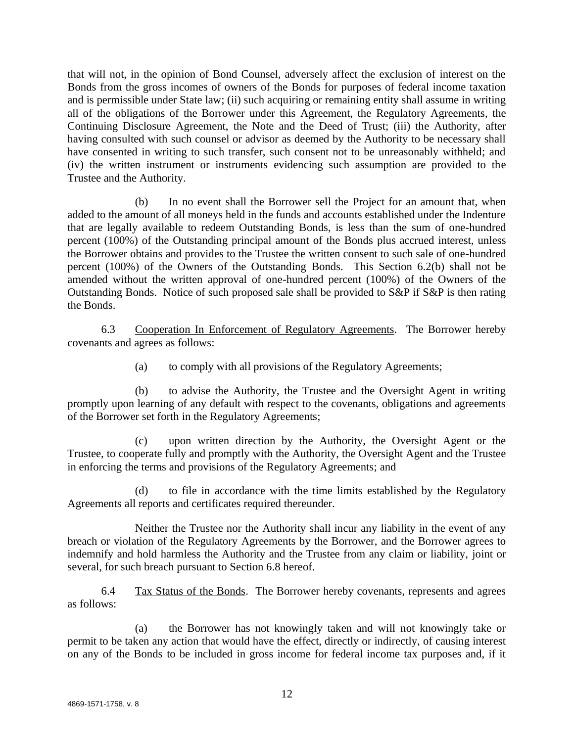that will not, in the opinion of Bond Counsel, adversely affect the exclusion of interest on the Bonds from the gross incomes of owners of the Bonds for purposes of federal income taxation and is permissible under State law; (ii) such acquiring or remaining entity shall assume in writing all of the obligations of the Borrower under this Agreement, the Regulatory Agreements, the Continuing Disclosure Agreement, the Note and the Deed of Trust; (iii) the Authority, after having consulted with such counsel or advisor as deemed by the Authority to be necessary shall have consented in writing to such transfer, such consent not to be unreasonably withheld; and (iv) the written instrument or instruments evidencing such assumption are provided to the Trustee and the Authority.

(b) In no event shall the Borrower sell the Project for an amount that, when added to the amount of all moneys held in the funds and accounts established under the Indenture that are legally available to redeem Outstanding Bonds, is less than the sum of one-hundred percent (100%) of the Outstanding principal amount of the Bonds plus accrued interest, unless the Borrower obtains and provides to the Trustee the written consent to such sale of one-hundred percent (100%) of the Owners of the Outstanding Bonds. This Section 6.2(b) shall not be amended without the written approval of one-hundred percent (100%) of the Owners of the Outstanding Bonds. Notice of such proposed sale shall be provided to S&P if S&P is then rating the Bonds.

6.3 Cooperation In Enforcement of Regulatory Agreements. The Borrower hereby covenants and agrees as follows:

(a) to comply with all provisions of the Regulatory Agreements;

(b) to advise the Authority, the Trustee and the Oversight Agent in writing promptly upon learning of any default with respect to the covenants, obligations and agreements of the Borrower set forth in the Regulatory Agreements;

(c) upon written direction by the Authority, the Oversight Agent or the Trustee, to cooperate fully and promptly with the Authority, the Oversight Agent and the Trustee in enforcing the terms and provisions of the Regulatory Agreements; and

(d) to file in accordance with the time limits established by the Regulatory Agreements all reports and certificates required thereunder.

Neither the Trustee nor the Authority shall incur any liability in the event of any breach or violation of the Regulatory Agreements by the Borrower, and the Borrower agrees to indemnify and hold harmless the Authority and the Trustee from any claim or liability, joint or several, for such breach pursuant to Section 6.8 hereof.

6.4 Tax Status of the Bonds. The Borrower hereby covenants, represents and agrees as follows:

(a) the Borrower has not knowingly taken and will not knowingly take or permit to be taken any action that would have the effect, directly or indirectly, of causing interest on any of the Bonds to be included in gross income for federal income tax purposes and, if it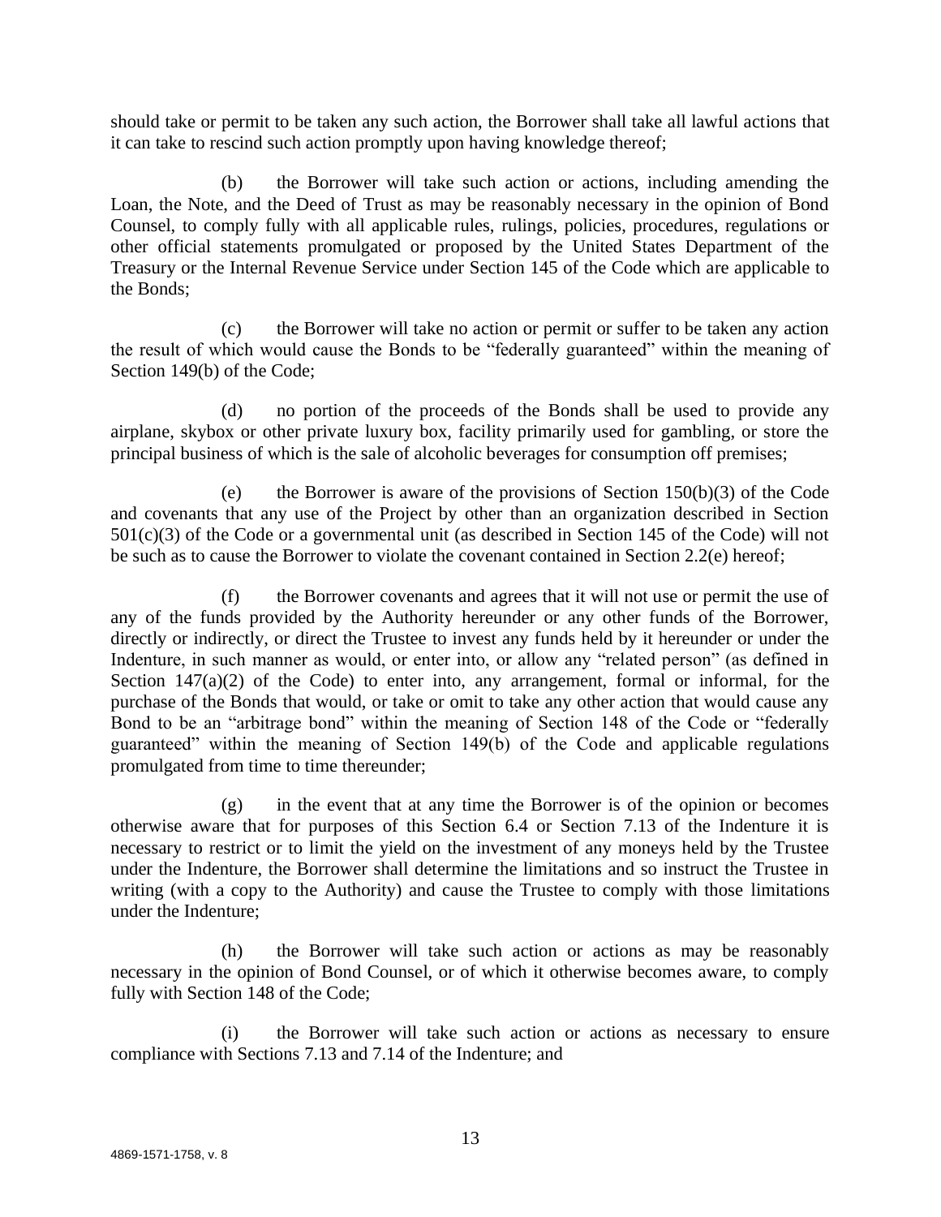should take or permit to be taken any such action, the Borrower shall take all lawful actions that it can take to rescind such action promptly upon having knowledge thereof;

(b) the Borrower will take such action or actions, including amending the Loan, the Note, and the Deed of Trust as may be reasonably necessary in the opinion of Bond Counsel, to comply fully with all applicable rules, rulings, policies, procedures, regulations or other official statements promulgated or proposed by the United States Department of the Treasury or the Internal Revenue Service under Section 145 of the Code which are applicable to the Bonds;

(c) the Borrower will take no action or permit or suffer to be taken any action the result of which would cause the Bonds to be "federally guaranteed" within the meaning of Section 149(b) of the Code;

(d) no portion of the proceeds of the Bonds shall be used to provide any airplane, skybox or other private luxury box, facility primarily used for gambling, or store the principal business of which is the sale of alcoholic beverages for consumption off premises;

(e) the Borrower is aware of the provisions of Section 150(b)(3) of the Code and covenants that any use of the Project by other than an organization described in Section 501(c)(3) of the Code or a governmental unit (as described in Section 145 of the Code) will not be such as to cause the Borrower to violate the covenant contained in Section 2.2(e) hereof;

(f) the Borrower covenants and agrees that it will not use or permit the use of any of the funds provided by the Authority hereunder or any other funds of the Borrower, directly or indirectly, or direct the Trustee to invest any funds held by it hereunder or under the Indenture, in such manner as would, or enter into, or allow any "related person" (as defined in Section 147(a)(2) of the Code) to enter into, any arrangement, formal or informal, for the purchase of the Bonds that would, or take or omit to take any other action that would cause any Bond to be an "arbitrage bond" within the meaning of Section 148 of the Code or "federally guaranteed" within the meaning of Section 149(b) of the Code and applicable regulations promulgated from time to time thereunder;

(g) in the event that at any time the Borrower is of the opinion or becomes otherwise aware that for purposes of this Section 6.4 or Section 7.13 of the Indenture it is necessary to restrict or to limit the yield on the investment of any moneys held by the Trustee under the Indenture, the Borrower shall determine the limitations and so instruct the Trustee in writing (with a copy to the Authority) and cause the Trustee to comply with those limitations under the Indenture;

(h) the Borrower will take such action or actions as may be reasonably necessary in the opinion of Bond Counsel, or of which it otherwise becomes aware, to comply fully with Section 148 of the Code;

(i) the Borrower will take such action or actions as necessary to ensure compliance with Sections 7.13 and 7.14 of the Indenture; and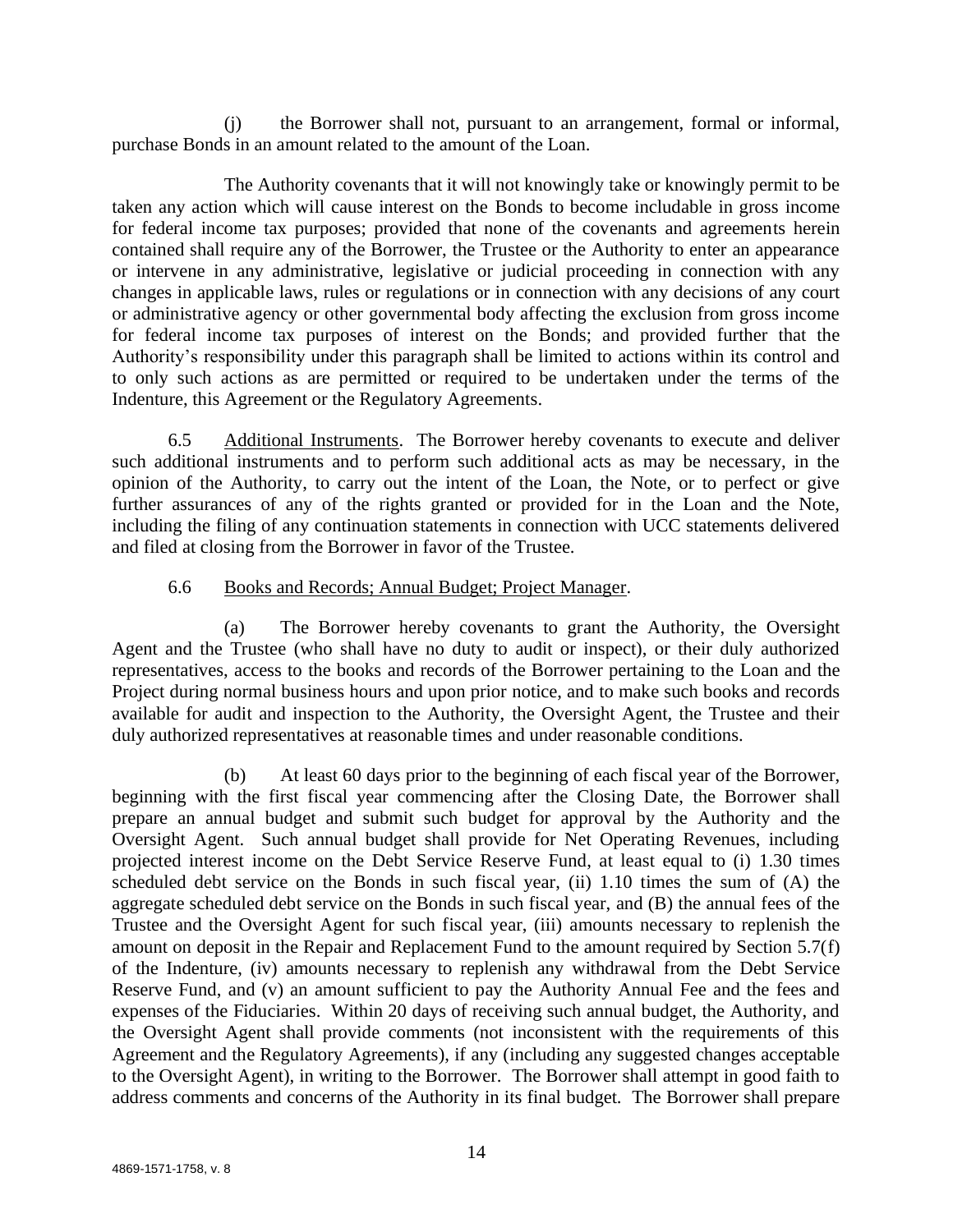(j) the Borrower shall not, pursuant to an arrangement, formal or informal, purchase Bonds in an amount related to the amount of the Loan.

The Authority covenants that it will not knowingly take or knowingly permit to be taken any action which will cause interest on the Bonds to become includable in gross income for federal income tax purposes; provided that none of the covenants and agreements herein contained shall require any of the Borrower, the Trustee or the Authority to enter an appearance or intervene in any administrative, legislative or judicial proceeding in connection with any changes in applicable laws, rules or regulations or in connection with any decisions of any court or administrative agency or other governmental body affecting the exclusion from gross income for federal income tax purposes of interest on the Bonds; and provided further that the Authority's responsibility under this paragraph shall be limited to actions within its control and to only such actions as are permitted or required to be undertaken under the terms of the Indenture, this Agreement or the Regulatory Agreements.

6.5 Additional Instruments. The Borrower hereby covenants to execute and deliver such additional instruments and to perform such additional acts as may be necessary, in the opinion of the Authority, to carry out the intent of the Loan, the Note, or to perfect or give further assurances of any of the rights granted or provided for in the Loan and the Note, including the filing of any continuation statements in connection with UCC statements delivered and filed at closing from the Borrower in favor of the Trustee.

6.6 Books and Records; Annual Budget; Project Manager.

(a) The Borrower hereby covenants to grant the Authority, the Oversight Agent and the Trustee (who shall have no duty to audit or inspect), or their duly authorized representatives, access to the books and records of the Borrower pertaining to the Loan and the Project during normal business hours and upon prior notice, and to make such books and records available for audit and inspection to the Authority, the Oversight Agent, the Trustee and their duly authorized representatives at reasonable times and under reasonable conditions.

(b) At least 60 days prior to the beginning of each fiscal year of the Borrower, beginning with the first fiscal year commencing after the Closing Date, the Borrower shall prepare an annual budget and submit such budget for approval by the Authority and the Oversight Agent. Such annual budget shall provide for Net Operating Revenues, including projected interest income on the Debt Service Reserve Fund, at least equal to (i) 1.30 times scheduled debt service on the Bonds in such fiscal year, (ii) 1.10 times the sum of (A) the aggregate scheduled debt service on the Bonds in such fiscal year, and (B) the annual fees of the Trustee and the Oversight Agent for such fiscal year, (iii) amounts necessary to replenish the amount on deposit in the Repair and Replacement Fund to the amount required by Section 5.7(f) of the Indenture, (iv) amounts necessary to replenish any withdrawal from the Debt Service Reserve Fund, and (v) an amount sufficient to pay the Authority Annual Fee and the fees and expenses of the Fiduciaries. Within 20 days of receiving such annual budget, the Authority, and the Oversight Agent shall provide comments (not inconsistent with the requirements of this Agreement and the Regulatory Agreements), if any (including any suggested changes acceptable to the Oversight Agent), in writing to the Borrower. The Borrower shall attempt in good faith to address comments and concerns of the Authority in its final budget. The Borrower shall prepare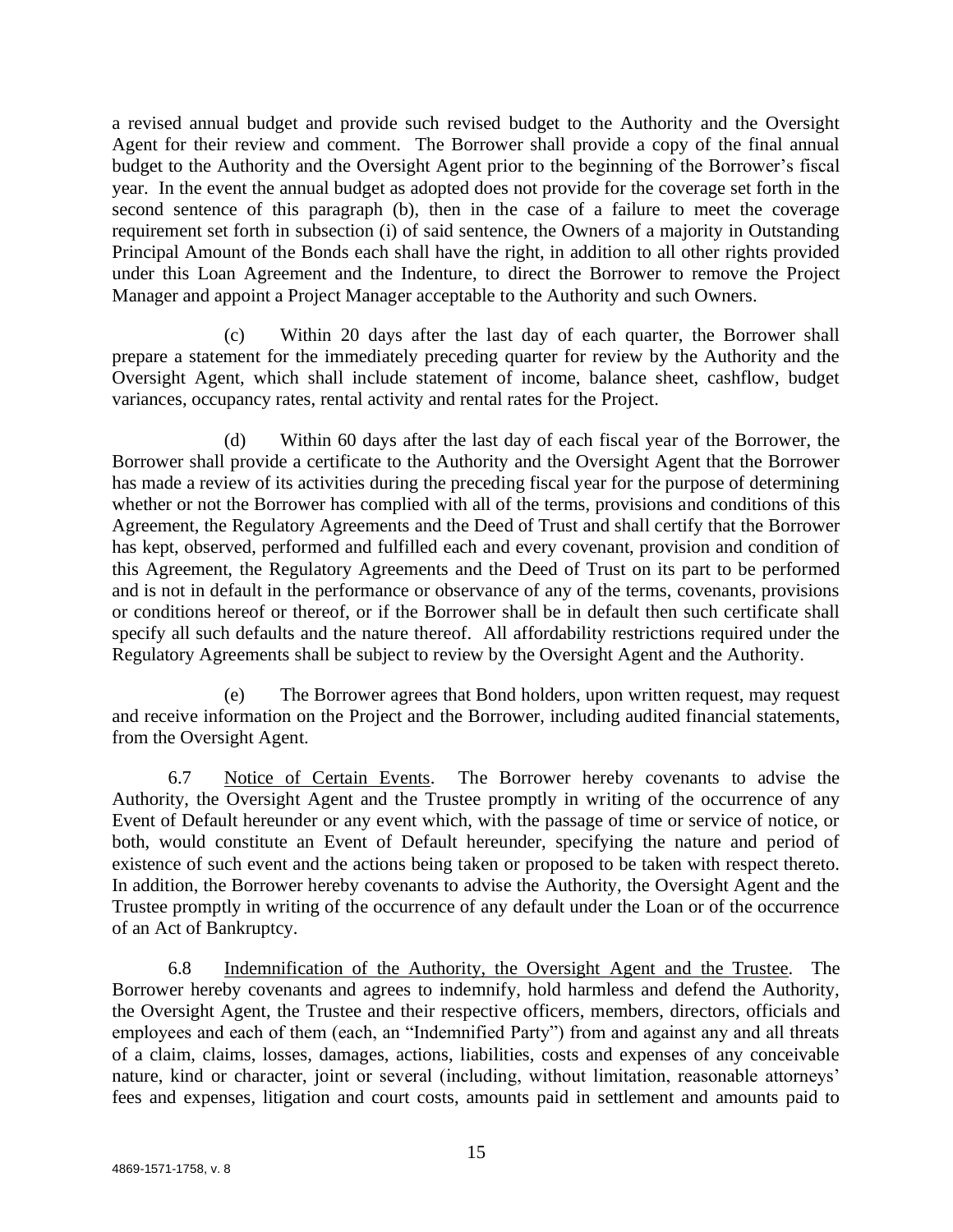a revised annual budget and provide such revised budget to the Authority and the Oversight Agent for their review and comment. The Borrower shall provide a copy of the final annual budget to the Authority and the Oversight Agent prior to the beginning of the Borrower's fiscal year. In the event the annual budget as adopted does not provide for the coverage set forth in the second sentence of this paragraph (b), then in the case of a failure to meet the coverage requirement set forth in subsection (i) of said sentence, the Owners of a majority in Outstanding Principal Amount of the Bonds each shall have the right, in addition to all other rights provided under this Loan Agreement and the Indenture, to direct the Borrower to remove the Project Manager and appoint a Project Manager acceptable to the Authority and such Owners.

(c) Within 20 days after the last day of each quarter, the Borrower shall prepare a statement for the immediately preceding quarter for review by the Authority and the Oversight Agent, which shall include statement of income, balance sheet, cashflow, budget variances, occupancy rates, rental activity and rental rates for the Project.

(d) Within 60 days after the last day of each fiscal year of the Borrower, the Borrower shall provide a certificate to the Authority and the Oversight Agent that the Borrower has made a review of its activities during the preceding fiscal year for the purpose of determining whether or not the Borrower has complied with all of the terms, provisions and conditions of this Agreement, the Regulatory Agreements and the Deed of Trust and shall certify that the Borrower has kept, observed, performed and fulfilled each and every covenant, provision and condition of this Agreement, the Regulatory Agreements and the Deed of Trust on its part to be performed and is not in default in the performance or observance of any of the terms, covenants, provisions or conditions hereof or thereof, or if the Borrower shall be in default then such certificate shall specify all such defaults and the nature thereof. All affordability restrictions required under the Regulatory Agreements shall be subject to review by the Oversight Agent and the Authority.

(e) The Borrower agrees that Bond holders, upon written request, may request and receive information on the Project and the Borrower, including audited financial statements, from the Oversight Agent.

6.7 Notice of Certain Events. The Borrower hereby covenants to advise the Authority, the Oversight Agent and the Trustee promptly in writing of the occurrence of any Event of Default hereunder or any event which, with the passage of time or service of notice, or both, would constitute an Event of Default hereunder, specifying the nature and period of existence of such event and the actions being taken or proposed to be taken with respect thereto. In addition, the Borrower hereby covenants to advise the Authority, the Oversight Agent and the Trustee promptly in writing of the occurrence of any default under the Loan or of the occurrence of an Act of Bankruptcy.

6.8 Indemnification of the Authority, the Oversight Agent and the Trustee. The Borrower hereby covenants and agrees to indemnify, hold harmless and defend the Authority, the Oversight Agent, the Trustee and their respective officers, members, directors, officials and employees and each of them (each, an "Indemnified Party") from and against any and all threats of a claim, claims, losses, damages, actions, liabilities, costs and expenses of any conceivable nature, kind or character, joint or several (including, without limitation, reasonable attorneys' fees and expenses, litigation and court costs, amounts paid in settlement and amounts paid to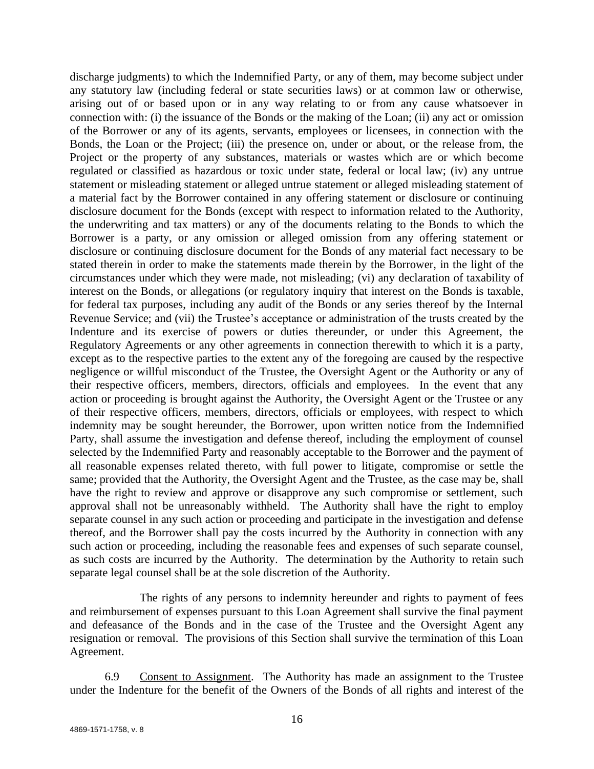discharge judgments) to which the Indemnified Party, or any of them, may become subject under any statutory law (including federal or state securities laws) or at common law or otherwise, arising out of or based upon or in any way relating to or from any cause whatsoever in connection with: (i) the issuance of the Bonds or the making of the Loan; (ii) any act or omission of the Borrower or any of its agents, servants, employees or licensees, in connection with the Bonds, the Loan or the Project; (iii) the presence on, under or about, or the release from, the Project or the property of any substances, materials or wastes which are or which become regulated or classified as hazardous or toxic under state, federal or local law; (iv) any untrue statement or misleading statement or alleged untrue statement or alleged misleading statement of a material fact by the Borrower contained in any offering statement or disclosure or continuing disclosure document for the Bonds (except with respect to information related to the Authority, the underwriting and tax matters) or any of the documents relating to the Bonds to which the Borrower is a party, or any omission or alleged omission from any offering statement or disclosure or continuing disclosure document for the Bonds of any material fact necessary to be stated therein in order to make the statements made therein by the Borrower, in the light of the circumstances under which they were made, not misleading; (vi) any declaration of taxability of interest on the Bonds, or allegations (or regulatory inquiry that interest on the Bonds is taxable, for federal tax purposes, including any audit of the Bonds or any series thereof by the Internal Revenue Service; and (vii) the Trustee's acceptance or administration of the trusts created by the Indenture and its exercise of powers or duties thereunder, or under this Agreement, the Regulatory Agreements or any other agreements in connection therewith to which it is a party, except as to the respective parties to the extent any of the foregoing are caused by the respective negligence or willful misconduct of the Trustee, the Oversight Agent or the Authority or any of their respective officers, members, directors, officials and employees. In the event that any action or proceeding is brought against the Authority, the Oversight Agent or the Trustee or any of their respective officers, members, directors, officials or employees, with respect to which indemnity may be sought hereunder, the Borrower, upon written notice from the Indemnified Party, shall assume the investigation and defense thereof, including the employment of counsel selected by the Indemnified Party and reasonably acceptable to the Borrower and the payment of all reasonable expenses related thereto, with full power to litigate, compromise or settle the same; provided that the Authority, the Oversight Agent and the Trustee, as the case may be, shall have the right to review and approve or disapprove any such compromise or settlement, such approval shall not be unreasonably withheld. The Authority shall have the right to employ separate counsel in any such action or proceeding and participate in the investigation and defense thereof, and the Borrower shall pay the costs incurred by the Authority in connection with any such action or proceeding, including the reasonable fees and expenses of such separate counsel, as such costs are incurred by the Authority. The determination by the Authority to retain such separate legal counsel shall be at the sole discretion of the Authority.

The rights of any persons to indemnity hereunder and rights to payment of fees and reimbursement of expenses pursuant to this Loan Agreement shall survive the final payment and defeasance of the Bonds and in the case of the Trustee and the Oversight Agent any resignation or removal. The provisions of this Section shall survive the termination of this Loan Agreement.

6.9 Consent to Assignment. The Authority has made an assignment to the Trustee under the Indenture for the benefit of the Owners of the Bonds of all rights and interest of the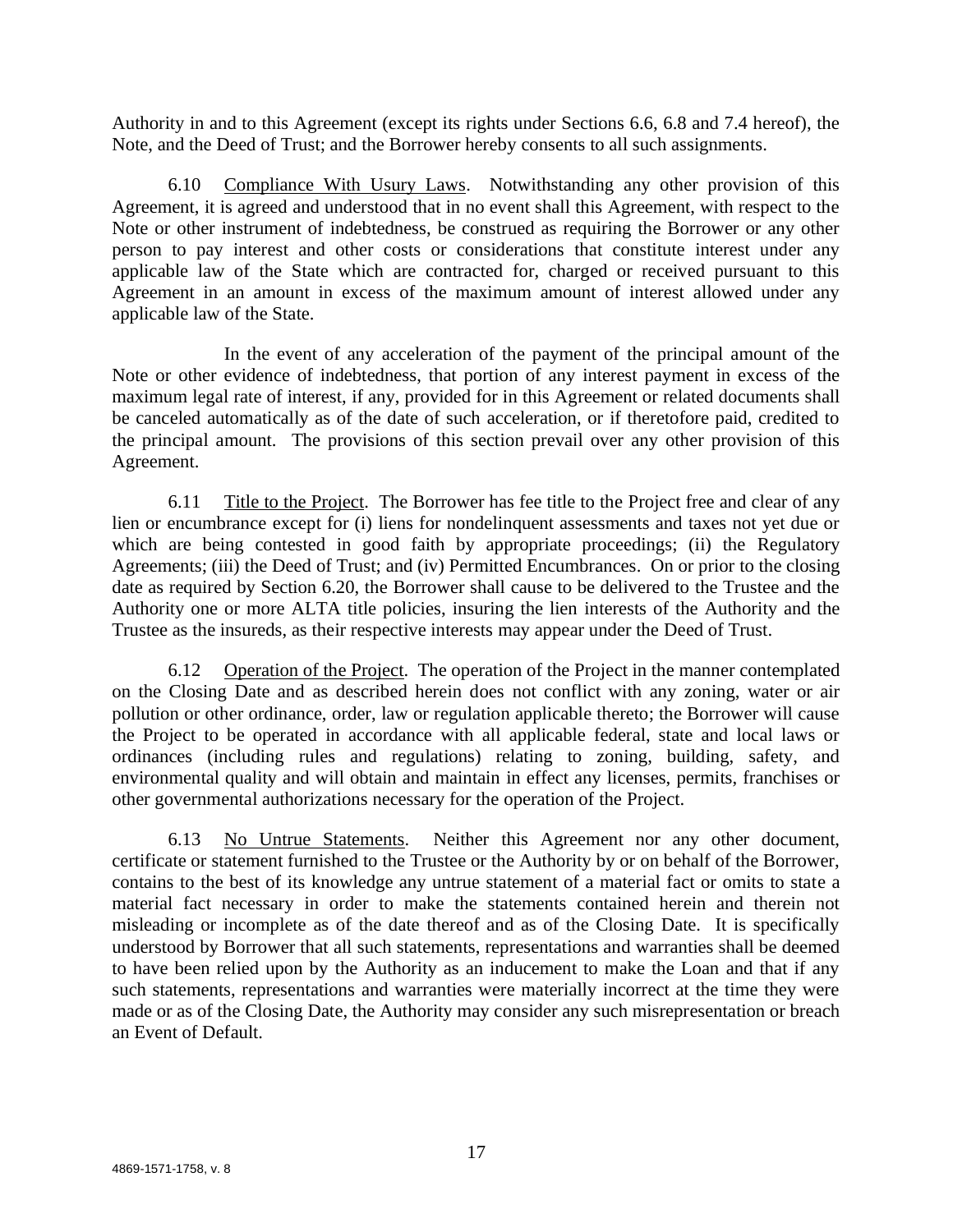Authority in and to this Agreement (except its rights under Sections 6.6, 6.8 and 7.4 hereof), the Note, and the Deed of Trust; and the Borrower hereby consents to all such assignments.

6.10 Compliance With Usury Laws. Notwithstanding any other provision of this Agreement, it is agreed and understood that in no event shall this Agreement, with respect to the Note or other instrument of indebtedness, be construed as requiring the Borrower or any other person to pay interest and other costs or considerations that constitute interest under any applicable law of the State which are contracted for, charged or received pursuant to this Agreement in an amount in excess of the maximum amount of interest allowed under any applicable law of the State.

In the event of any acceleration of the payment of the principal amount of the Note or other evidence of indebtedness, that portion of any interest payment in excess of the maximum legal rate of interest, if any, provided for in this Agreement or related documents shall be canceled automatically as of the date of such acceleration, or if theretofore paid, credited to the principal amount. The provisions of this section prevail over any other provision of this Agreement.

6.11 Title to the Project. The Borrower has fee title to the Project free and clear of any lien or encumbrance except for (i) liens for nondelinquent assessments and taxes not yet due or which are being contested in good faith by appropriate proceedings; (ii) the Regulatory Agreements; (iii) the Deed of Trust; and (iv) Permitted Encumbrances. On or prior to the closing date as required by Section 6.20, the Borrower shall cause to be delivered to the Trustee and the Authority one or more ALTA title policies, insuring the lien interests of the Authority and the Trustee as the insureds, as their respective interests may appear under the Deed of Trust.

6.12 Operation of the Project. The operation of the Project in the manner contemplated on the Closing Date and as described herein does not conflict with any zoning, water or air pollution or other ordinance, order, law or regulation applicable thereto; the Borrower will cause the Project to be operated in accordance with all applicable federal, state and local laws or ordinances (including rules and regulations) relating to zoning, building, safety, and environmental quality and will obtain and maintain in effect any licenses, permits, franchises or other governmental authorizations necessary for the operation of the Project.

6.13 No Untrue Statements. Neither this Agreement nor any other document, certificate or statement furnished to the Trustee or the Authority by or on behalf of the Borrower, contains to the best of its knowledge any untrue statement of a material fact or omits to state a material fact necessary in order to make the statements contained herein and therein not misleading or incomplete as of the date thereof and as of the Closing Date. It is specifically understood by Borrower that all such statements, representations and warranties shall be deemed to have been relied upon by the Authority as an inducement to make the Loan and that if any such statements, representations and warranties were materially incorrect at the time they were made or as of the Closing Date, the Authority may consider any such misrepresentation or breach an Event of Default.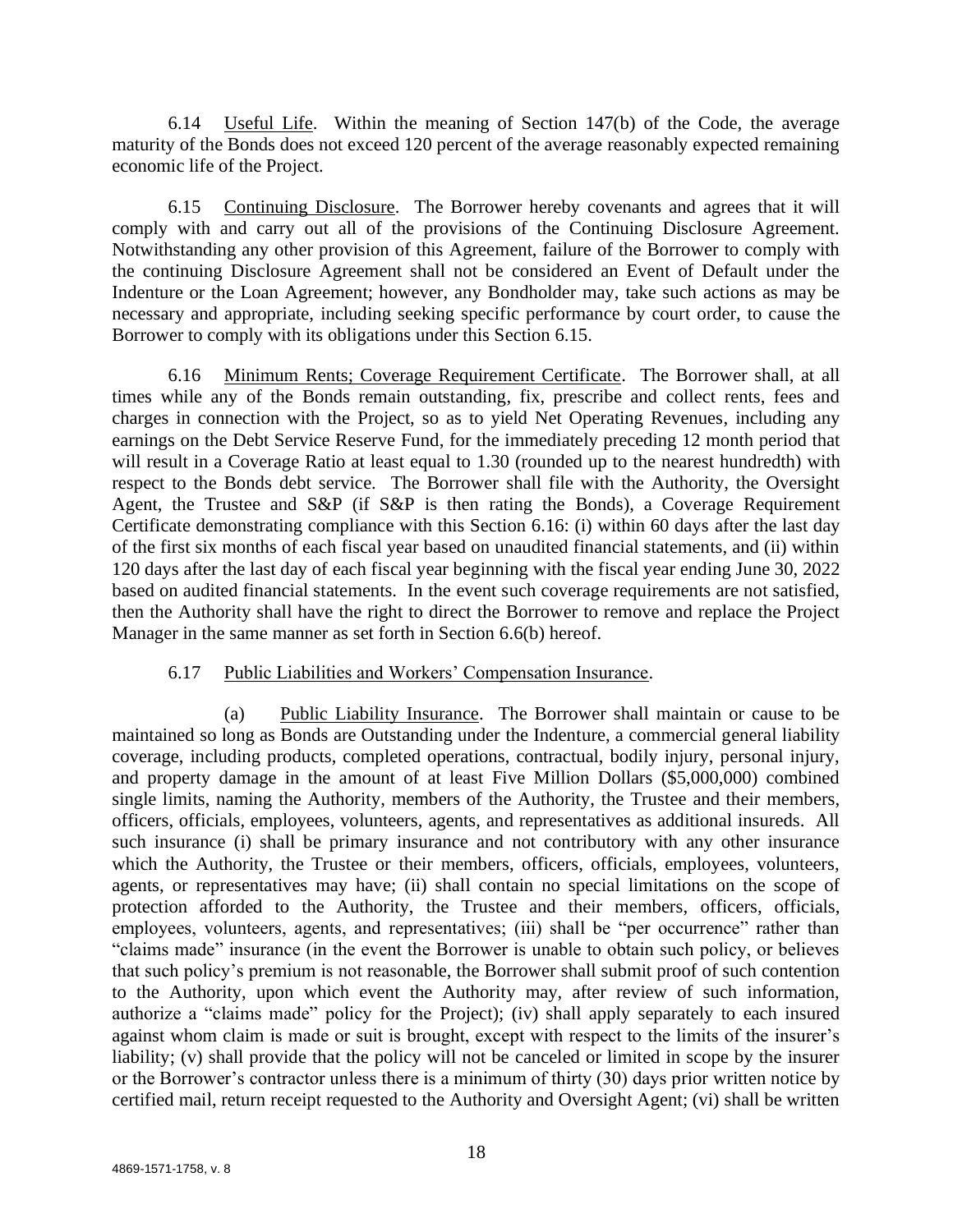6.14 Useful Life. Within the meaning of Section 147(b) of the Code, the average maturity of the Bonds does not exceed 120 percent of the average reasonably expected remaining economic life of the Project.

6.15 Continuing Disclosure. The Borrower hereby covenants and agrees that it will comply with and carry out all of the provisions of the Continuing Disclosure Agreement. Notwithstanding any other provision of this Agreement, failure of the Borrower to comply with the continuing Disclosure Agreement shall not be considered an Event of Default under the Indenture or the Loan Agreement; however, any Bondholder may, take such actions as may be necessary and appropriate, including seeking specific performance by court order, to cause the Borrower to comply with its obligations under this Section 6.15.

6.16 Minimum Rents; Coverage Requirement Certificate. The Borrower shall, at all times while any of the Bonds remain outstanding, fix, prescribe and collect rents, fees and charges in connection with the Project, so as to yield Net Operating Revenues, including any earnings on the Debt Service Reserve Fund, for the immediately preceding 12 month period that will result in a Coverage Ratio at least equal to 1.30 (rounded up to the nearest hundredth) with respect to the Bonds debt service. The Borrower shall file with the Authority, the Oversight Agent, the Trustee and S&P (if S&P is then rating the Bonds), a Coverage Requirement Certificate demonstrating compliance with this Section 6.16: (i) within 60 days after the last day of the first six months of each fiscal year based on unaudited financial statements, and (ii) within 120 days after the last day of each fiscal year beginning with the fiscal year ending June 30, 2022 based on audited financial statements. In the event such coverage requirements are not satisfied, then the Authority shall have the right to direct the Borrower to remove and replace the Project Manager in the same manner as set forth in Section 6.6(b) hereof.

6.17 Public Liabilities and Workers' Compensation Insurance.

(a) Public Liability Insurance. The Borrower shall maintain or cause to be maintained so long as Bonds are Outstanding under the Indenture, a commercial general liability coverage, including products, completed operations, contractual, bodily injury, personal injury, and property damage in the amount of at least Five Million Dollars ($5,000,000) combined single limits, naming the Authority, members of the Authority, the Trustee and their members, officers, officials, employees, volunteers, agents, and representatives as additional insureds. All such insurance (i) shall be primary insurance and not contributory with any other insurance which the Authority, the Trustee or their members, officers, officials, employees, volunteers, agents, or representatives may have; (ii) shall contain no special limitations on the scope of protection afforded to the Authority, the Trustee and their members, officers, officials, employees, volunteers, agents, and representatives; (iii) shall be "per occurrence" rather than "claims made" insurance (in the event the Borrower is unable to obtain such policy, or believes that such policy's premium is not reasonable, the Borrower shall submit proof of such contention to the Authority, upon which event the Authority may, after review of such information, authorize a "claims made" policy for the Project); (iv) shall apply separately to each insured against whom claim is made or suit is brought, except with respect to the limits of the insurer's liability; (v) shall provide that the policy will not be canceled or limited in scope by the insurer or the Borrower's contractor unless there is a minimum of thirty (30) days prior written notice by certified mail, return receipt requested to the Authority and Oversight Agent; (vi) shall be written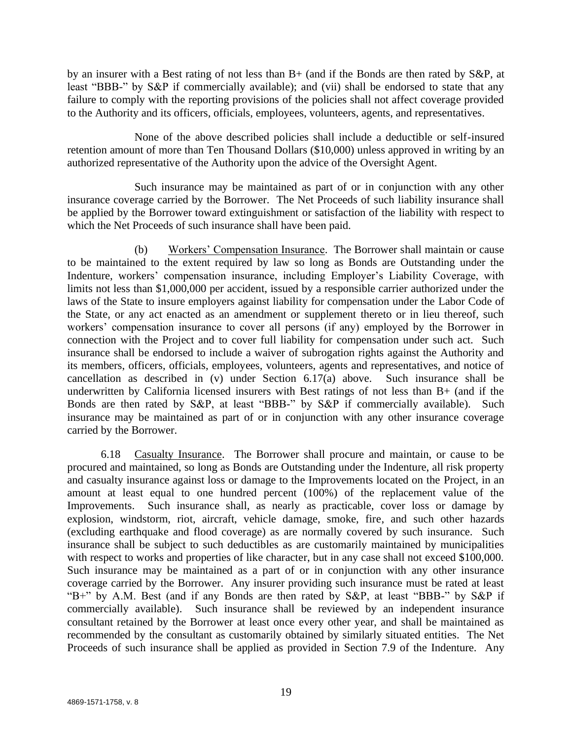by an insurer with a Best rating of not less than B+ (and if the Bonds are then rated by S&P, at least "BBB-" by S&P if commercially available); and (vii) shall be endorsed to state that any failure to comply with the reporting provisions of the policies shall not affect coverage provided to the Authority and its officers, officials, employees, volunteers, agents, and representatives.

None of the above described policies shall include a deductible or self-insured retention amount of more than Ten Thousand Dollars ($10,000) unless approved in writing by an authorized representative of the Authority upon the advice of the Oversight Agent.

Such insurance may be maintained as part of or in conjunction with any other insurance coverage carried by the Borrower. The Net Proceeds of such liability insurance shall be applied by the Borrower toward extinguishment or satisfaction of the liability with respect to which the Net Proceeds of such insurance shall have been paid.

(b) Workers' Compensation Insurance. The Borrower shall maintain or cause to be maintained to the extent required by law so long as Bonds are Outstanding under the Indenture, workers' compensation insurance, including Employer's Liability Coverage, with limits not less than $1,000,000 per accident, issued by a responsible carrier authorized under the laws of the State to insure employers against liability for compensation under the Labor Code of the State, or any act enacted as an amendment or supplement thereto or in lieu thereof, such workers' compensation insurance to cover all persons (if any) employed by the Borrower in connection with the Project and to cover full liability for compensation under such act. Such insurance shall be endorsed to include a waiver of subrogation rights against the Authority and its members, officers, officials, employees, volunteers, agents and representatives, and notice of cancellation as described in (v) under Section 6.17(a) above. Such insurance shall be underwritten by California licensed insurers with Best ratings of not less than B+ (and if the Bonds are then rated by S&P, at least "BBB-" by S&P if commercially available). Such insurance may be maintained as part of or in conjunction with any other insurance coverage carried by the Borrower.

6.18 Casualty Insurance. The Borrower shall procure and maintain, or cause to be procured and maintained, so long as Bonds are Outstanding under the Indenture, all risk property and casualty insurance against loss or damage to the Improvements located on the Project, in an amount at least equal to one hundred percent (100%) of the replacement value of the Improvements. Such insurance shall, as nearly as practicable, cover loss or damage by explosion, windstorm, riot, aircraft, vehicle damage, smoke, fire, and such other hazards (excluding earthquake and flood coverage) as are normally covered by such insurance. Such insurance shall be subject to such deductibles as are customarily maintained by municipalities with respect to works and properties of like character, but in any case shall not exceed $100,000. Such insurance may be maintained as a part of or in conjunction with any other insurance coverage carried by the Borrower. Any insurer providing such insurance must be rated at least "B+" by A.M. Best (and if any Bonds are then rated by S&P, at least "BBB-" by S&P if commercially available). Such insurance shall be reviewed by an independent insurance consultant retained by the Borrower at least once every other year, and shall be maintained as recommended by the consultant as customarily obtained by similarly situated entities. The Net Proceeds of such insurance shall be applied as provided in Section 7.9 of the Indenture. Any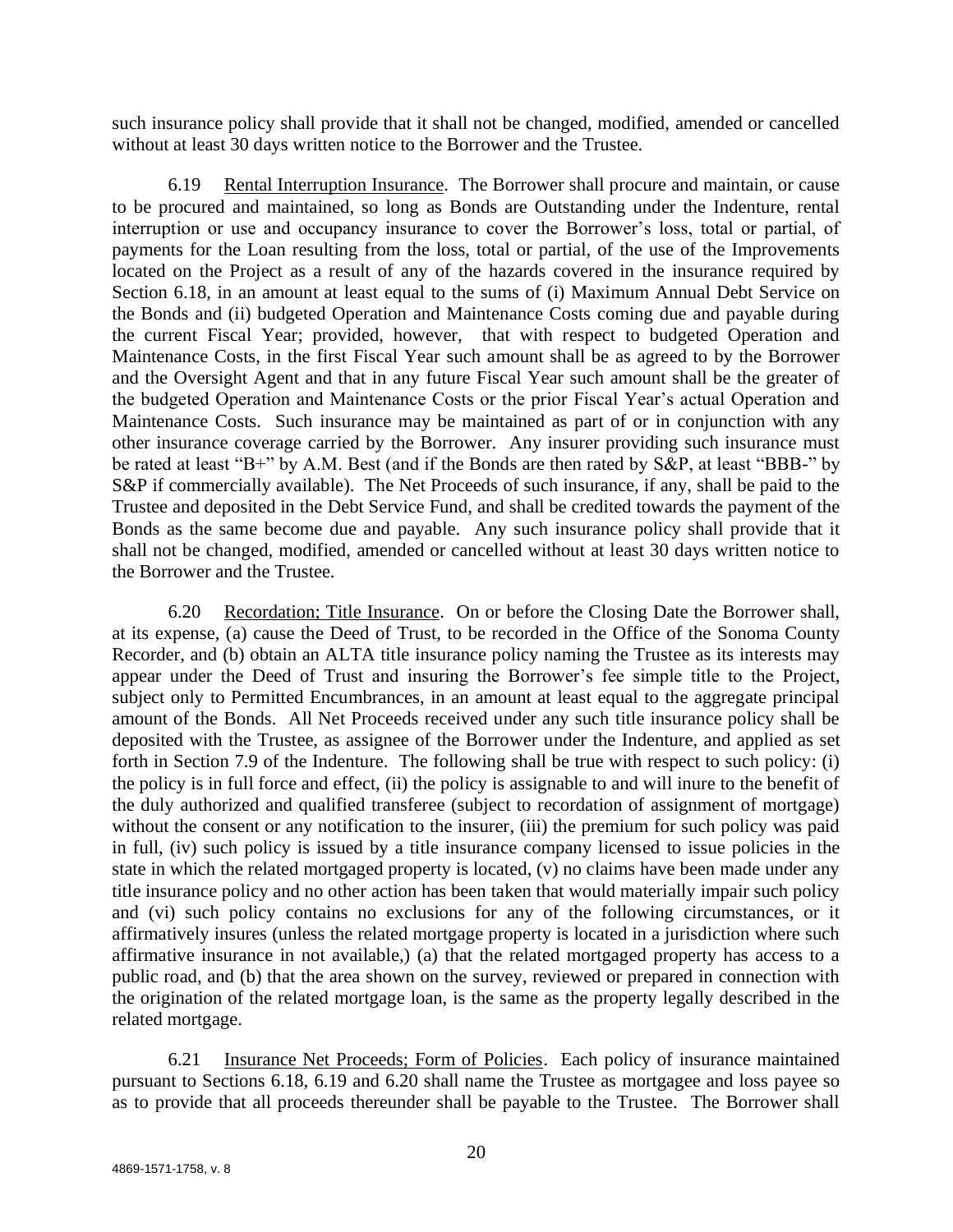such insurance policy shall provide that it shall not be changed, modified, amended or cancelled without at least 30 days written notice to the Borrower and the Trustee.

6.19 Rental Interruption Insurance. The Borrower shall procure and maintain, or cause to be procured and maintained, so long as Bonds are Outstanding under the Indenture, rental interruption or use and occupancy insurance to cover the Borrower's loss, total or partial, of payments for the Loan resulting from the loss, total or partial, of the use of the Improvements located on the Project as a result of any of the hazards covered in the insurance required by Section 6.18, in an amount at least equal to the sums of (i) Maximum Annual Debt Service on the Bonds and (ii) budgeted Operation and Maintenance Costs coming due and payable during the current Fiscal Year; provided, however, that with respect to budgeted Operation and Maintenance Costs, in the first Fiscal Year such amount shall be as agreed to by the Borrower and the Oversight Agent and that in any future Fiscal Year such amount shall be the greater of the budgeted Operation and Maintenance Costs or the prior Fiscal Year's actual Operation and Maintenance Costs. Such insurance may be maintained as part of or in conjunction with any other insurance coverage carried by the Borrower. Any insurer providing such insurance must be rated at least "B+" by A.M. Best (and if the Bonds are then rated by S&P, at least "BBB-" by S&P if commercially available). The Net Proceeds of such insurance, if any, shall be paid to the Trustee and deposited in the Debt Service Fund, and shall be credited towards the payment of the Bonds as the same become due and payable. Any such insurance policy shall provide that it shall not be changed, modified, amended or cancelled without at least 30 days written notice to the Borrower and the Trustee.

6.20 Recordation; Title Insurance. On or before the Closing Date the Borrower shall, at its expense, (a) cause the Deed of Trust, to be recorded in the Office of the Sonoma County Recorder, and (b) obtain an ALTA title insurance policy naming the Trustee as its interests may appear under the Deed of Trust and insuring the Borrower's fee simple title to the Project, subject only to Permitted Encumbrances, in an amount at least equal to the aggregate principal amount of the Bonds. All Net Proceeds received under any such title insurance policy shall be deposited with the Trustee, as assignee of the Borrower under the Indenture, and applied as set forth in Section 7.9 of the Indenture. The following shall be true with respect to such policy: (i) the policy is in full force and effect, (ii) the policy is assignable to and will inure to the benefit of the duly authorized and qualified transferee (subject to recordation of assignment of mortgage) without the consent or any notification to the insurer, (iii) the premium for such policy was paid in full, (iv) such policy is issued by a title insurance company licensed to issue policies in the state in which the related mortgaged property is located, (v) no claims have been made under any title insurance policy and no other action has been taken that would materially impair such policy and (vi) such policy contains no exclusions for any of the following circumstances, or it affirmatively insures (unless the related mortgage property is located in a jurisdiction where such affirmative insurance in not available,) (a) that the related mortgaged property has access to a public road, and (b) that the area shown on the survey, reviewed or prepared in connection with the origination of the related mortgage loan, is the same as the property legally described in the related mortgage.

6.21 Insurance Net Proceeds; Form of Policies. Each policy of insurance maintained pursuant to Sections 6.18, 6.19 and 6.20 shall name the Trustee as mortgagee and loss payee so as to provide that all proceeds thereunder shall be payable to the Trustee. The Borrower shall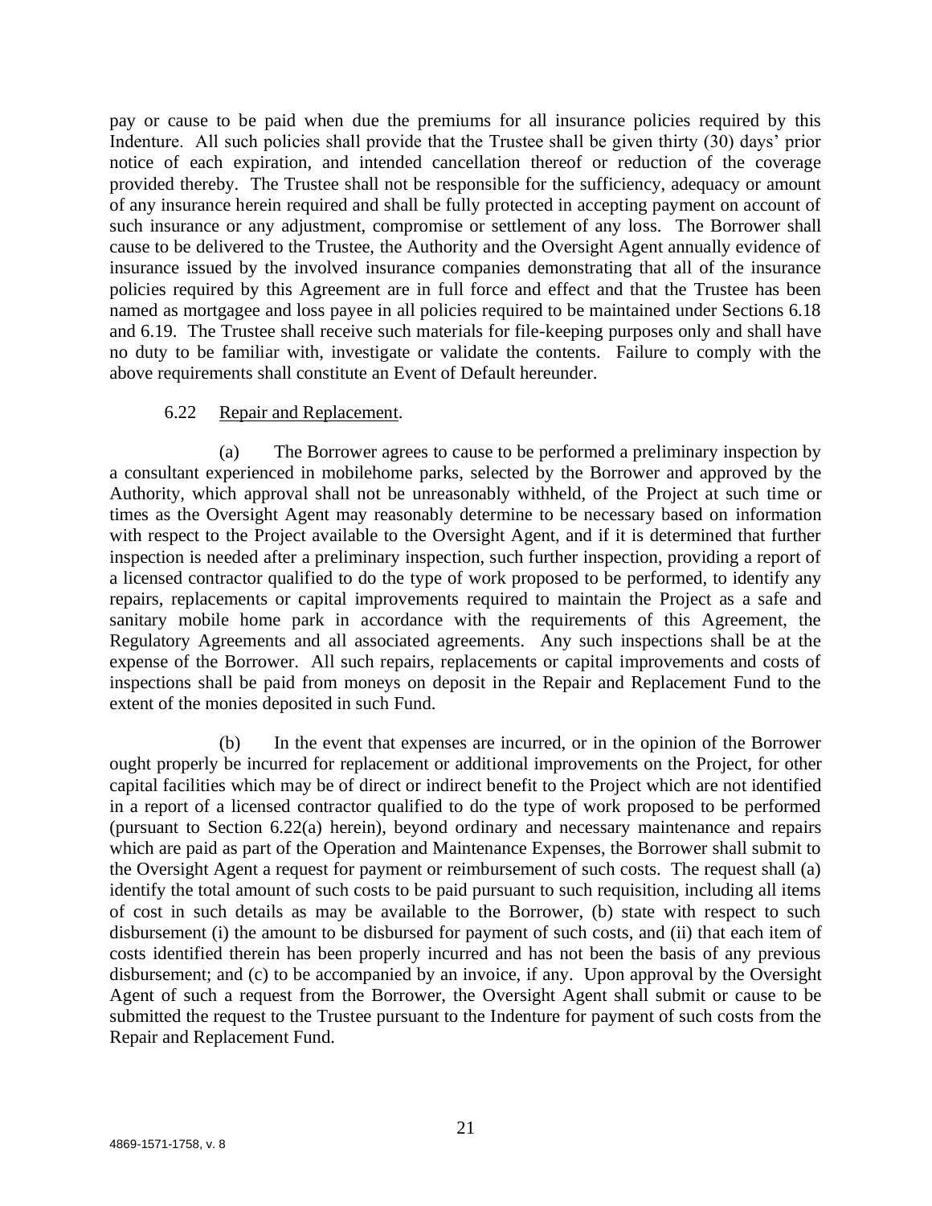pay or cause to be paid when due the premiums for all insurance policies required by this Indenture. All such policies shall provide that the Trustee shall be given thirty (30) days' prior notice of each expiration, and intended cancellation thereof or reduction of the coverage provided thereby. The Trustee shall not be responsible for the sufficiency, adequacy or amount of any insurance herein required and shall be fully protected in accepting payment on account of such insurance or any adjustment, compromise or settlement of any loss. The Borrower shall cause to be delivered to the Trustee, the Authority and the Oversight Agent annually evidence of insurance issued by the involved insurance companies demonstrating that all of the insurance policies required by this Agreement are in full force and effect and that the Trustee has been named as mortgagee and loss payee in all policies required to be maintained under Sections 6.18 and 6.19. The Trustee shall receive such materials for file-keeping purposes only and shall have no duty to be familiar with, investigate or validate the contents. Failure to comply with the above requirements shall constitute an Event of Default hereunder.

6.22 Repair and Replacement.

(a) The Borrower agrees to cause to be performed a preliminary inspection by a consultant experienced in mobilehome parks, selected by the Borrower and approved by the Authority, which approval shall not be unreasonably withheld, of the Project at such time or times as the Oversight Agent may reasonably determine to be necessary based on information with respect to the Project available to the Oversight Agent, and if it is determined that further inspection is needed after a preliminary inspection, such further inspection, providing a report of a licensed contractor qualified to do the type of work proposed to be performed, to identify any repairs, replacements or capital improvements required to maintain the Project as a safe and sanitary mobile home park in accordance with the requirements of this Agreement, the Regulatory Agreements and all associated agreements. Any such inspections shall be at the expense of the Borrower. All such repairs, replacements or capital improvements and costs of inspections shall be paid from moneys on deposit in the Repair and Replacement Fund to the extent of the monies deposited in such Fund.

(b) In the event that expenses are incurred, or in the opinion of the Borrower ought properly be incurred for replacement or additional improvements on the Project, for other capital facilities which may be of direct or indirect benefit to the Project which are not identified in a report of a licensed contractor qualified to do the type of work proposed to be performed (pursuant to Section 6.22(a) herein), beyond ordinary and necessary maintenance and repairs which are paid as part of the Operation and Maintenance Expenses, the Borrower shall submit to the Oversight Agent a request for payment or reimbursement of such costs. The request shall (a) identify the total amount of such costs to be paid pursuant to such requisition, including all items of cost in such details as may be available to the Borrower, (b) state with respect to such disbursement (i) the amount to be disbursed for payment of such costs, and (ii) that each item of costs identified therein has been properly incurred and has not been the basis of any previous disbursement; and (c) to be accompanied by an invoice, if any. Upon approval by the Oversight Agent of such a request from the Borrower, the Oversight Agent shall submit or cause to be submitted the request to the Trustee pursuant to the Indenture for payment of such costs from the Repair and Replacement Fund.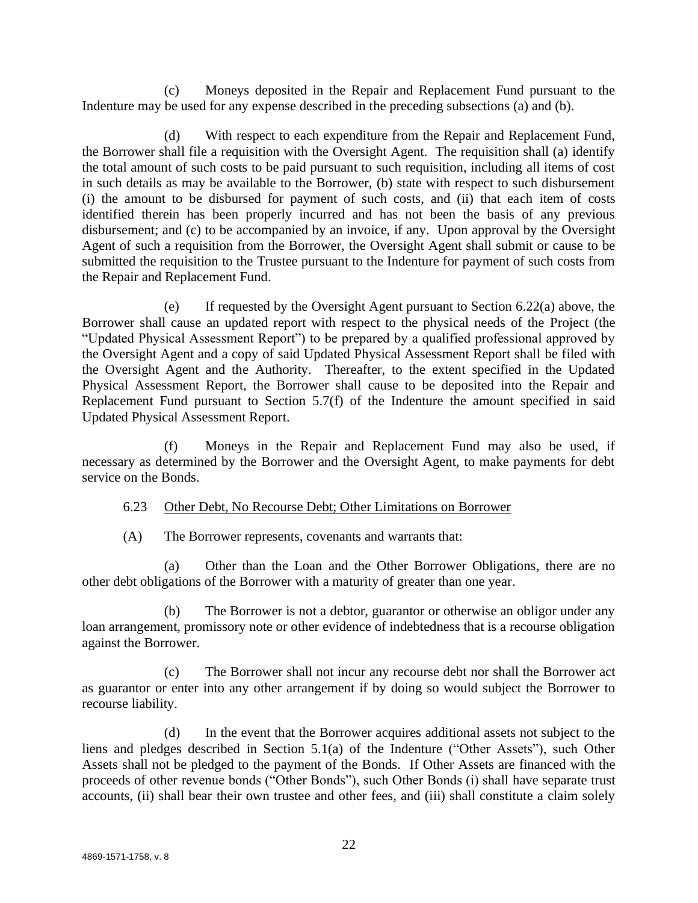(c) Moneys deposited in the Repair and Replacement Fund pursuant to the Indenture may be used for any expense described in the preceding subsections (a) and (b).

(d) With respect to each expenditure from the Repair and Replacement Fund, the Borrower shall file a requisition with the Oversight Agent. The requisition shall (a) identify the total amount of such costs to be paid pursuant to such requisition, including all items of cost in such details as may be available to the Borrower, (b) state with respect to such disbursement (i) the amount to be disbursed for payment of such costs, and (ii) that each item of costs identified therein has been properly incurred and has not been the basis of any previous disbursement; and (c) to be accompanied by an invoice, if any. Upon approval by the Oversight Agent of such a requisition from the Borrower, the Oversight Agent shall submit or cause to be submitted the requisition to the Trustee pursuant to the Indenture for payment of such costs from the Repair and Replacement Fund.

(e) If requested by the Oversight Agent pursuant to Section 6.22(a) above, the Borrower shall cause an updated report with respect to the physical needs of the Project (the "Updated Physical Assessment Report") to be prepared by a qualified professional approved by the Oversight Agent and a copy of said Updated Physical Assessment Report shall be filed with the Oversight Agent and the Authority. Thereafter, to the extent specified in the Updated Physical Assessment Report, the Borrower shall cause to be deposited into the Repair and Replacement Fund pursuant to Section 5.7(f) of the Indenture the amount specified in said Updated Physical Assessment Report.

(f) Moneys in the Repair and Replacement Fund may also be used, if necessary as determined by the Borrower and the Oversight Agent, to make payments for debt service on the Bonds.

6.23 Other Debt, No Recourse Debt; Other Limitations on Borrower

(A) The Borrower represents, covenants and warrants that:

(a) Other than the Loan and the Other Borrower Obligations, there are no other debt obligations of the Borrower with a maturity of greater than one year.

(b) The Borrower is not a debtor, guarantor or otherwise an obligor under any loan arrangement, promissory note or other evidence of indebtedness that is a recourse obligation against the Borrower.

(c) The Borrower shall not incur any recourse debt nor shall the Borrower act as guarantor or enter into any other arrangement if by doing so would subject the Borrower to recourse liability.

(d) In the event that the Borrower acquires additional assets not subject to the liens and pledges described in Section 5.1(a) of the Indenture ("Other Assets"), such Other Assets shall not be pledged to the payment of the Bonds. If Other Assets are financed with the proceeds of other revenue bonds ("Other Bonds"), such Other Bonds (i) shall have separate trust accounts, (ii) shall bear their own trustee and other fees, and (iii) shall constitute a claim solely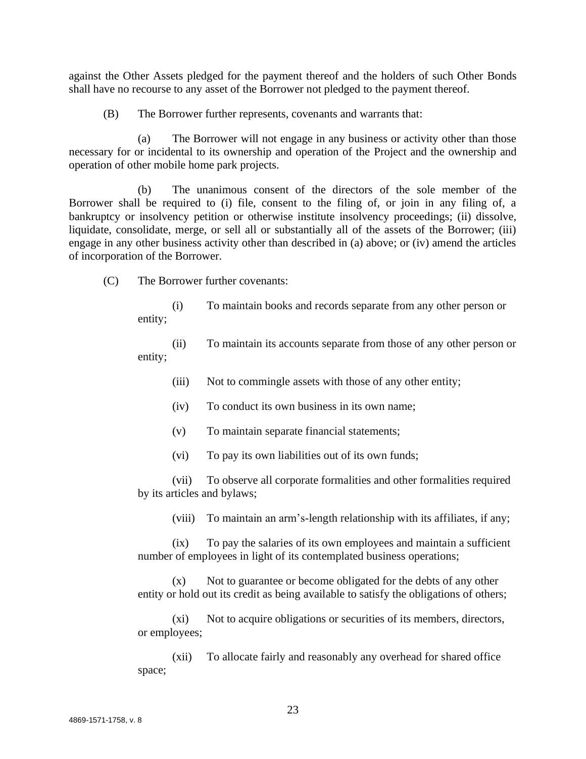against the Other Assets pledged for the payment thereof and the holders of such Other Bonds shall have no recourse to any asset of the Borrower not pledged to the payment thereof.

(B) The Borrower further represents, covenants and warrants that:

(a) The Borrower will not engage in any business or activity other than those necessary for or incidental to its ownership and operation of the Project and the ownership and operation of other mobile home park projects.

(b) The unanimous consent of the directors of the sole member of the Borrower shall be required to (i) file, consent to the filing of, or join in any filing of, a bankruptcy or insolvency petition or otherwise institute insolvency proceedings; (ii) dissolve, liquidate, consolidate, merge, or sell all or substantially all of the assets of the Borrower; (iii) engage in any other business activity other than described in (a) above; or (iv) amend the articles of incorporation of the Borrower.

(C) The Borrower further covenants:

(i) To maintain books and records separate from any other person or entity;

(ii) To maintain its accounts separate from those of any other person or entity;

(iii) Not to commingle assets with those of any other entity;

(iv) To conduct its own business in its own name;

(v) To maintain separate financial statements;

(vi) To pay its own liabilities out of its own funds;

(vii) To observe all corporate formalities and other formalities required by its articles and bylaws;

(viii) To maintain an arm's-length relationship with its affiliates, if any;

(ix) To pay the salaries of its own employees and maintain a sufficient number of employees in light of its contemplated business operations;

(x) Not to guarantee or become obligated for the debts of any other entity or hold out its credit as being available to satisfy the obligations of others;

(xi) Not to acquire obligations or securities of its members, directors, or employees;

(xii) To allocate fairly and reasonably any overhead for shared office space;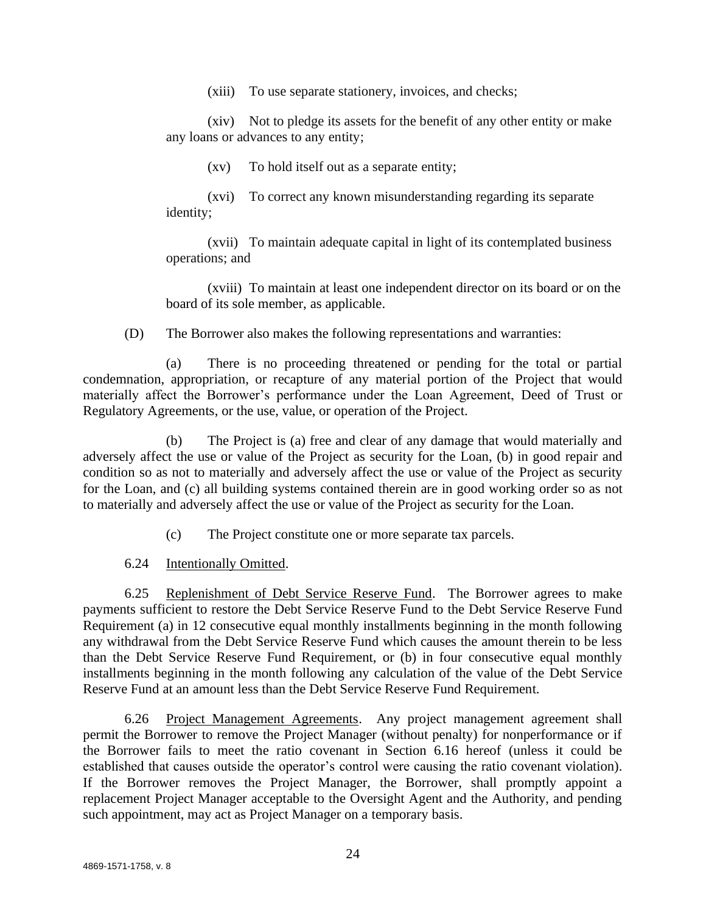(xiii) To use separate stationery, invoices, and checks;

(xiv) Not to pledge its assets for the benefit of any other entity or make any loans or advances to any entity;

(xv) To hold itself out as a separate entity;

(xvi) To correct any known misunderstanding regarding its separate identity;

(xvii) To maintain adequate capital in light of its contemplated business operations; and

(xviii) To maintain at least one independent director on its board or on the board of its sole member, as applicable.

(D) The Borrower also makes the following representations and warranties:

(a) There is no proceeding threatened or pending for the total or partial condemnation, appropriation, or recapture of any material portion of the Project that would materially affect the Borrower's performance under the Loan Agreement, Deed of Trust or Regulatory Agreements, or the use, value, or operation of the Project.

(b) The Project is (a) free and clear of any damage that would materially and adversely affect the use or value of the Project as security for the Loan, (b) in good repair and condition so as not to materially and adversely affect the use or value of the Project as security for the Loan, and (c) all building systems contained therein are in good working order so as not to materially and adversely affect the use or value of the Project as security for the Loan.

(c) The Project constitute one or more separate tax parcels.

6.24 <u>Intentionally Omitted</u>.

6.25 <u>Replenishment of Debt Service Reserve Fund</u>. The Borrower agrees to make payments sufficient to restore the Debt Service Reserve Fund to the Debt Service Reserve Fund Requirement (a) in 12 consecutive equal monthly installments beginning in the month following any withdrawal from the Debt Service Reserve Fund which causes the amount therein to be less than the Debt Service Reserve Fund Requirement, or (b) in four consecutive equal monthly installments beginning in the month following any calculation of the value of the Debt Service Reserve Fund at an amount less than the Debt Service Reserve Fund Requirement.

6.26 <u>Project Management Agreements</u>. Any project management agreement shall permit the Borrower to remove the Project Manager (without penalty) for nonperformance or if the Borrower fails to meet the ratio covenant in Section 6.16 hereof (unless it could be established that causes outside the operator's control were causing the ratio covenant violation). If the Borrower removes the Project Manager, the Borrower, shall promptly appoint a replacement Project Manager acceptable to the Oversight Agent and the Authority, and pending such appointment, may act as Project Manager on a temporary basis.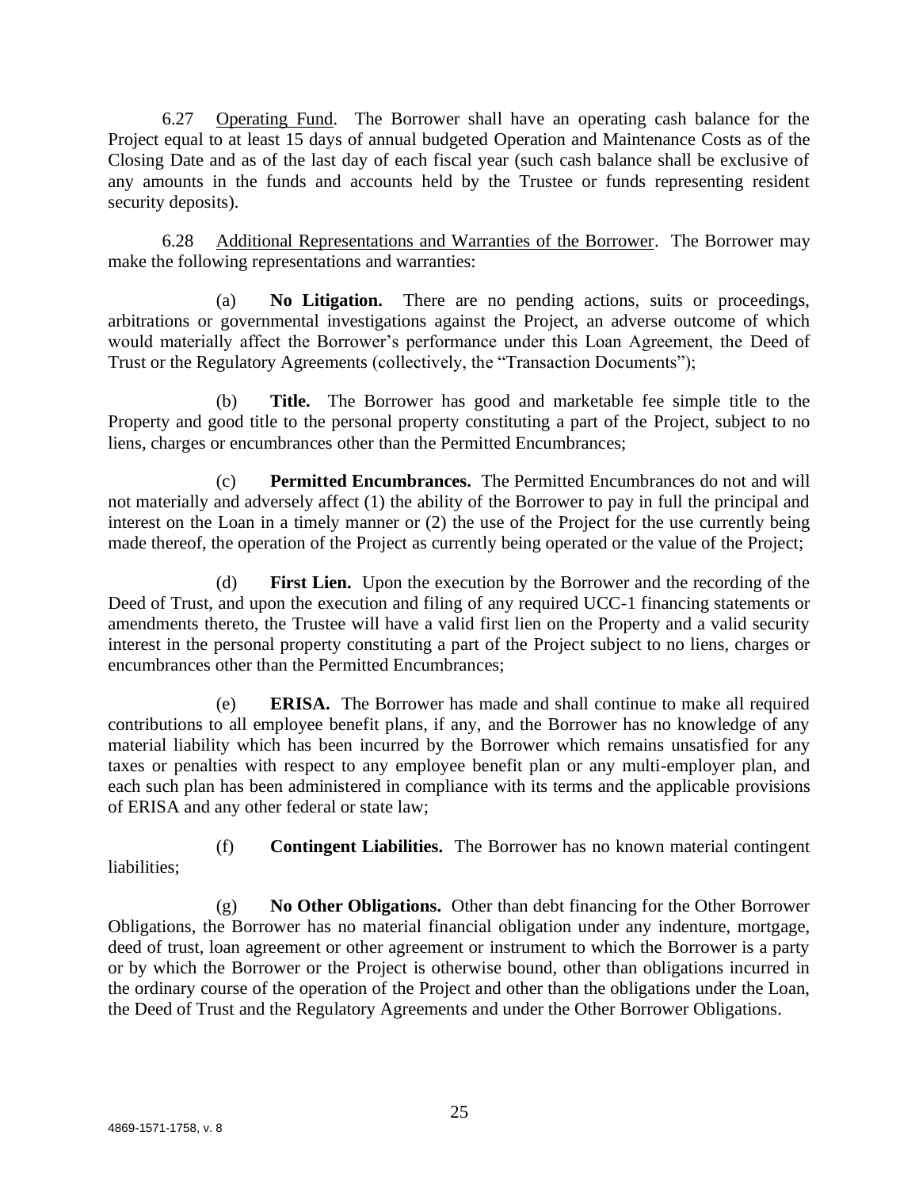6.27 Operating Fund. The Borrower shall have an operating cash balance for the Project equal to at least 15 days of annual budgeted Operation and Maintenance Costs as of the Closing Date and as of the last day of each fiscal year (such cash balance shall be exclusive of any amounts in the funds and accounts held by the Trustee or funds representing resident security deposits).

6.28 Additional Representations and Warranties of the Borrower. The Borrower may make the following representations and warranties:

(a) **No Litigation.** There are no pending actions, suits or proceedings, arbitrations or governmental investigations against the Project, an adverse outcome of which would materially affect the Borrower's performance under this Loan Agreement, the Deed of Trust or the Regulatory Agreements (collectively, the "Transaction Documents");

(b) **Title.** The Borrower has good and marketable fee simple title to the Property and good title to the personal property constituting a part of the Project, subject to no liens, charges or encumbrances other than the Permitted Encumbrances;

(c) **Permitted Encumbrances.** The Permitted Encumbrances do not and will not materially and adversely affect (1) the ability of the Borrower to pay in full the principal and interest on the Loan in a timely manner or (2) the use of the Project for the use currently being made thereof, the operation of the Project as currently being operated or the value of the Project;

(d) **First Lien.** Upon the execution by the Borrower and the recording of the Deed of Trust, and upon the execution and filing of any required UCC-1 financing statements or amendments thereto, the Trustee will have a valid first lien on the Property and a valid security interest in the personal property constituting a part of the Project subject to no liens, charges or encumbrances other than the Permitted Encumbrances;

(e) **ERISA.** The Borrower has made and shall continue to make all required contributions to all employee benefit plans, if any, and the Borrower has no knowledge of any material liability which has been incurred by the Borrower which remains unsatisfied for any taxes or penalties with respect to any employee benefit plan or any multi-employer plan, and each such plan has been administered in compliance with its terms and the applicable provisions of ERISA and any other federal or state law;

(f) **Contingent Liabilities.** The Borrower has no known material contingent liabilities;

(g) **No Other Obligations.** Other than debt financing for the Other Borrower Obligations, the Borrower has no material financial obligation under any indenture, mortgage, deed of trust, loan agreement or other agreement or instrument to which the Borrower is a party or by which the Borrower or the Project is otherwise bound, other than obligations incurred in the ordinary course of the operation of the Project and other than the obligations under the Loan, the Deed of Trust and the Regulatory Agreements and under the Other Borrower Obligations.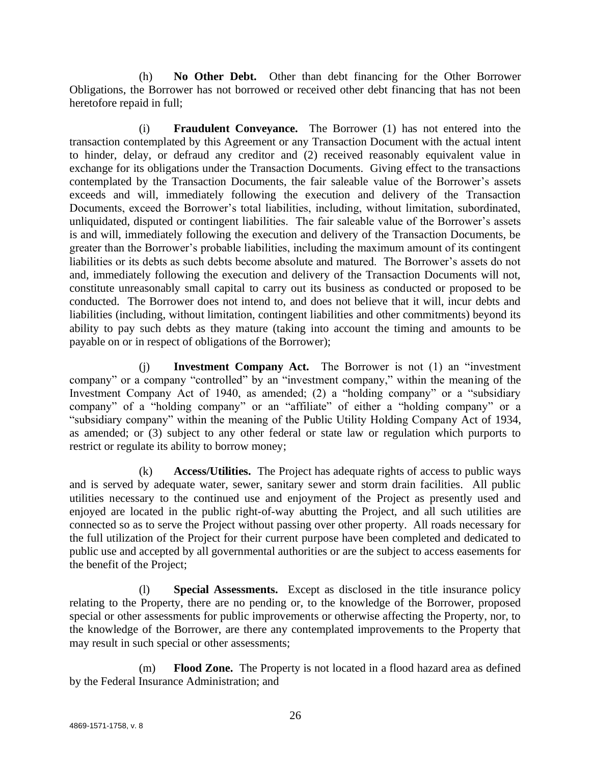(h) **No Other Debt.** Other than debt financing for the Other Borrower Obligations, the Borrower has not borrowed or received other debt financing that has not been heretofore repaid in full;

(i) **Fraudulent Conveyance.** The Borrower (1) has not entered into the transaction contemplated by this Agreement or any Transaction Document with the actual intent to hinder, delay, or defraud any creditor and (2) received reasonably equivalent value in exchange for its obligations under the Transaction Documents. Giving effect to the transactions contemplated by the Transaction Documents, the fair saleable value of the Borrower's assets exceeds and will, immediately following the execution and delivery of the Transaction Documents, exceed the Borrower's total liabilities, including, without limitation, subordinated, unliquidated, disputed or contingent liabilities. The fair saleable value of the Borrower's assets is and will, immediately following the execution and delivery of the Transaction Documents, be greater than the Borrower's probable liabilities, including the maximum amount of its contingent liabilities or its debts as such debts become absolute and matured. The Borrower's assets do not and, immediately following the execution and delivery of the Transaction Documents will not, constitute unreasonably small capital to carry out its business as conducted or proposed to be conducted. The Borrower does not intend to, and does not believe that it will, incur debts and liabilities (including, without limitation, contingent liabilities and other commitments) beyond its ability to pay such debts as they mature (taking into account the timing and amounts to be payable on or in respect of obligations of the Borrower);

(j) **Investment Company Act.** The Borrower is not (1) an "investment company" or a company "controlled" by an "investment company," within the meaning of the Investment Company Act of 1940, as amended; (2) a "holding company" or a "subsidiary company" of a "holding company" or an "affiliate" of either a "holding company" or a "subsidiary company" within the meaning of the Public Utility Holding Company Act of 1934, as amended; or (3) subject to any other federal or state law or regulation which purports to restrict or regulate its ability to borrow money;

(k) **Access/Utilities.** The Project has adequate rights of access to public ways and is served by adequate water, sewer, sanitary sewer and storm drain facilities. All public utilities necessary to the continued use and enjoyment of the Project as presently used and enjoyed are located in the public right-of-way abutting the Project, and all such utilities are connected so as to serve the Project without passing over other property. All roads necessary for the full utilization of the Project for their current purpose have been completed and dedicated to public use and accepted by all governmental authorities or are the subject to access easements for the benefit of the Project;

(l) **Special Assessments.** Except as disclosed in the title insurance policy relating to the Property, there are no pending or, to the knowledge of the Borrower, proposed special or other assessments for public improvements or otherwise affecting the Property, nor, to the knowledge of the Borrower, are there any contemplated improvements to the Property that may result in such special or other assessments;

(m) **Flood Zone.** The Property is not located in a flood hazard area as defined by the Federal Insurance Administration; and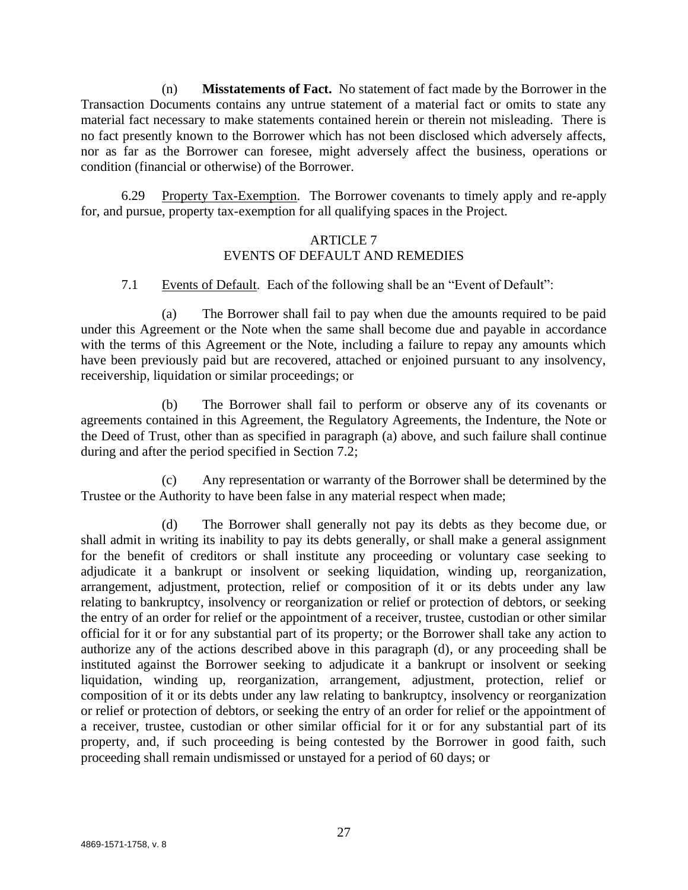(n) **Misstatements of Fact.** No statement of fact made by the Borrower in the Transaction Documents contains any untrue statement of a material fact or omits to state any material fact necessary to make statements contained herein or therein not misleading. There is no fact presently known to the Borrower which has not been disclosed which adversely affects, nor as far as the Borrower can foresee, might adversely affect the business, operations or condition (financial or otherwise) of the Borrower.

6.29 Property Tax-Exemption. The Borrower covenants to timely apply and re-apply for, and pursue, property tax-exemption for all qualifying spaces in the Project.

## ARTICLE 7
## EVENTS OF DEFAULT AND REMEDIES

7.1 Events of Default. Each of the following shall be an "Event of Default":

(a) The Borrower shall fail to pay when due the amounts required to be paid under this Agreement or the Note when the same shall become due and payable in accordance with the terms of this Agreement or the Note, including a failure to repay any amounts which have been previously paid but are recovered, attached or enjoined pursuant to any insolvency, receivership, liquidation or similar proceedings; or

(b) The Borrower shall fail to perform or observe any of its covenants or agreements contained in this Agreement, the Regulatory Agreements, the Indenture, the Note or the Deed of Trust, other than as specified in paragraph (a) above, and such failure shall continue during and after the period specified in Section 7.2;

(c) Any representation or warranty of the Borrower shall be determined by the Trustee or the Authority to have been false in any material respect when made;

(d) The Borrower shall generally not pay its debts as they become due, or shall admit in writing its inability to pay its debts generally, or shall make a general assignment for the benefit of creditors or shall institute any proceeding or voluntary case seeking to adjudicate it a bankrupt or insolvent or seeking liquidation, winding up, reorganization, arrangement, adjustment, protection, relief or composition of it or its debts under any law relating to bankruptcy, insolvency or reorganization or relief or protection of debtors, or seeking the entry of an order for relief or the appointment of a receiver, trustee, custodian or other similar official for it or for any substantial part of its property; or the Borrower shall take any action to authorize any of the actions described above in this paragraph (d), or any proceeding shall be instituted against the Borrower seeking to adjudicate it a bankrupt or insolvent or seeking liquidation, winding up, reorganization, arrangement, adjustment, protection, relief or composition of it or its debts under any law relating to bankruptcy, insolvency or reorganization or relief or protection of debtors, or seeking the entry of an order for relief or the appointment of a receiver, trustee, custodian or other similar official for it or for any substantial part of its property, and, if such proceeding is being contested by the Borrower in good faith, such proceeding shall remain undismissed or unstayed for a period of 60 days; or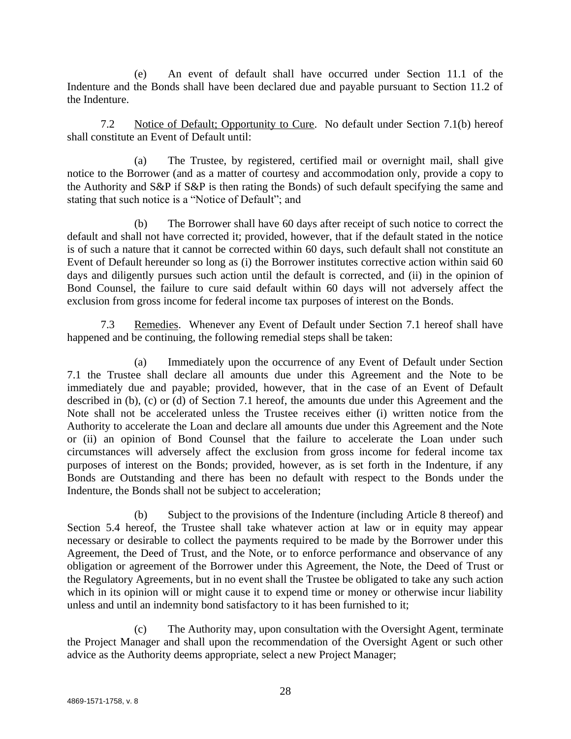(e) An event of default shall have occurred under Section 11.1 of the Indenture and the Bonds shall have been declared due and payable pursuant to Section 11.2 of the Indenture.

7.2 Notice of Default; Opportunity to Cure. No default under Section 7.1(b) hereof shall constitute an Event of Default until:

(a) The Trustee, by registered, certified mail or overnight mail, shall give notice to the Borrower (and as a matter of courtesy and accommodation only, provide a copy to the Authority and S&P if S&P is then rating the Bonds) of such default specifying the same and stating that such notice is a "Notice of Default"; and

(b) The Borrower shall have 60 days after receipt of such notice to correct the default and shall not have corrected it; provided, however, that if the default stated in the notice is of such a nature that it cannot be corrected within 60 days, such default shall not constitute an Event of Default hereunder so long as (i) the Borrower institutes corrective action within said 60 days and diligently pursues such action until the default is corrected, and (ii) in the opinion of Bond Counsel, the failure to cure said default within 60 days will not adversely affect the exclusion from gross income for federal income tax purposes of interest on the Bonds.

7.3 Remedies. Whenever any Event of Default under Section 7.1 hereof shall have happened and be continuing, the following remedial steps shall be taken:

(a) Immediately upon the occurrence of any Event of Default under Section 7.1 the Trustee shall declare all amounts due under this Agreement and the Note to be immediately due and payable; provided, however, that in the case of an Event of Default described in (b), (c) or (d) of Section 7.1 hereof, the amounts due under this Agreement and the Note shall not be accelerated unless the Trustee receives either (i) written notice from the Authority to accelerate the Loan and declare all amounts due under this Agreement and the Note or (ii) an opinion of Bond Counsel that the failure to accelerate the Loan under such circumstances will adversely affect the exclusion from gross income for federal income tax purposes of interest on the Bonds; provided, however, as is set forth in the Indenture, if any Bonds are Outstanding and there has been no default with respect to the Bonds under the Indenture, the Bonds shall not be subject to acceleration;

(b) Subject to the provisions of the Indenture (including Article 8 thereof) and Section 5.4 hereof, the Trustee shall take whatever action at law or in equity may appear necessary or desirable to collect the payments required to be made by the Borrower under this Agreement, the Deed of Trust, and the Note, or to enforce performance and observance of any obligation or agreement of the Borrower under this Agreement, the Note, the Deed of Trust or the Regulatory Agreements, but in no event shall the Trustee be obligated to take any such action which in its opinion will or might cause it to expend time or money or otherwise incur liability unless and until an indemnity bond satisfactory to it has been furnished to it;

(c) The Authority may, upon consultation with the Oversight Agent, terminate the Project Manager and shall upon the recommendation of the Oversight Agent or such other advice as the Authority deems appropriate, select a new Project Manager;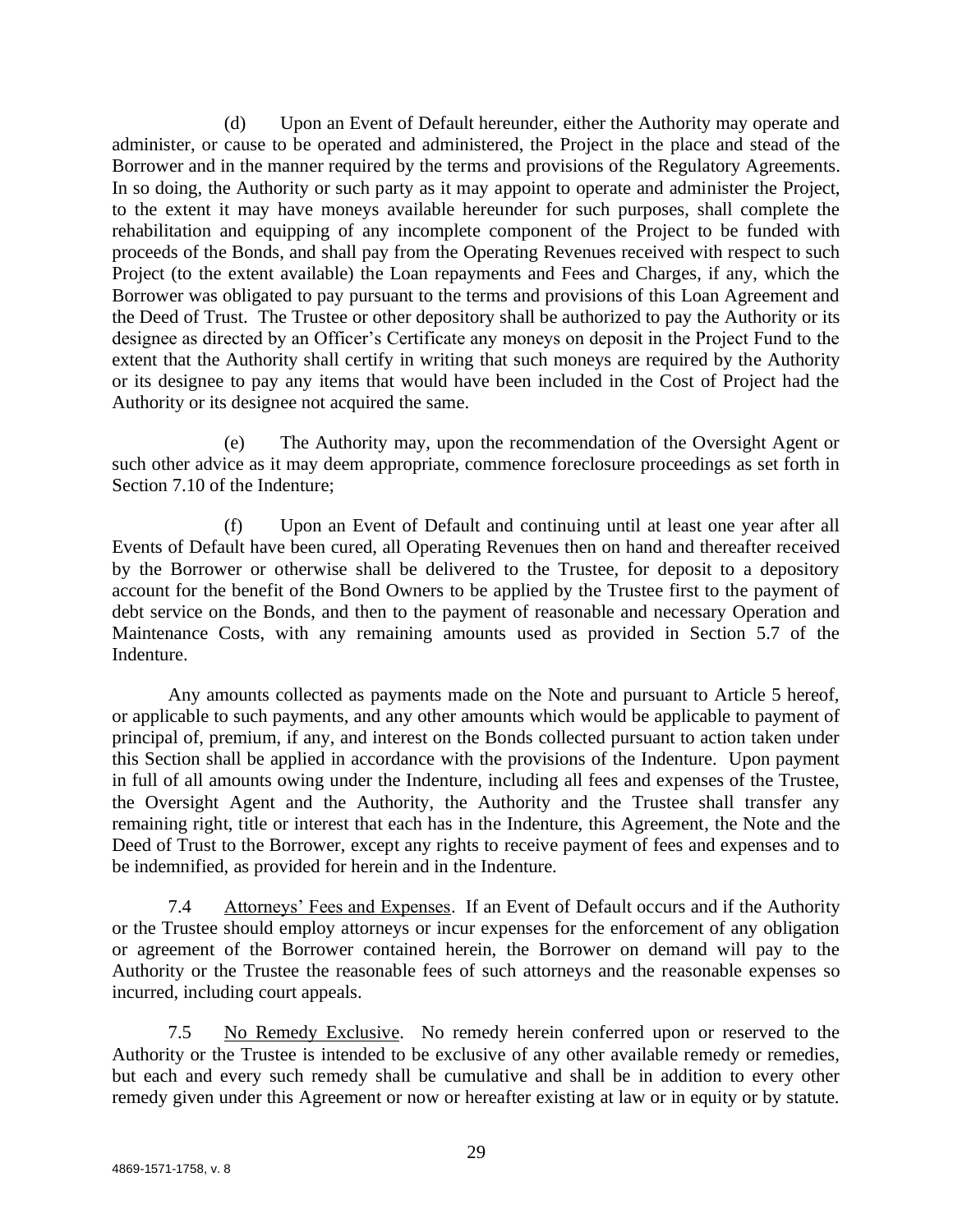(d) Upon an Event of Default hereunder, either the Authority may operate and administer, or cause to be operated and administered, the Project in the place and stead of the Borrower and in the manner required by the terms and provisions of the Regulatory Agreements. In so doing, the Authority or such party as it may appoint to operate and administer the Project, to the extent it may have moneys available hereunder for such purposes, shall complete the rehabilitation and equipping of any incomplete component of the Project to be funded with proceeds of the Bonds, and shall pay from the Operating Revenues received with respect to such Project (to the extent available) the Loan repayments and Fees and Charges, if any, which the Borrower was obligated to pay pursuant to the terms and provisions of this Loan Agreement and the Deed of Trust. The Trustee or other depository shall be authorized to pay the Authority or its designee as directed by an Officer's Certificate any moneys on deposit in the Project Fund to the extent that the Authority shall certify in writing that such moneys are required by the Authority or its designee to pay any items that would have been included in the Cost of Project had the Authority or its designee not acquired the same.

(e) The Authority may, upon the recommendation of the Oversight Agent or such other advice as it may deem appropriate, commence foreclosure proceedings as set forth in Section 7.10 of the Indenture;

(f) Upon an Event of Default and continuing until at least one year after all Events of Default have been cured, all Operating Revenues then on hand and thereafter received by the Borrower or otherwise shall be delivered to the Trustee, for deposit to a depository account for the benefit of the Bond Owners to be applied by the Trustee first to the payment of debt service on the Bonds, and then to the payment of reasonable and necessary Operation and Maintenance Costs, with any remaining amounts used as provided in Section 5.7 of the Indenture.

Any amounts collected as payments made on the Note and pursuant to Article 5 hereof, or applicable to such payments, and any other amounts which would be applicable to payment of principal of, premium, if any, and interest on the Bonds collected pursuant to action taken under this Section shall be applied in accordance with the provisions of the Indenture. Upon payment in full of all amounts owing under the Indenture, including all fees and expenses of the Trustee, the Oversight Agent and the Authority, the Authority and the Trustee shall transfer any remaining right, title or interest that each has in the Indenture, this Agreement, the Note and the Deed of Trust to the Borrower, except any rights to receive payment of fees and expenses and to be indemnified, as provided for herein and in the Indenture.

7.4 Attorneys' Fees and Expenses. If an Event of Default occurs and if the Authority or the Trustee should employ attorneys or incur expenses for the enforcement of any obligation or agreement of the Borrower contained herein, the Borrower on demand will pay to the Authority or the Trustee the reasonable fees of such attorneys and the reasonable expenses so incurred, including court appeals.

7.5 No Remedy Exclusive. No remedy herein conferred upon or reserved to the Authority or the Trustee is intended to be exclusive of any other available remedy or remedies, but each and every such remedy shall be cumulative and shall be in addition to every other remedy given under this Agreement or now or hereafter existing at law or in equity or by statute.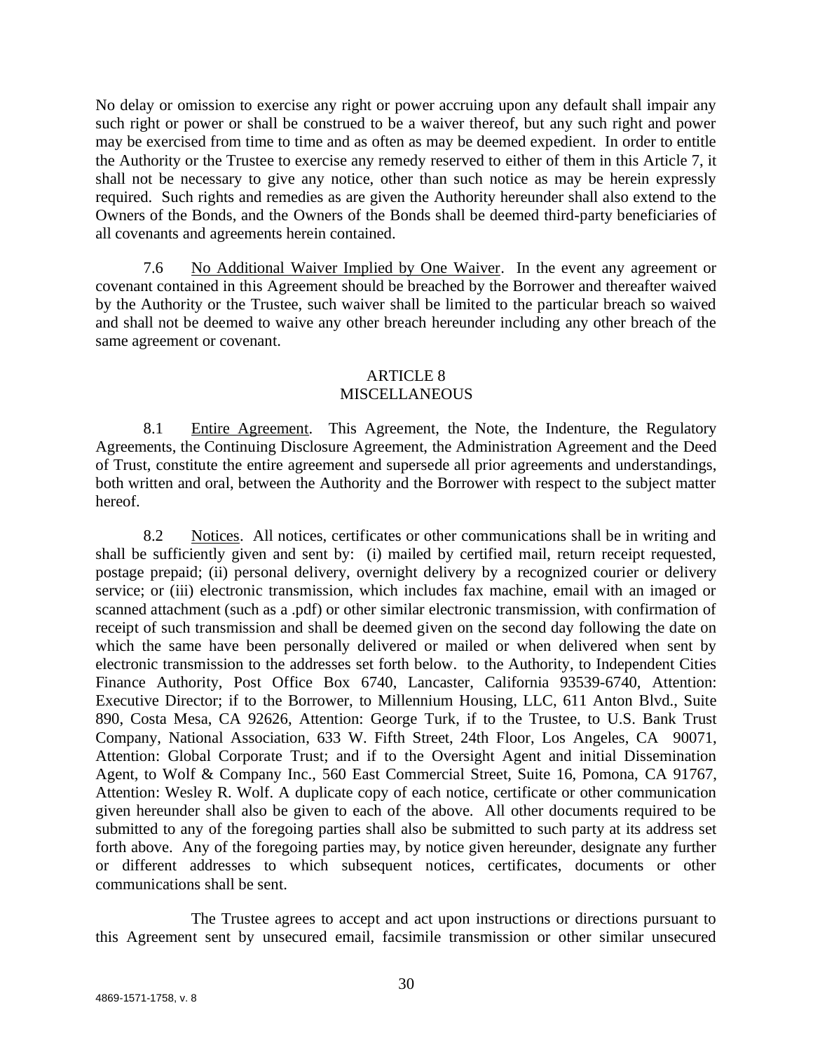No delay or omission to exercise any right or power accruing upon any default shall impair any such right or power or shall be construed to be a waiver thereof, but any such right and power may be exercised from time to time and as often as may be deemed expedient. In order to entitle the Authority or the Trustee to exercise any remedy reserved to either of them in this Article 7, it shall not be necessary to give any notice, other than such notice as may be herein expressly required. Such rights and remedies as are given the Authority hereunder shall also extend to the Owners of the Bonds, and the Owners of the Bonds shall be deemed third-party beneficiaries of all covenants and agreements herein contained.

7.6 No Additional Waiver Implied by One Waiver. In the event any agreement or covenant contained in this Agreement should be breached by the Borrower and thereafter waived by the Authority or the Trustee, such waiver shall be limited to the particular breach so waived and shall not be deemed to waive any other breach hereunder including any other breach of the same agreement or covenant.

## ARTICLE 8
## MISCELLANEOUS

8.1 Entire Agreement. This Agreement, the Note, the Indenture, the Regulatory Agreements, the Continuing Disclosure Agreement, the Administration Agreement and the Deed of Trust, constitute the entire agreement and supersede all prior agreements and understandings, both written and oral, between the Authority and the Borrower with respect to the subject matter hereof.

8.2 Notices. All notices, certificates or other communications shall be in writing and shall be sufficiently given and sent by: (i) mailed by certified mail, return receipt requested, postage prepaid; (ii) personal delivery, overnight delivery by a recognized courier or delivery service; or (iii) electronic transmission, which includes fax machine, email with an imaged or scanned attachment (such as a .pdf) or other similar electronic transmission, with confirmation of receipt of such transmission and shall be deemed given on the second day following the date on which the same have been personally delivered or mailed or when delivered when sent by electronic transmission to the addresses set forth below. to the Authority, to Independent Cities Finance Authority, Post Office Box 6740, Lancaster, California 93539-6740, Attention: Executive Director; if to the Borrower, to Millennium Housing, LLC, 611 Anton Blvd., Suite 890, Costa Mesa, CA 92626, Attention: George Turk, if to the Trustee, to U.S. Bank Trust Company, National Association, 633 W. Fifth Street, 24th Floor, Los Angeles, CA 90071, Attention: Global Corporate Trust; and if to the Oversight Agent and initial Dissemination Agent, to Wolf & Company Inc., 560 East Commercial Street, Suite 16, Pomona, CA 91767, Attention: Wesley R. Wolf. A duplicate copy of each notice, certificate or other communication given hereunder shall also be given to each of the above. All other documents required to be submitted to any of the foregoing parties shall also be submitted to such party at its address set forth above. Any of the foregoing parties may, by notice given hereunder, designate any further or different addresses to which subsequent notices, certificates, documents or other communications shall be sent.

The Trustee agrees to accept and act upon instructions or directions pursuant to this Agreement sent by unsecured email, facsimile transmission or other similar unsecured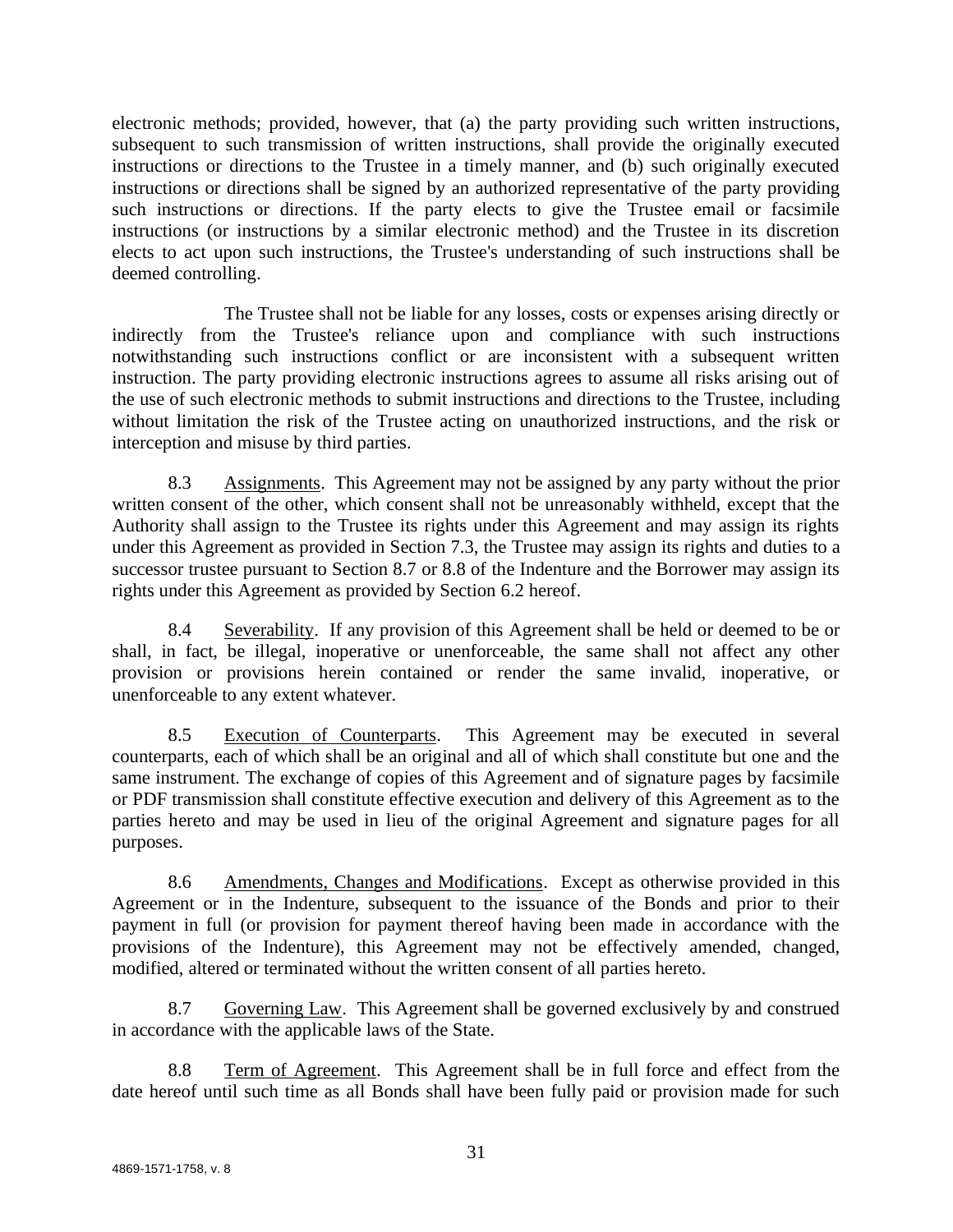electronic methods; provided, however, that (a) the party providing such written instructions, subsequent to such transmission of written instructions, shall provide the originally executed instructions or directions to the Trustee in a timely manner, and (b) such originally executed instructions or directions shall be signed by an authorized representative of the party providing such instructions or directions. If the party elects to give the Trustee email or facsimile instructions (or instructions by a similar electronic method) and the Trustee in its discretion elects to act upon such instructions, the Trustee's understanding of such instructions shall be deemed controlling.

The Trustee shall not be liable for any losses, costs or expenses arising directly or indirectly from the Trustee's reliance upon and compliance with such instructions notwithstanding such instructions conflict or are inconsistent with a subsequent written instruction. The party providing electronic instructions agrees to assume all risks arising out of the use of such electronic methods to submit instructions and directions to the Trustee, including without limitation the risk of the Trustee acting on unauthorized instructions, and the risk or interception and misuse by third parties.

8.3 Assignments. This Agreement may not be assigned by any party without the prior written consent of the other, which consent shall not be unreasonably withheld, except that the Authority shall assign to the Trustee its rights under this Agreement and may assign its rights under this Agreement as provided in Section 7.3, the Trustee may assign its rights and duties to a successor trustee pursuant to Section 8.7 or 8.8 of the Indenture and the Borrower may assign its rights under this Agreement as provided by Section 6.2 hereof.

8.4 Severability. If any provision of this Agreement shall be held or deemed to be or shall, in fact, be illegal, inoperative or unenforceable, the same shall not affect any other provision or provisions herein contained or render the same invalid, inoperative, or unenforceable to any extent whatever.

8.5 Execution of Counterparts. This Agreement may be executed in several counterparts, each of which shall be an original and all of which shall constitute but one and the same instrument. The exchange of copies of this Agreement and of signature pages by facsimile or PDF transmission shall constitute effective execution and delivery of this Agreement as to the parties hereto and may be used in lieu of the original Agreement and signature pages for all purposes.

8.6 Amendments, Changes and Modifications. Except as otherwise provided in this Agreement or in the Indenture, subsequent to the issuance of the Bonds and prior to their payment in full (or provision for payment thereof having been made in accordance with the provisions of the Indenture), this Agreement may not be effectively amended, changed, modified, altered or terminated without the written consent of all parties hereto.

8.7 Governing Law. This Agreement shall be governed exclusively by and construed in accordance with the applicable laws of the State.

8.8 Term of Agreement. This Agreement shall be in full force and effect from the date hereof until such time as all Bonds shall have been fully paid or provision made for such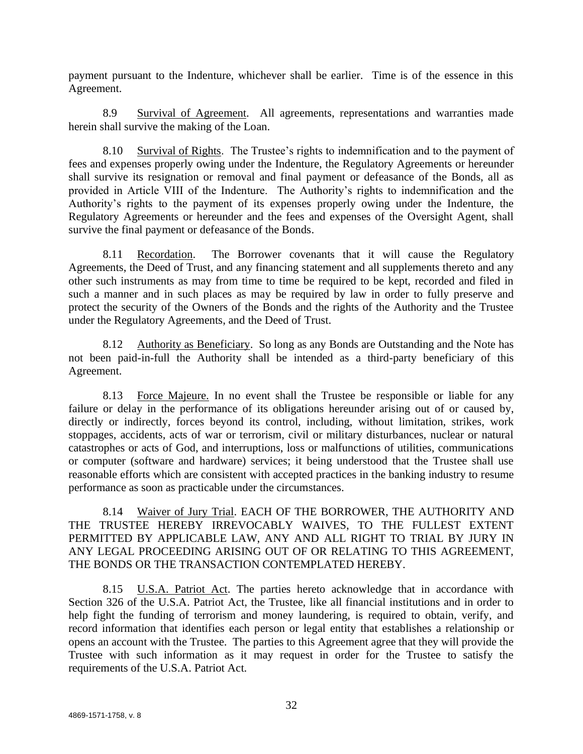payment pursuant to the Indenture, whichever shall be earlier. Time is of the essence in this Agreement.

8.9 Survival of Agreement. All agreements, representations and warranties made herein shall survive the making of the Loan.

8.10 Survival of Rights. The Trustee's rights to indemnification and to the payment of fees and expenses properly owing under the Indenture, the Regulatory Agreements or hereunder shall survive its resignation or removal and final payment or defeasance of the Bonds, all as provided in Article VIII of the Indenture. The Authority's rights to indemnification and the Authority's rights to the payment of its expenses properly owing under the Indenture, the Regulatory Agreements or hereunder and the fees and expenses of the Oversight Agent, shall survive the final payment or defeasance of the Bonds.

8.11 Recordation. The Borrower covenants that it will cause the Regulatory Agreements, the Deed of Trust, and any financing statement and all supplements thereto and any other such instruments as may from time to time be required to be kept, recorded and filed in such a manner and in such places as may be required by law in order to fully preserve and protect the security of the Owners of the Bonds and the rights of the Authority and the Trustee under the Regulatory Agreements, and the Deed of Trust.

8.12 Authority as Beneficiary. So long as any Bonds are Outstanding and the Note has not been paid-in-full the Authority shall be intended as a third-party beneficiary of this Agreement.

8.13 Force Majeure. In no event shall the Trustee be responsible or liable for any failure or delay in the performance of its obligations hereunder arising out of or caused by, directly or indirectly, forces beyond its control, including, without limitation, strikes, work stoppages, accidents, acts of war or terrorism, civil or military disturbances, nuclear or natural catastrophes or acts of God, and interruptions, loss or malfunctions of utilities, communications or computer (software and hardware) services; it being understood that the Trustee shall use reasonable efforts which are consistent with accepted practices in the banking industry to resume performance as soon as practicable under the circumstances.

8.14 Waiver of Jury Trial. EACH OF THE BORROWER, THE AUTHORITY AND THE TRUSTEE HEREBY IRREVOCABLY WAIVES, TO THE FULLEST EXTENT PERMITTED BY APPLICABLE LAW, ANY AND ALL RIGHT TO TRIAL BY JURY IN ANY LEGAL PROCEEDING ARISING OUT OF OR RELATING TO THIS AGREEMENT, THE BONDS OR THE TRANSACTION CONTEMPLATED HEREBY.

8.15 U.S.A. Patriot Act. The parties hereto acknowledge that in accordance with Section 326 of the U.S.A. Patriot Act, the Trustee, like all financial institutions and in order to help fight the funding of terrorism and money laundering, is required to obtain, verify, and record information that identifies each person or legal entity that establishes a relationship or opens an account with the Trustee. The parties to this Agreement agree that they will provide the Trustee with such information as it may request in order for the Trustee to satisfy the requirements of the U.S.A. Patriot Act.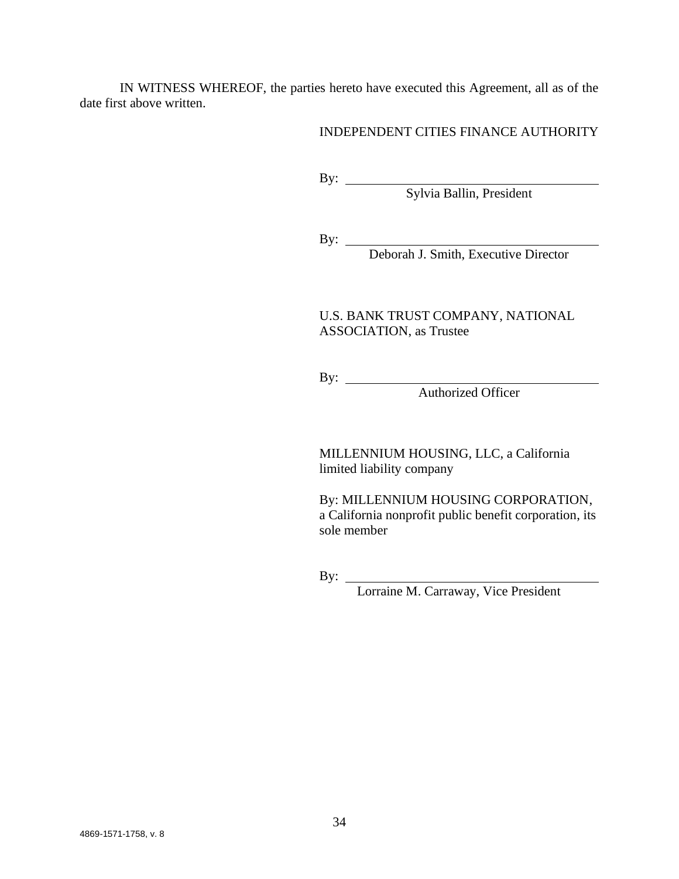IN WITNESS WHEREOF, the parties hereto have executed this Agreement, all as of the date first above written.

INDEPENDENT CITIES FINANCE AUTHORITY

By: \_\_\_\_\_\_\_\_\_\_\_\_\_\_\_\_\_\_\_\_\_\_\_\_\_\_\_\_\_\_\_\_\_\_\_\_\_\_
Sylvia Ballin, President

By: \_\_\_\_\_\_\_\_\_\_\_\_\_\_\_\_\_\_\_\_\_\_\_\_\_\_\_\_\_\_\_\_\_\_\_\_\_\_
Deborah J. Smith, Executive Director

U.S. BANK TRUST COMPANY, NATIONAL ASSOCIATION, as Trustee

By: \_\_\_\_\_\_\_\_\_\_\_\_\_\_\_\_\_\_\_\_\_\_\_\_\_\_\_\_\_\_\_\_\_\_\_\_\_\_
Authorized Officer

MILLENNIUM HOUSING, LLC, a California limited liability company

By: MILLENNIUM HOUSING CORPORATION, a California nonprofit public benefit corporation, its sole member

By: \_\_\_\_\_\_\_\_\_\_\_\_\_\_\_\_\_\_\_\_\_\_\_\_\_\_\_\_\_\_\_\_\_\_\_\_\_\_
Lorraine M. Carraway, Vice President

4869-1571-1758, v. 8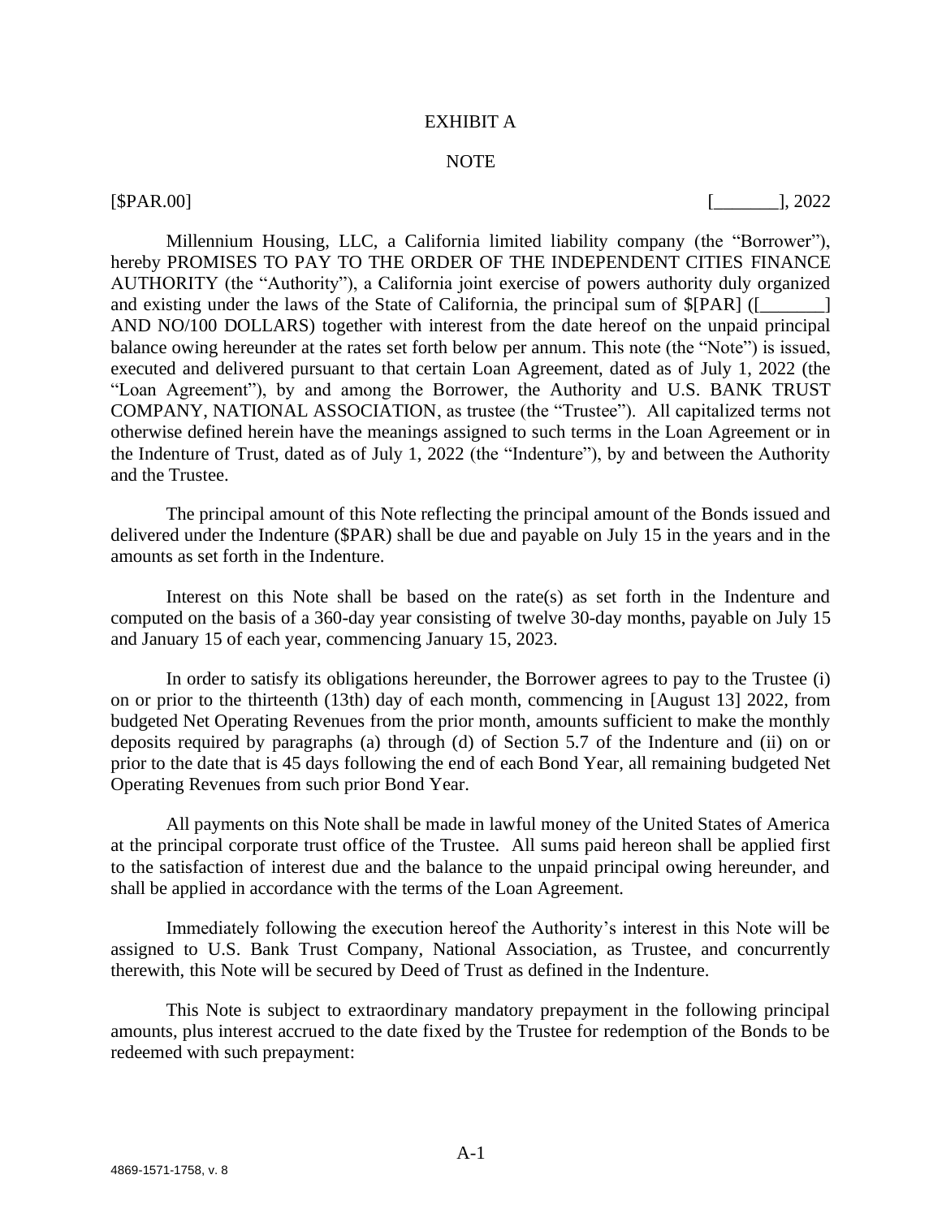# EXHIBIT A

## NOTE

[$PAR.00] [_______], 2022

Millennium Housing, LLC, a California limited liability company (the "Borrower"), hereby PROMISES TO PAY TO THE ORDER OF THE INDEPENDENT CITIES FINANCE AUTHORITY (the "Authority"), a California joint exercise of powers authority duly organized and existing under the laws of the State of California, the principal sum of $[PAR] ([_______] AND NO/100 DOLLARS) together with interest from the date hereof on the unpaid principal balance owing hereunder at the rates set forth below per annum. This note (the "Note") is issued, executed and delivered pursuant to that certain Loan Agreement, dated as of July 1, 2022 (the "Loan Agreement"), by and among the Borrower, the Authority and U.S. BANK TRUST COMPANY, NATIONAL ASSOCIATION, as trustee (the "Trustee"). All capitalized terms not otherwise defined herein have the meanings assigned to such terms in the Loan Agreement or in the Indenture of Trust, dated as of July 1, 2022 (the "Indenture"), by and between the Authority and the Trustee.

The principal amount of this Note reflecting the principal amount of the Bonds issued and delivered under the Indenture ($PAR) shall be due and payable on July 15 in the years and in the amounts as set forth in the Indenture.

Interest on this Note shall be based on the rate(s) as set forth in the Indenture and computed on the basis of a 360-day year consisting of twelve 30-day months, payable on July 15 and January 15 of each year, commencing January 15, 2023.

In order to satisfy its obligations hereunder, the Borrower agrees to pay to the Trustee (i) on or prior to the thirteenth (13th) day of each month, commencing in [August 13] 2022, from budgeted Net Operating Revenues from the prior month, amounts sufficient to make the monthly deposits required by paragraphs (a) through (d) of Section 5.7 of the Indenture and (ii) on or prior to the date that is 45 days following the end of each Bond Year, all remaining budgeted Net Operating Revenues from such prior Bond Year.

All payments on this Note shall be made in lawful money of the United States of America at the principal corporate trust office of the Trustee. All sums paid hereon shall be applied first to the satisfaction of interest due and the balance to the unpaid principal owing hereunder, and shall be applied in accordance with the terms of the Loan Agreement.

Immediately following the execution hereof the Authority's interest in this Note will be assigned to U.S. Bank Trust Company, National Association, as Trustee, and concurrently therewith, this Note will be secured by Deed of Trust as defined in the Indenture.

This Note is subject to extraordinary mandatory prepayment in the following principal amounts, plus interest accrued to the date fixed by the Trustee for redemption of the Bonds to be redeemed with such prepayment: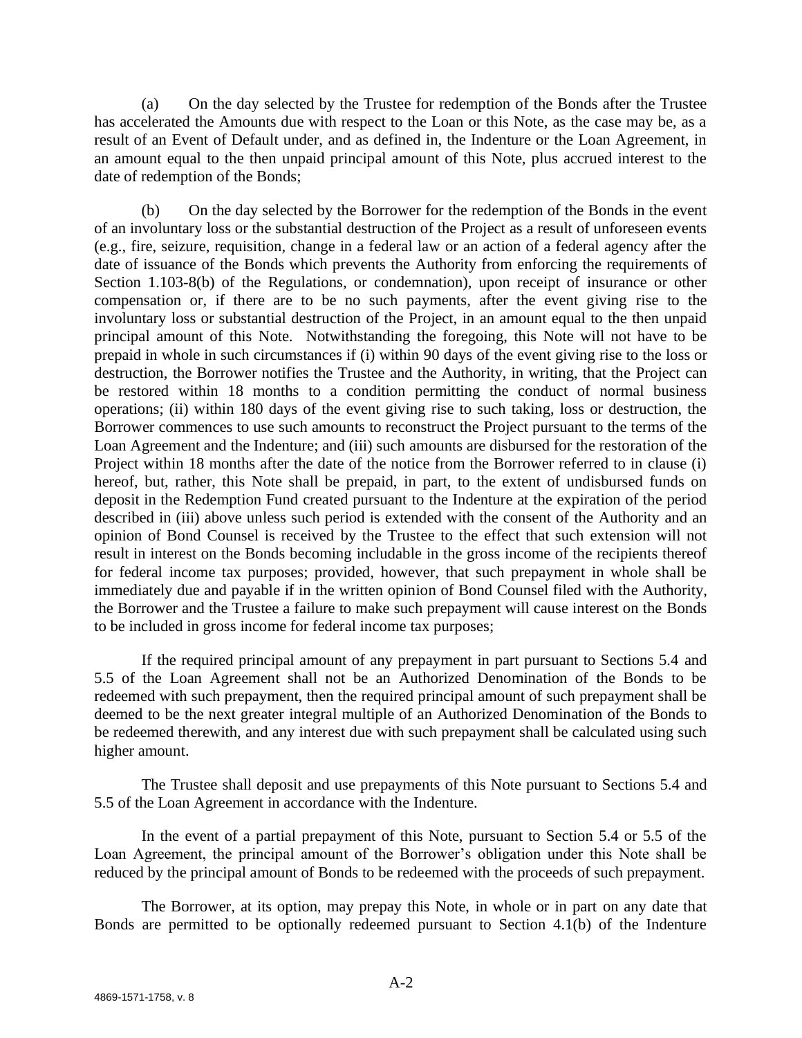(a) On the day selected by the Trustee for redemption of the Bonds after the Trustee has accelerated the Amounts due with respect to the Loan or this Note, as the case may be, as a result of an Event of Default under, and as defined in, the Indenture or the Loan Agreement, in an amount equal to the then unpaid principal amount of this Note, plus accrued interest to the date of redemption of the Bonds;

(b) On the day selected by the Borrower for the redemption of the Bonds in the event of an involuntary loss or the substantial destruction of the Project as a result of unforeseen events (e.g., fire, seizure, requisition, change in a federal law or an action of a federal agency after the date of issuance of the Bonds which prevents the Authority from enforcing the requirements of Section 1.103-8(b) of the Regulations, or condemnation), upon receipt of insurance or other compensation or, if there are to be no such payments, after the event giving rise to the involuntary loss or substantial destruction of the Project, in an amount equal to the then unpaid principal amount of this Note. Notwithstanding the foregoing, this Note will not have to be prepaid in whole in such circumstances if (i) within 90 days of the event giving rise to the loss or destruction, the Borrower notifies the Trustee and the Authority, in writing, that the Project can be restored within 18 months to a condition permitting the conduct of normal business operations; (ii) within 180 days of the event giving rise to such taking, loss or destruction, the Borrower commences to use such amounts to reconstruct the Project pursuant to the terms of the Loan Agreement and the Indenture; and (iii) such amounts are disbursed for the restoration of the Project within 18 months after the date of the notice from the Borrower referred to in clause (i) hereof, but, rather, this Note shall be prepaid, in part, to the extent of undisbursed funds on deposit in the Redemption Fund created pursuant to the Indenture at the expiration of the period described in (iii) above unless such period is extended with the consent of the Authority and an opinion of Bond Counsel is received by the Trustee to the effect that such extension will not result in interest on the Bonds becoming includable in the gross income of the recipients thereof for federal income tax purposes; provided, however, that such prepayment in whole shall be immediately due and payable if in the written opinion of Bond Counsel filed with the Authority, the Borrower and the Trustee a failure to make such prepayment will cause interest on the Bonds to be included in gross income for federal income tax purposes;

If the required principal amount of any prepayment in part pursuant to Sections 5.4 and 5.5 of the Loan Agreement shall not be an Authorized Denomination of the Bonds to be redeemed with such prepayment, then the required principal amount of such prepayment shall be deemed to be the next greater integral multiple of an Authorized Denomination of the Bonds to be redeemed therewith, and any interest due with such prepayment shall be calculated using such higher amount.

The Trustee shall deposit and use prepayments of this Note pursuant to Sections 5.4 and 5.5 of the Loan Agreement in accordance with the Indenture.

In the event of a partial prepayment of this Note, pursuant to Section 5.4 or 5.5 of the Loan Agreement, the principal amount of the Borrower's obligation under this Note shall be reduced by the principal amount of Bonds to be redeemed with the proceeds of such prepayment.

The Borrower, at its option, may prepay this Note, in whole or in part on any date that Bonds are permitted to be optionally redeemed pursuant to Section 4.1(b) of the Indenture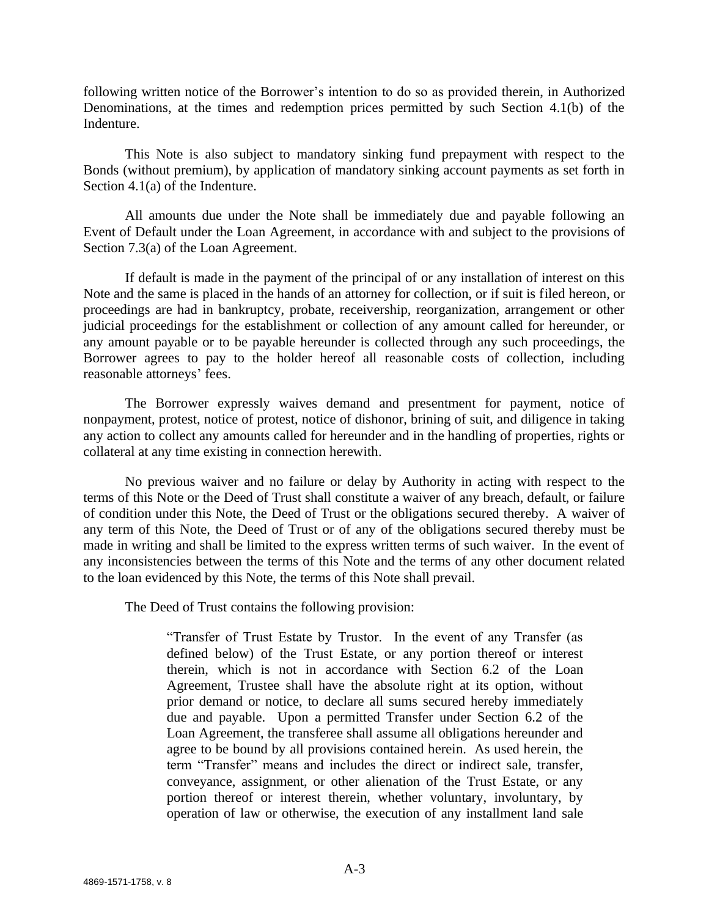following written notice of the Borrower's intention to do so as provided therein, in Authorized Denominations, at the times and redemption prices permitted by such Section 4.1(b) of the Indenture.

This Note is also subject to mandatory sinking fund prepayment with respect to the Bonds (without premium), by application of mandatory sinking account payments as set forth in Section 4.1(a) of the Indenture.

All amounts due under the Note shall be immediately due and payable following an Event of Default under the Loan Agreement, in accordance with and subject to the provisions of Section 7.3(a) of the Loan Agreement.

If default is made in the payment of the principal of or any installation of interest on this Note and the same is placed in the hands of an attorney for collection, or if suit is filed hereon, or proceedings are had in bankruptcy, probate, receivership, reorganization, arrangement or other judicial proceedings for the establishment or collection of any amount called for hereunder, or any amount payable or to be payable hereunder is collected through any such proceedings, the Borrower agrees to pay to the holder hereof all reasonable costs of collection, including reasonable attorneys' fees.

The Borrower expressly waives demand and presentment for payment, notice of nonpayment, protest, notice of protest, notice of dishonor, brining of suit, and diligence in taking any action to collect any amounts called for hereunder and in the handling of properties, rights or collateral at any time existing in connection herewith.

No previous waiver and no failure or delay by Authority in acting with respect to the terms of this Note or the Deed of Trust shall constitute a waiver of any breach, default, or failure of condition under this Note, the Deed of Trust or the obligations secured thereby. A waiver of any term of this Note, the Deed of Trust or of any of the obligations secured thereby must be made in writing and shall be limited to the express written terms of such waiver. In the event of any inconsistencies between the terms of this Note and the terms of any other document related to the loan evidenced by this Note, the terms of this Note shall prevail.

The Deed of Trust contains the following provision:

> "Transfer of Trust Estate by Trustor. In the event of any Transfer (as defined below) of the Trust Estate, or any portion thereof or interest therein, which is not in accordance with Section 6.2 of the Loan Agreement, Trustee shall have the absolute right at its option, without prior demand or notice, to declare all sums secured hereby immediately due and payable. Upon a permitted Transfer under Section 6.2 of the Loan Agreement, the transferee shall assume all obligations hereunder and agree to be bound by all provisions contained herein. As used herein, the term "Transfer" means and includes the direct or indirect sale, transfer, conveyance, assignment, or other alienation of the Trust Estate, or any portion thereof or interest therein, whether voluntary, involuntary, by operation of law or otherwise, the execution of any installment land sale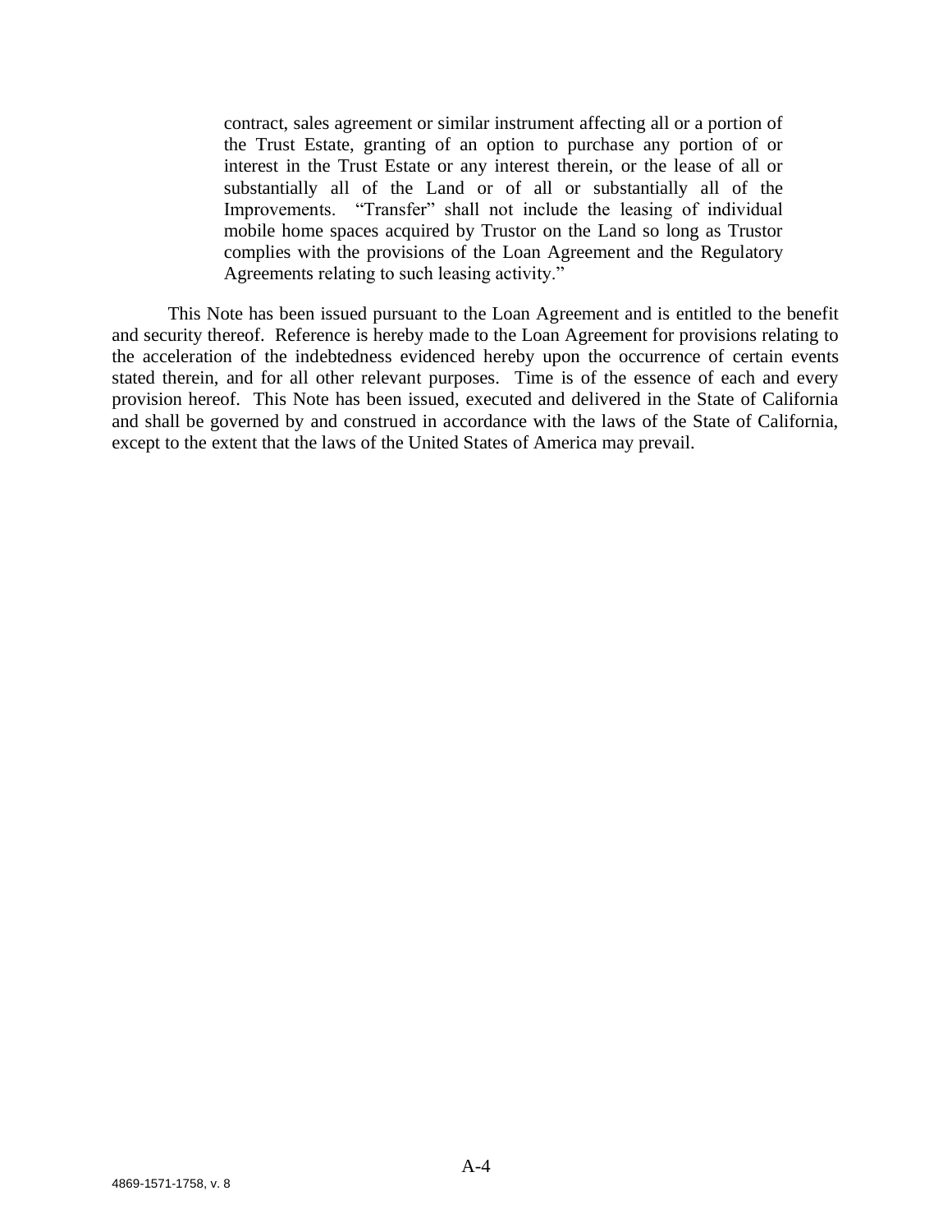> contract, sales agreement or similar instrument affecting all or a portion of the Trust Estate, granting of an option to purchase any portion of or interest in the Trust Estate or any interest therein, or the lease of all or substantially all of the Land or of all or substantially all of the Improvements. "Transfer" shall not include the leasing of individual mobile home spaces acquired by Trustor on the Land so long as Trustor complies with the provisions of the Loan Agreement and the Regulatory Agreements relating to such leasing activity."

This Note has been issued pursuant to the Loan Agreement and is entitled to the benefit and security thereof. Reference is hereby made to the Loan Agreement for provisions relating to the acceleration of the indebtedness evidenced hereby upon the occurrence of certain events stated therein, and for all other relevant purposes. Time is of the essence of each and every provision hereof. This Note has been issued, executed and delivered in the State of California and shall be governed by and construed in accordance with the laws of the State of California, except to the extent that the laws of the United States of America may prevail.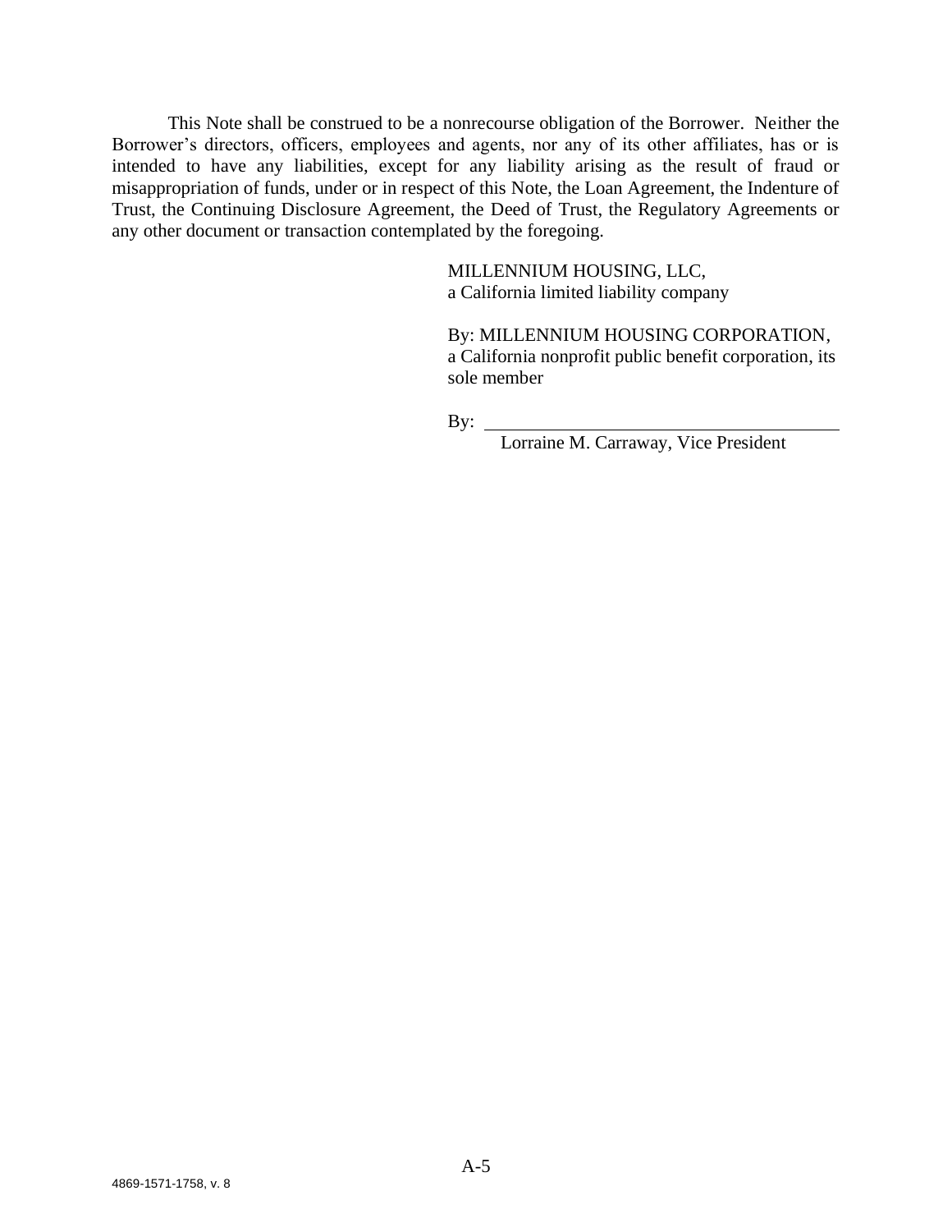This Note shall be construed to be a nonrecourse obligation of the Borrower. Neither the Borrower's directors, officers, employees and agents, nor any of its other affiliates, has or is intended to have any liabilities, except for any liability arising as the result of fraud or misappropriation of funds, under or in respect of this Note, the Loan Agreement, the Indenture of Trust, the Continuing Disclosure Agreement, the Deed of Trust, the Regulatory Agreements or any other document or transaction contemplated by the foregoing.

MILLENNIUM HOUSING, LLC,
a California limited liability company

By: MILLENNIUM HOUSING CORPORATION,
a California nonprofit public benefit corporation, its sole member

By: ______________________________
Lorraine M. Carraway, Vice President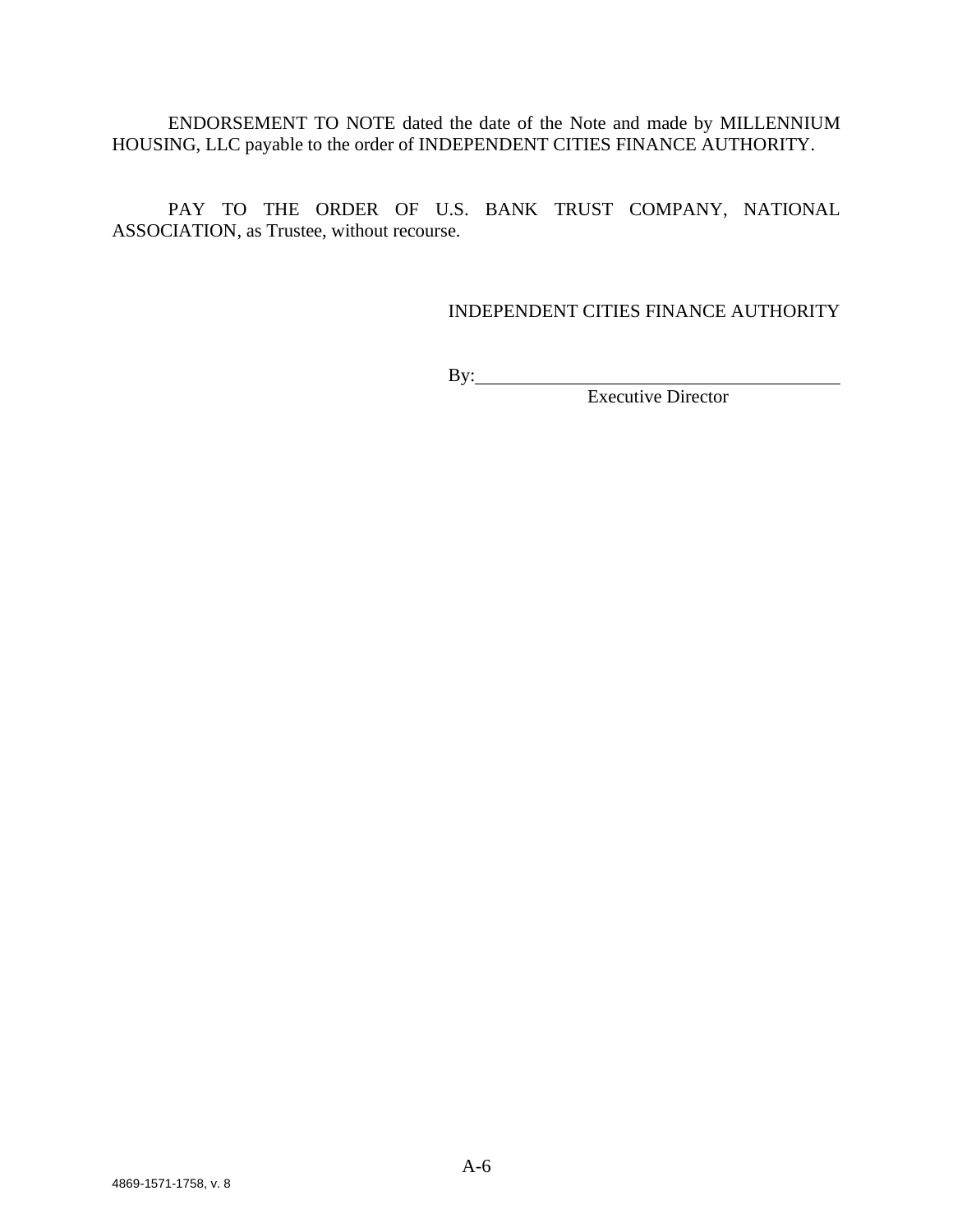ENDORSEMENT TO NOTE dated the date of the Note and made by MILLENNIUM HOUSING, LLC payable to the order of INDEPENDENT CITIES FINANCE AUTHORITY.

PAY TO THE ORDER OF U.S. BANK TRUST COMPANY, NATIONAL ASSOCIATION, as Trustee, without recourse.

INDEPENDENT CITIES FINANCE AUTHORITY

By:\_\_\_\_\_\_\_\_\_\_\_\_\_\_\_\_\_\_\_\_\_\_\_\_\_\_\_\_\_\_\_\_\_\_\_\_\_\_\_\_

Executive Director

4869-1571-1758, v. 8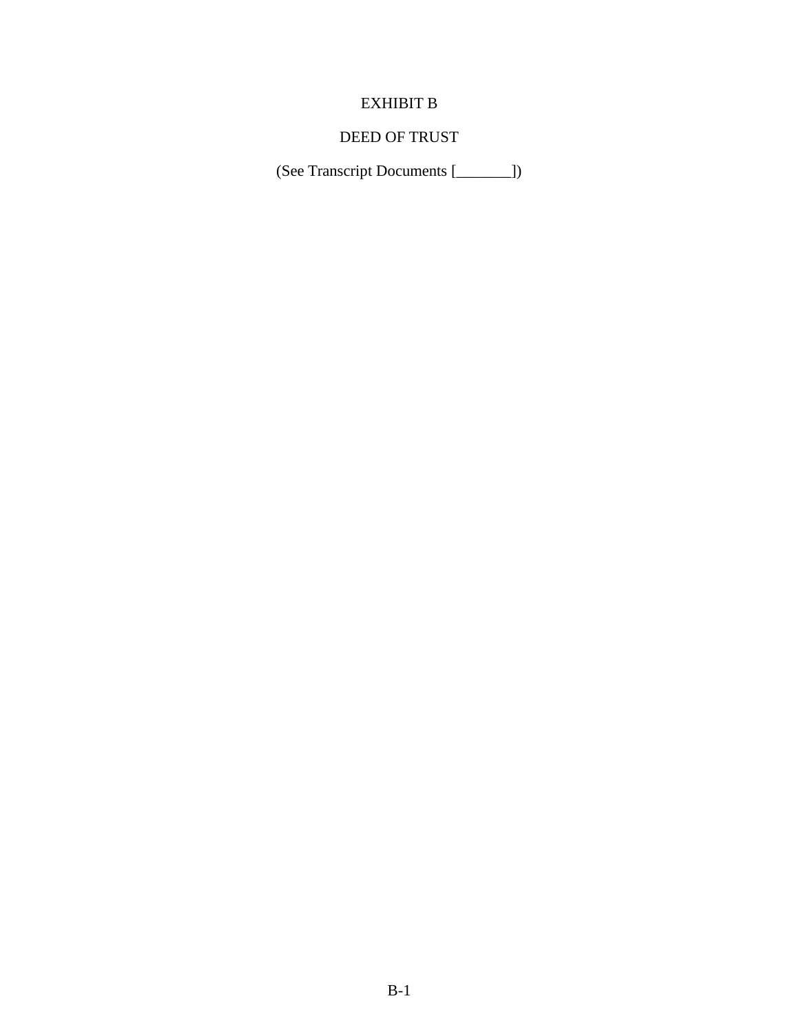# EXHIBIT B

## DEED OF TRUST

(See Transcript Documents [_______])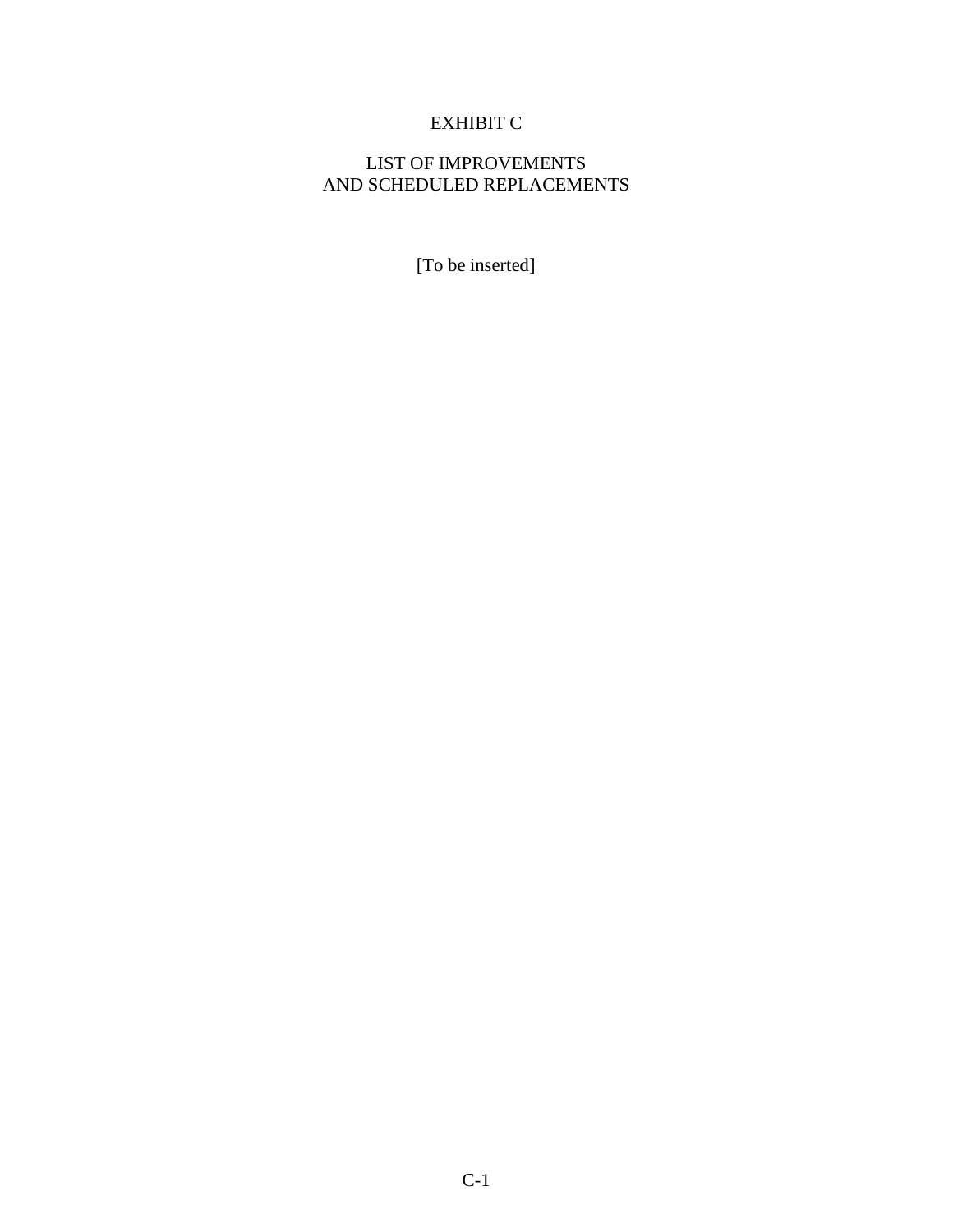# EXHIBIT C

## LIST OF IMPROVEMENTS
## AND SCHEDULED REPLACEMENTS

[To be inserted]